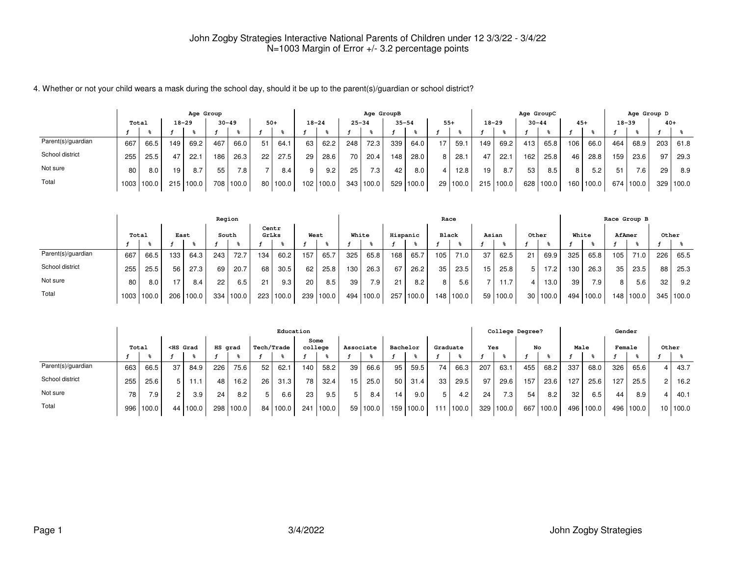John Zogby Strategies Interactive National Parents of Children under 12 3/3/22 - 3/4/22
N=1003 Margin of Error +/- 3.2 percentage points

4. Whether or not your child wears a mask during the school day, should it be up to the parent(s)/guardian or school district?

| | Total | | Age Group | | | | | | Age GroupB | | | | | | | | Age GroupC | | | | | | Age Group D | | | |
|---|---|---|---|---|---|---|---|---|---|---|---|---|---|---|---|---|---|---|---|---|---|---|---|---|---|---|
| | | | 18-29 | | 30-49 | | 50+ | | 18-24 | | 25-34 | | 35-54 | | 55+ | | 18-29 | | 30-44 | | 45+ | | 18-39 | | 40+ | |
| | f | % | f | % | f | % | f | % | f | % | f | % | f | % | f | % | f | % | f | % | f | % | f | % | f | % |
| Parent(s)/guardian | 667 | 66.5 | 149 | 69.2 | 467 | 66.0 | 51 | 64.1 | 63 | 62.2 | 248 | 72.3 | 339 | 64.0 | 17 | 59.1 | 149 | 69.2 | 413 | 65.8 | 106 | 66.0 | 464 | 68.9 | 203 | 61.8 |
| School district | 255 | 25.5 | 47 | 22.1 | 186 | 26.3 | 22 | 27.5 | 29 | 28.6 | 70 | 20.4 | 148 | 28.0 | 8 | 28.1 | 47 | 22.1 | 162 | 25.8 | 46 | 28.8 | 159 | 23.6 | 97 | 29.3 |
| Not sure | 80 | 8.0 | 19 | 8.7 | 55 | 7.8 | 7 | 8.4 | 9 | 9.2 | 25 | 7.3 | 42 | 8.0 | 4 | 12.8 | 19 | 8.7 | 53 | 8.5 | 8 | 5.2 | 51 | 7.6 | 29 | 8.9 |
| Total | 1003 | 100.0 | 215 | 100.0 | 708 | 100.0 | 80 | 100.0 | 102 | 100.0 | 343 | 100.0 | 529 | 100.0 | 29 | 100.0 | 215 | 100.0 | 628 | 100.0 | 160 | 100.0 | 674 | 100.0 | 329 | 100.0 |

| | Total | | Region | | | | | | | | Race | | | | | | | | | | Race Group B | | | | | |
|---|---|---|---|---|---|---|---|---|---|---|---|---|---|---|---|---|---|---|---|---|---|---|---|---|---|---|
| | | | East | | South | | Centr GrLks | | West | | White | | Hispanic | | Black | | Asian | | Other | | White | | AfAmer | | Other | |
| | f | % | f | % | f | % | f | % | f | % | f | % | f | % | f | % | f | % | f | % | f | % | f | % | f | % |
| Parent(s)/guardian | 667 | 66.5 | 133 | 64.3 | 243 | 72.7 | 134 | 60.2 | 157 | 65.7 | 325 | 65.8 | 168 | 65.7 | 105 | 71.0 | 37 | 62.5 | 21 | 69.9 | 325 | 65.8 | 105 | 71.0 | 226 | 65.5 |
| School district | 255 | 25.5 | 56 | 27.3 | 69 | 20.7 | 68 | 30.5 | 62 | 25.8 | 130 | 26.3 | 67 | 26.2 | 35 | 23.5 | 15 | 25.8 | 5 | 17.2 | 130 | 26.3 | 35 | 23.5 | 88 | 25.3 |
| Not sure | 80 | 8.0 | 17 | 8.4 | 22 | 6.5 | 21 | 9.3 | 20 | 8.5 | 39 | 7.9 | 21 | 8.2 | 8 | 5.6 | 7 | 11.7 | 4 | 13.0 | 39 | 7.9 | 8 | 5.6 | 32 | 9.2 |
| Total | 1003 | 100.0 | 206 | 100.0 | 334 | 100.0 | 223 | 100.0 | 239 | 100.0 | 494 | 100.0 | 257 | 100.0 | 148 | 100.0 | 59 | 100.0 | 30 | 100.0 | 494 | 100.0 | 148 | 100.0 | 345 | 100.0 |

| | Total | | Education | | | | | | | | | | | | | | College Degree? | | | | Gender | | | | | |
|---|---|---|---|---|---|---|---|---|---|---|---|---|---|---|---|---|---|---|---|---|---|---|---|---|---|---|
| | | | <HS Grad | | HS grad | | Tech/Trade | | Some college | | Associate | | Bachelor | | Graduate | | Yes | | No | | Male | | Female | | Other | |
| | f | % | f | % | f | % | f | % | f | % | f | % | f | % | f | % | f | % | f | % | f | % | f | % | f | % |
| Parent(s)/guardian | 663 | 66.5 | 37 | 84.9 | 226 | 75.6 | 52 | 62.1 | 140 | 58.2 | 39 | 66.6 | 95 | 59.5 | 74 | 66.3 | 207 | 63.1 | 455 | 68.2 | 337 | 68.0 | 326 | 65.6 | 4 | 43.7 |
| School district | 255 | 25.6 | 5 | 11.1 | 48 | 16.2 | 26 | 31.3 | 78 | 32.4 | 15 | 25.0 | 50 | 31.4 | 33 | 29.5 | 97 | 29.6 | 157 | 23.6 | 127 | 25.6 | 127 | 25.5 | 2 | 16.2 |
| Not sure | 78 | 7.9 | 2 | 3.9 | 24 | 8.2 | 5 | 6.6 | 23 | 9.5 | 5 | 8.4 | 14 | 9.0 | 5 | 4.2 | 24 | 7.3 | 54 | 8.2 | 32 | 6.5 | 44 | 8.9 | 4 | 40.1 |
| Total | 996 | 100.0 | 44 | 100.0 | 298 | 100.0 | 84 | 100.0 | 241 | 100.0 | 59 | 100.0 | 159 | 100.0 | 111 | 100.0 | 329 | 100.0 | 667 | 100.0 | 496 | 100.0 | 496 | 100.0 | 10 | 100.0 |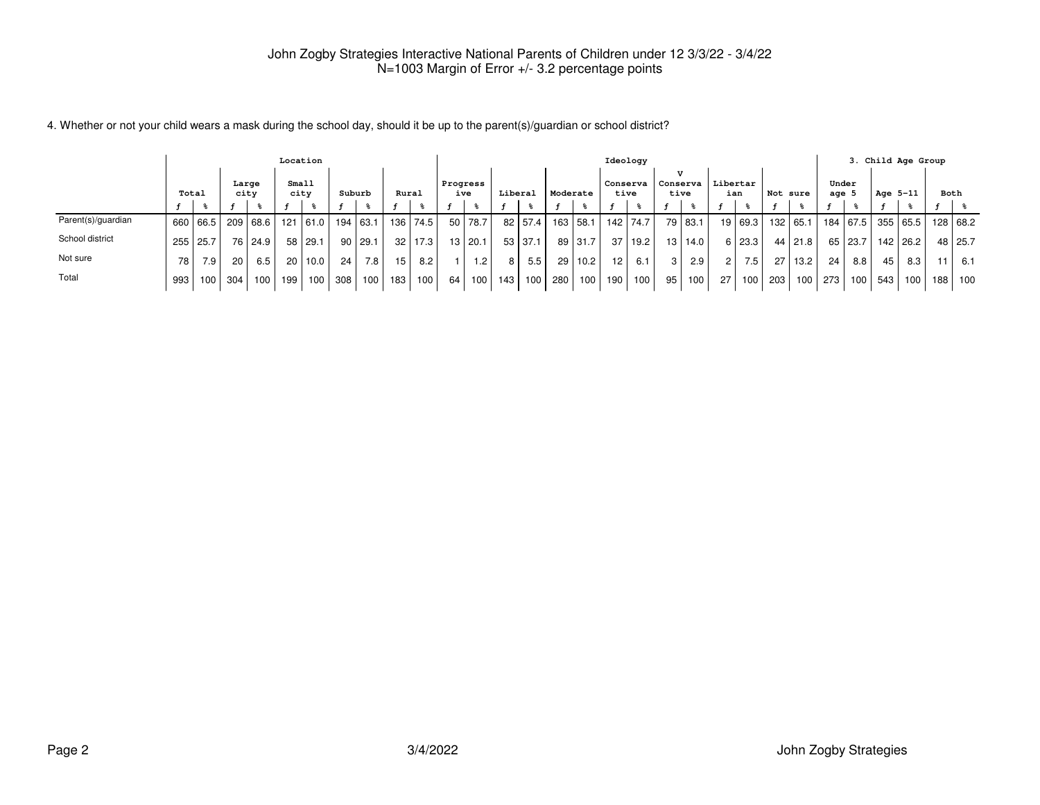John Zogby Strategies Interactive National Parents of Children under 12 3/3/22 - 3/4/22
N=1003 Margin of Error +/- 3.2 percentage points

4. Whether or not your child wears a mask during the school day, should it be up to the parent(s)/guardian or school district?

| | Total | | Location | | | | | | | | Ideology | | | | | | | | | | | | | | 3. Child Age Group | | | | | |
|---|---|---|---|---|---|---|---|---|---|---|---|---|---|---|---|---|---|---|---|---|---|---|---|---|---|---|---|---|---|---|
| | | | Large city | | Small city | | Suburb | | Rural | | Progressive | | Liberal | | Moderate | | Conservative | | V Conservative | | Libertarian | | Not sure | | Under age 5 | | Age 5-11 | | Both | |
| | f | % | f | % | f | % | f | % | f | % | f | % | f | % | f | % | f | % | f | % | f | % | f | % | f | % | f | % | f | % |
| Parent(s)/guardian | 660 | 66.5 | 209 | 68.6 | 121 | 61.0 | 194 | 63.1 | 136 | 74.5 | 50 | 78.7 | 82 | 57.4 | 163 | 58.1 | 142 | 74.7 | 79 | 83.1 | 19 | 69.3 | 132 | 65.1 | 184 | 67.5 | 355 | 65.5 | 128 | 68.2 |
| School district | 255 | 25.7 | 76 | 24.9 | 58 | 29.1 | 90 | 29.1 | 32 | 17.3 | 13 | 20.1 | 53 | 37.1 | 89 | 31.7 | 37 | 19.2 | 13 | 14.0 | 6 | 23.3 | 44 | 21.8 | 65 | 23.7 | 142 | 26.2 | 48 | 25.7 |
| Not sure | 78 | 7.9 | 20 | 6.5 | 20 | 10.0 | 24 | 7.8 | 15 | 8.2 | 1 | 1.2 | 8 | 5.5 | 29 | 10.2 | 12 | 6.1 | 3 | 2.9 | 2 | 7.5 | 27 | 13.2 | 24 | 8.8 | 45 | 8.3 | 11 | 6.1 |
| Total | 993 | 100 | 304 | 100 | 199 | 100 | 308 | 100 | 183 | 100 | 64 | 100 | 143 | 100 | 280 | 100 | 190 | 100 | 95 | 100 | 27 | 100 | 203 | 100 | 273 | 100 | 543 | 100 | 188 | 100 |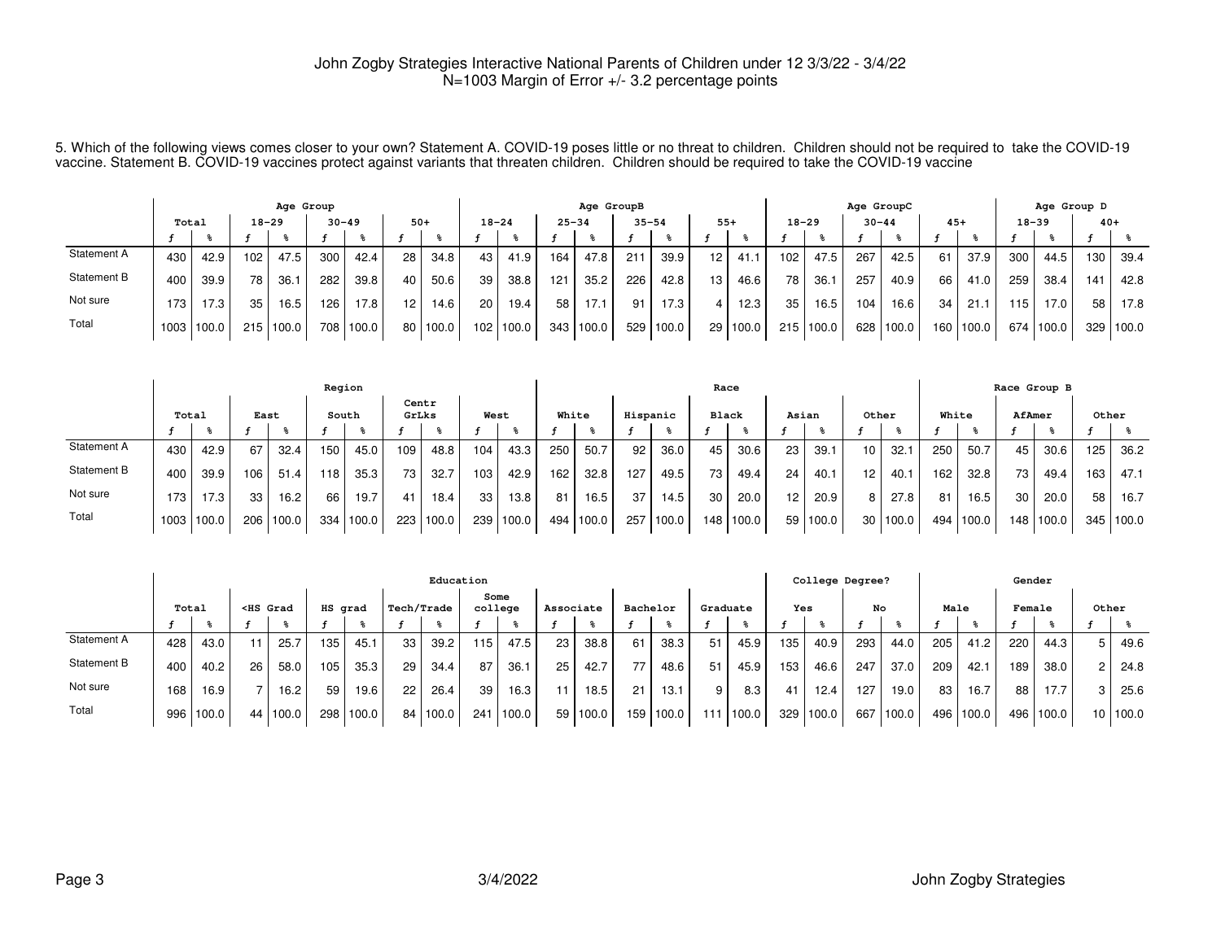John Zogby Strategies Interactive National Parents of Children under 12 3/3/22 - 3/4/22
N=1003 Margin of Error +/- 3.2 percentage points

5. Which of the following views comes closer to your own? Statement A. COVID-19 poses little or no threat to children. Children should not be required to take the COVID-19 vaccine. Statement B. COVID-19 vaccines protect against variants that threaten children. Children should be required to take the COVID-19 vaccine

| | Total | | Age Group | | | | | | Age GroupB | | | | | | | | Age GroupC | | | | | | Age Group D | | | |
|---|---|---|---|---|---|---|---|---|---|---|---|---|---|---|---|---|---|---|---|---|---|---|---|---|---|---|
| | | | 18-29 | | 30-49 | | 50+ | | 18-24 | | 25-34 | | 35-54 | | 55+ | | 18-29 | | 30-44 | | 45+ | | 18-39 | | 40+ | |
| | f | % | f | % | f | % | f | % | f | % | f | % | f | % | f | % | f | % | f | % | f | % | f | % | f | % |
| Statement A | 430 | 42.9 | 102 | 47.5 | 300 | 42.4 | 28 | 34.8 | 43 | 41.9 | 164 | 47.8 | 211 | 39.9 | 12 | 41.1 | 102 | 47.5 | 267 | 42.5 | 61 | 37.9 | 300 | 44.5 | 130 | 39.4 |
| Statement B | 400 | 39.9 | 78 | 36.1 | 282 | 39.8 | 40 | 50.6 | 39 | 38.8 | 121 | 35.2 | 226 | 42.8 | 13 | 46.6 | 78 | 36.1 | 257 | 40.9 | 66 | 41.0 | 259 | 38.4 | 141 | 42.8 |
| Not sure | 173 | 17.3 | 35 | 16.5 | 126 | 17.8 | 12 | 14.6 | 20 | 19.4 | 58 | 17.1 | 91 | 17.3 | 4 | 12.3 | 35 | 16.5 | 104 | 16.6 | 34 | 21.1 | 115 | 17.0 | 58 | 17.8 |
| Total | 1003 | 100.0 | 215 | 100.0 | 708 | 100.0 | 80 | 100.0 | 102 | 100.0 | 343 | 100.0 | 529 | 100.0 | 29 | 100.0 | 215 | 100.0 | 628 | 100.0 | 160 | 100.0 | 674 | 100.0 | 329 | 100.0 |

| | Total | | Region | | | | | | | | Race | | | | | | | | | | Race Group B | | | | | |
|---|---|---|---|---|---|---|---|---|---|---|---|---|---|---|---|---|---|---|---|---|---|---|---|---|---|---|
| | | | East | | South | | Centr GrLks | | West | | White | | Hispanic | | Black | | Asian | | Other | | White | | AfAmer | | Other | |
| | f | % | f | % | f | % | f | % | f | % | f | % | f | % | f | % | f | % | f | % | f | % | f | % | f | % |
| Statement A | 430 | 42.9 | 67 | 32.4 | 150 | 45.0 | 109 | 48.8 | 104 | 43.3 | 250 | 50.7 | 92 | 36.0 | 45 | 30.6 | 23 | 39.1 | 10 | 32.1 | 250 | 50.7 | 45 | 30.6 | 125 | 36.2 |
| Statement B | 400 | 39.9 | 106 | 51.4 | 118 | 35.3 | 73 | 32.7 | 103 | 42.9 | 162 | 32.8 | 127 | 49.5 | 73 | 49.4 | 24 | 40.1 | 12 | 40.1 | 162 | 32.8 | 73 | 49.4 | 163 | 47.1 |
| Not sure | 173 | 17.3 | 33 | 16.2 | 66 | 19.7 | 41 | 18.4 | 33 | 13.8 | 81 | 16.5 | 37 | 14.5 | 30 | 20.0 | 12 | 20.9 | 8 | 27.8 | 81 | 16.5 | 30 | 20.0 | 58 | 16.7 |
| Total | 1003 | 100.0 | 206 | 100.0 | 334 | 100.0 | 223 | 100.0 | 239 | 100.0 | 494 | 100.0 | 257 | 100.0 | 148 | 100.0 | 59 | 100.0 | 30 | 100.0 | 494 | 100.0 | 148 | 100.0 | 345 | 100.0 |

| | Total | | Education | | | | | | | | | | | | | | College Degree? | | | | Gender | | | | | |
|---|---|---|---|---|---|---|---|---|---|---|---|---|---|---|---|---|---|---|---|---|---|---|---|---|---|---|
| | | | <HS Grad | | HS grad | | Tech/Trade | | Some college | | Associate | | Bachelor | | Graduate | | Yes | | No | | Male | | Female | | Other | |
| | f | % | f | % | f | % | f | % | f | % | f | % | f | % | f | % | f | % | f | % | f | % | f | % | f | % |
| Statement A | 428 | 43.0 | 11 | 25.7 | 135 | 45.1 | 33 | 39.2 | 115 | 47.5 | 23 | 38.8 | 61 | 38.3 | 51 | 45.9 | 135 | 40.9 | 293 | 44.0 | 205 | 41.2 | 220 | 44.3 | 5 | 49.6 |
| Statement B | 400 | 40.2 | 26 | 58.0 | 105 | 35.3 | 29 | 34.4 | 87 | 36.1 | 25 | 42.7 | 77 | 48.6 | 51 | 45.9 | 153 | 46.6 | 247 | 37.0 | 209 | 42.1 | 189 | 38.0 | 2 | 24.8 |
| Not sure | 168 | 16.9 | 7 | 16.2 | 59 | 19.6 | 22 | 26.4 | 39 | 16.3 | 11 | 18.5 | 21 | 13.1 | 9 | 8.3 | 41 | 12.4 | 127 | 19.0 | 83 | 16.7 | 88 | 17.7 | 3 | 25.6 |
| Total | 996 | 100.0 | 44 | 100.0 | 298 | 100.0 | 84 | 100.0 | 241 | 100.0 | 59 | 100.0 | 159 | 100.0 | 111 | 100.0 | 329 | 100.0 | 667 | 100.0 | 496 | 100.0 | 496 | 100.0 | 10 | 100.0 |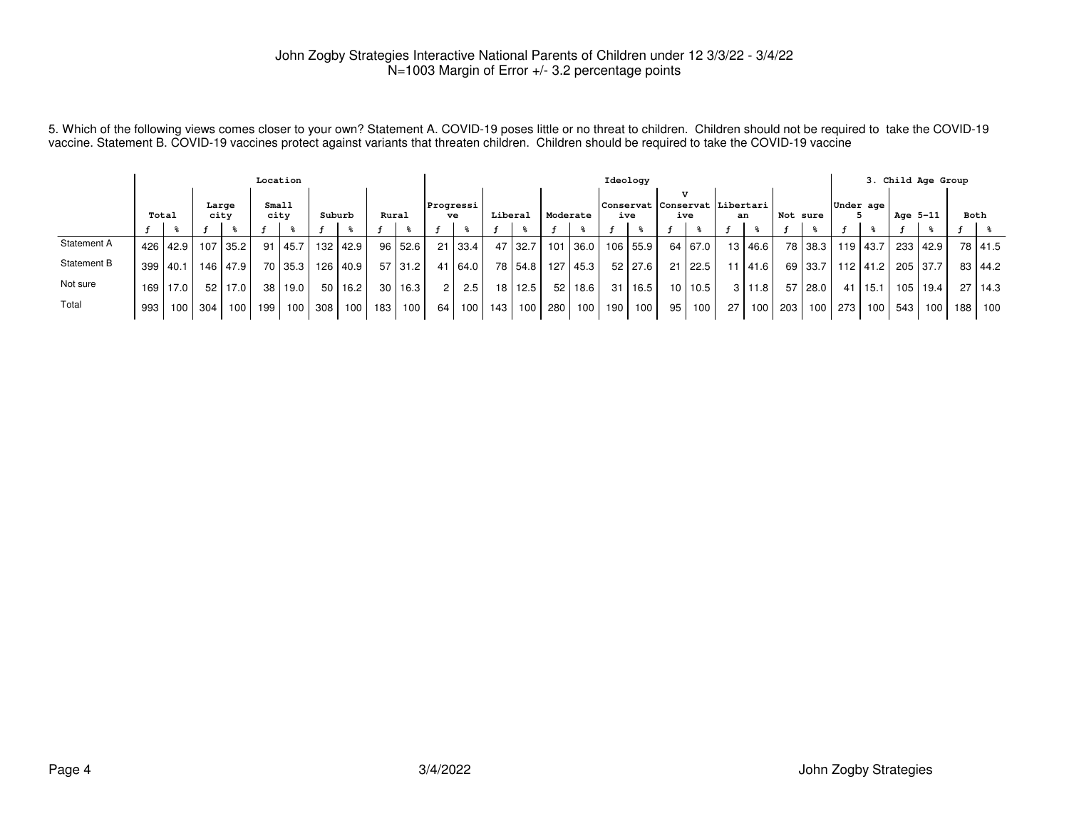John Zogby Strategies Interactive National Parents of Children under 12 3/3/22 - 3/4/22
N=1003 Margin of Error +/- 3.2 percentage points

5. Which of the following views comes closer to your own? Statement A. COVID-19 poses little or no threat to children. Children should not be required to take the COVID-19 vaccine. Statement B. COVID-19 vaccines protect against variants that threaten children. Children should be required to take the COVID-19 vaccine

| | | | Location | | | | | | | | Ideology | | | | | | | | | | | | | | | | 3. Child Age Group | | | | | |
|---|---|---|---|---|---|---|---|---|---|---|---|---|---|---|---|---|---|---|---|---|---|---|---|---|---|---|---|---|---|---|---|---|
| | Total | | Large city | | Small city | | Suburb | | Rural | | Progressive | | Liberal | | Moderate | | Conservative | | V Conservative | | Libertarian | | Not sure | | Under age 5 | | Age 5-11 | | Both | |
| | f | % | f | % | f | % | f | % | f | % | f | % | f | % | f | % | f | % | f | % | f | % | f | % | f | % | f | % | f | % |
| Statement A | 426 | 42.9 | 107 | 35.2 | 91 | 45.7 | 132 | 42.9 | 96 | 52.6 | 21 | 33.4 | 47 | 32.7 | 101 | 36.0 | 106 | 55.9 | 64 | 67.0 | 13 | 46.6 | 78 | 38.3 | 119 | 43.7 | 233 | 42.9 | 78 | 41.5 |
| Statement B | 399 | 40.1 | 146 | 47.9 | 70 | 35.3 | 126 | 40.9 | 57 | 31.2 | 41 | 64.0 | 78 | 54.8 | 127 | 45.3 | 52 | 27.6 | 21 | 22.5 | 11 | 41.6 | 69 | 33.7 | 112 | 41.2 | 205 | 37.7 | 83 | 44.2 |
| Not sure | 169 | 17.0 | 52 | 17.0 | 38 | 19.0 | 50 | 16.2 | 30 | 16.3 | 2 | 2.5 | 18 | 12.5 | 52 | 18.6 | 31 | 16.5 | 10 | 10.5 | 3 | 11.8 | 57 | 28.0 | 41 | 15.1 | 105 | 19.4 | 27 | 14.3 |
| Total | 993 | 100 | 304 | 100 | 199 | 100 | 308 | 100 | 183 | 100 | 64 | 100 | 143 | 100 | 280 | 100 | 190 | 100 | 95 | 100 | 27 | 100 | 203 | 100 | 273 | 100 | 543 | 100 | 188 | 100 |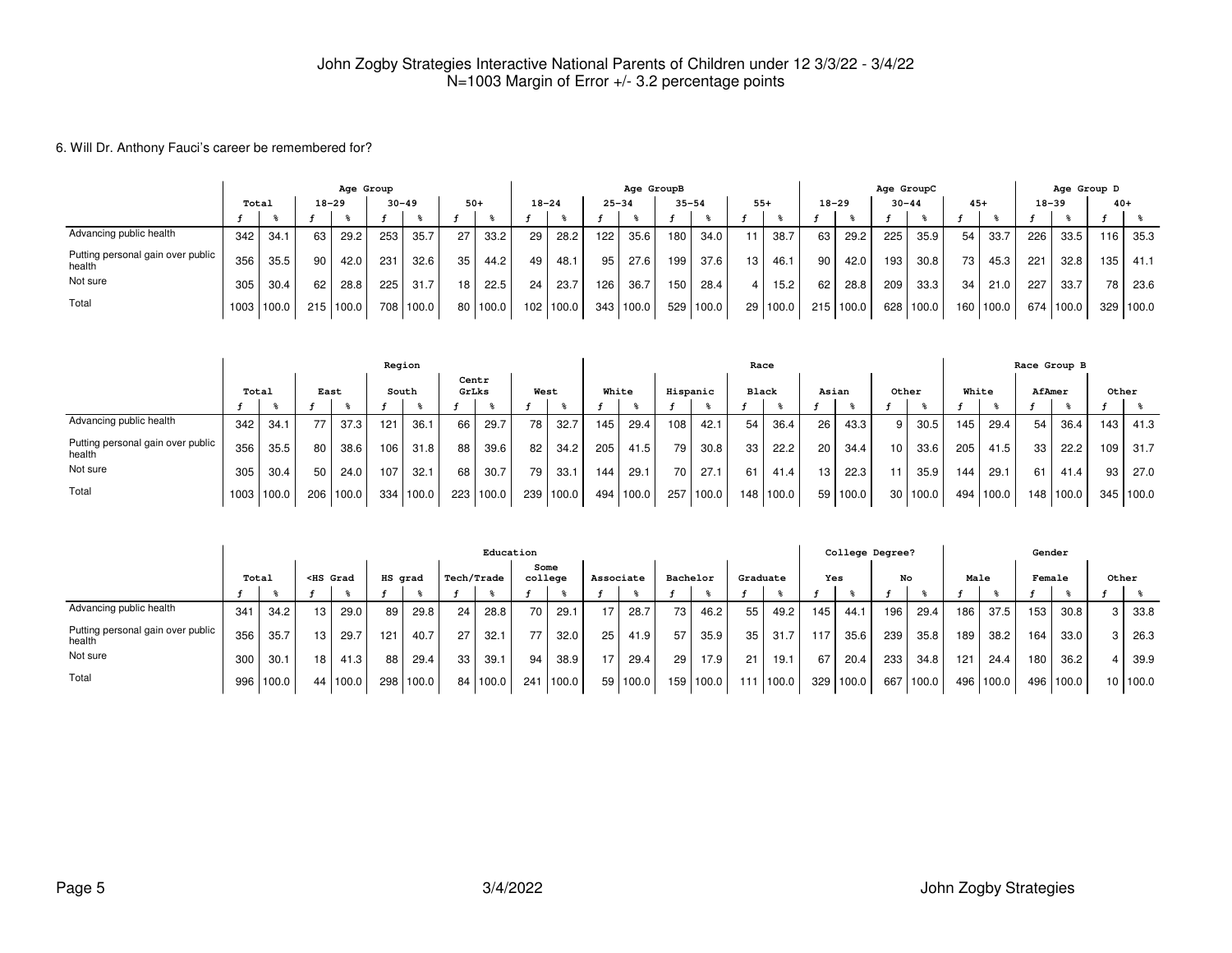John Zogby Strategies Interactive National Parents of Children under 12 3/3/22 - 3/4/22
N=1003 Margin of Error +/- 3.2 percentage points

6. Will Dr. Anthony Fauci's career be remembered for?

| | Total | | Age Group 18-29 | | Age Group 30-49 | | Age Group 50+ | | Age GroupB 18-24 | | Age GroupB 25-34 | | Age GroupB 35-54 | | Age GroupB 55+ | | Age GroupC 18-29 | | Age GroupC 30-44 | | Age GroupC 45+ | | Age Group D 18-39 | | Age Group D 40+ | |
|---|---|---|---|---|---|---|---|---|---|---|---|---|---|---|---|---|---|---|---|---|---|---|---|---|---|---|
| | f | % | f | % | f | % | f | % | f | % | f | % | f | % | f | % | f | % | f | % | f | % | f | % | f | % |
| Advancing public health | 342 | 34.1 | 63 | 29.2 | 253 | 35.7 | 27 | 33.2 | 29 | 28.2 | 122 | 35.6 | 180 | 34.0 | 11 | 38.7 | 63 | 29.2 | 225 | 35.9 | 54 | 33.7 | 226 | 33.5 | 116 | 35.3 |
| Putting personal gain over public health | 356 | 35.5 | 90 | 42.0 | 231 | 32.6 | 35 | 44.2 | 49 | 48.1 | 95 | 27.6 | 199 | 37.6 | 13 | 46.1 | 90 | 42.0 | 193 | 30.8 | 73 | 45.3 | 221 | 32.8 | 135 | 41.1 |
| Not sure | 305 | 30.4 | 62 | 28.8 | 225 | 31.7 | 18 | 22.5 | 24 | 23.7 | 126 | 36.7 | 150 | 28.4 | 4 | 15.2 | 62 | 28.8 | 209 | 33.3 | 34 | 21.0 | 227 | 33.7 | 78 | 23.6 |
| Total | 1003 | 100.0 | 215 | 100.0 | 708 | 100.0 | 80 | 100.0 | 102 | 100.0 | 343 | 100.0 | 529 | 100.0 | 29 | 100.0 | 215 | 100.0 | 628 | 100.0 | 160 | 100.0 | 674 | 100.0 | 329 | 100.0 |

| | Total | | Region East | | Region South | | Region Centr GrLks | | Region West | | Race White | | Race Hispanic | | Race Black | | Race Asian | | Race Other | | Race Group B White | | Race Group B AfAmer | | Race Group B Other | |
|---|---|---|---|---|---|---|---|---|---|---|---|---|---|---|---|---|---|---|---|---|---|---|---|---|---|---|
| | f | % | f | % | f | % | f | % | f | % | f | % | f | % | f | % | f | % | f | % | f | % | f | % | f | % |
| Advancing public health | 342 | 34.1 | 77 | 37.3 | 121 | 36.1 | 66 | 29.7 | 78 | 32.7 | 145 | 29.4 | 108 | 42.1 | 54 | 36.4 | 26 | 43.3 | 9 | 30.5 | 145 | 29.4 | 54 | 36.4 | 143 | 41.3 |
| Putting personal gain over public health | 356 | 35.5 | 80 | 38.6 | 106 | 31.8 | 88 | 39.6 | 82 | 34.2 | 205 | 41.5 | 79 | 30.8 | 33 | 22.2 | 20 | 34.4 | 10 | 33.6 | 205 | 41.5 | 33 | 22.2 | 109 | 31.7 |
| Not sure | 305 | 30.4 | 50 | 24.0 | 107 | 32.1 | 68 | 30.7 | 79 | 33.1 | 144 | 29.1 | 70 | 27.1 | 61 | 41.4 | 13 | 22.3 | 11 | 35.9 | 144 | 29.1 | 61 | 41.4 | 93 | 27.0 |
| Total | 1003 | 100.0 | 206 | 100.0 | 334 | 100.0 | 223 | 100.0 | 239 | 100.0 | 494 | 100.0 | 257 | 100.0 | 148 | 100.0 | 59 | 100.0 | 30 | 100.0 | 494 | 100.0 | 148 | 100.0 | 345 | 100.0 |

| | Total | | Education <HS Grad | | Education HS grad | | Education Tech/Trade | | Education Some college | | Education Associate | | Education Bachelor | | Education Graduate | | College Degree? Yes | | College Degree? No | | Gender Male | | Gender Female | | Gender Other | |
|---|---|---|---|---|---|---|---|---|---|---|---|---|---|---|---|---|---|---|---|---|---|---|---|---|---|---|
| | f | % | f | % | f | % | f | % | f | % | f | % | f | % | f | % | f | % | f | % | f | % | f | % | f | % |
| Advancing public health | 341 | 34.2 | 13 | 29.0 | 89 | 29.8 | 24 | 28.8 | 70 | 29.1 | 17 | 28.7 | 73 | 46.2 | 55 | 49.2 | 145 | 44.1 | 196 | 29.4 | 186 | 37.5 | 153 | 30.8 | 3 | 33.8 |
| Putting personal gain over public health | 356 | 35.7 | 13 | 29.7 | 121 | 40.7 | 27 | 32.1 | 77 | 32.0 | 25 | 41.9 | 57 | 35.9 | 35 | 31.7 | 117 | 35.6 | 239 | 35.8 | 189 | 38.2 | 164 | 33.0 | 3 | 26.3 |
| Not sure | 300 | 30.1 | 18 | 41.3 | 88 | 29.4 | 33 | 39.1 | 94 | 38.9 | 17 | 29.4 | 29 | 17.9 | 21 | 19.1 | 67 | 20.4 | 233 | 34.8 | 121 | 24.4 | 180 | 36.2 | 4 | 39.9 |
| Total | 996 | 100.0 | 44 | 100.0 | 298 | 100.0 | 84 | 100.0 | 241 | 100.0 | 59 | 100.0 | 159 | 100.0 | 111 | 100.0 | 329 | 100.0 | 667 | 100.0 | 496 | 100.0 | 496 | 100.0 | 10 | 100.0 |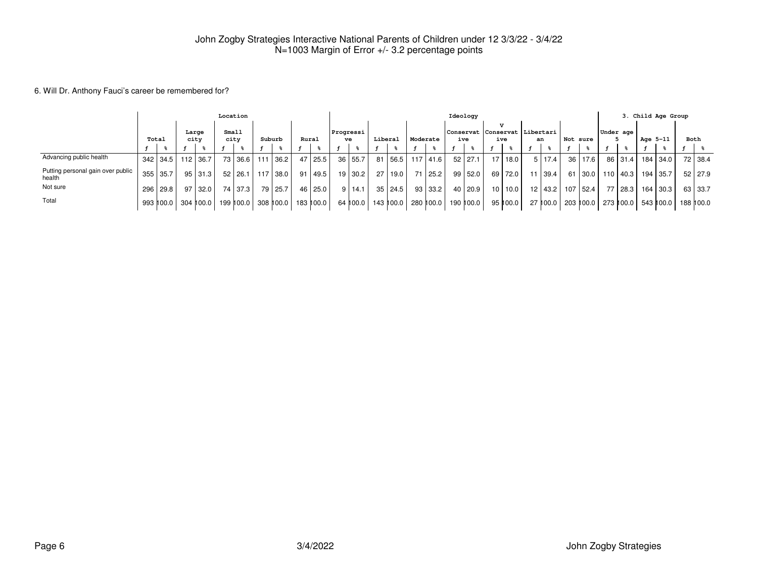John Zogby Strategies Interactive National Parents of Children under 12 3/3/22 - 3/4/22
N=1003 Margin of Error +/- 3.2 percentage points

6. Will Dr. Anthony Fauci's career be remembered for?

| | Total | | Location | | | | | | | | Ideology | | | | | | | | | | | | | | 3. Child Age Group | | | | | |
|---|---|---|---|---|---|---|---|---|---|---|---|---|---|---|---|---|---|---|---|---|---|---|---|---|---|---|---|---|---|---|
| | | | Large city | | Small city | | Suburb | | Rural | | Progressive | | Liberal | | Moderate | | Conservative | | V Conservative | | Libertarian | | Not sure | | Under age 5 | | Age 5-11 | | Both | |
| | f | % | f | % | f | % | f | % | f | % | f | % | f | % | f | % | f | % | f | % | f | % | f | % | f | % | f | % | f | % |
| Advancing public health | 342 | 34.5 | 112 | 36.7 | 73 | 36.6 | 111 | 36.2 | 47 | 25.5 | 36 | 55.7 | 81 | 56.5 | 117 | 41.6 | 52 | 27.1 | 17 | 18.0 | 5 | 17.4 | 36 | 17.6 | 86 | 31.4 | 184 | 34.0 | 72 | 38.4 |
| Putting personal gain over public health | 355 | 35.7 | 95 | 31.3 | 52 | 26.1 | 117 | 38.0 | 91 | 49.5 | 19 | 30.2 | 27 | 19.0 | 71 | 25.2 | 99 | 52.0 | 69 | 72.0 | 11 | 39.4 | 61 | 30.0 | 110 | 40.3 | 194 | 35.7 | 52 | 27.9 |
| Not sure | 296 | 29.8 | 97 | 32.0 | 74 | 37.3 | 79 | 25.7 | 46 | 25.0 | 9 | 14.1 | 35 | 24.5 | 93 | 33.2 | 40 | 20.9 | 10 | 10.0 | 12 | 43.2 | 107 | 52.4 | 77 | 28.3 | 164 | 30.3 | 63 | 33.7 |
| Total | 993 | 100.0 | 304 | 100.0 | 199 | 100.0 | 308 | 100.0 | 183 | 100.0 | 64 | 100.0 | 143 | 100.0 | 280 | 100.0 | 190 | 100.0 | 95 | 100.0 | 27 | 100.0 | 203 | 100.0 | 273 | 100.0 | 543 | 100.0 | 188 | 100.0 |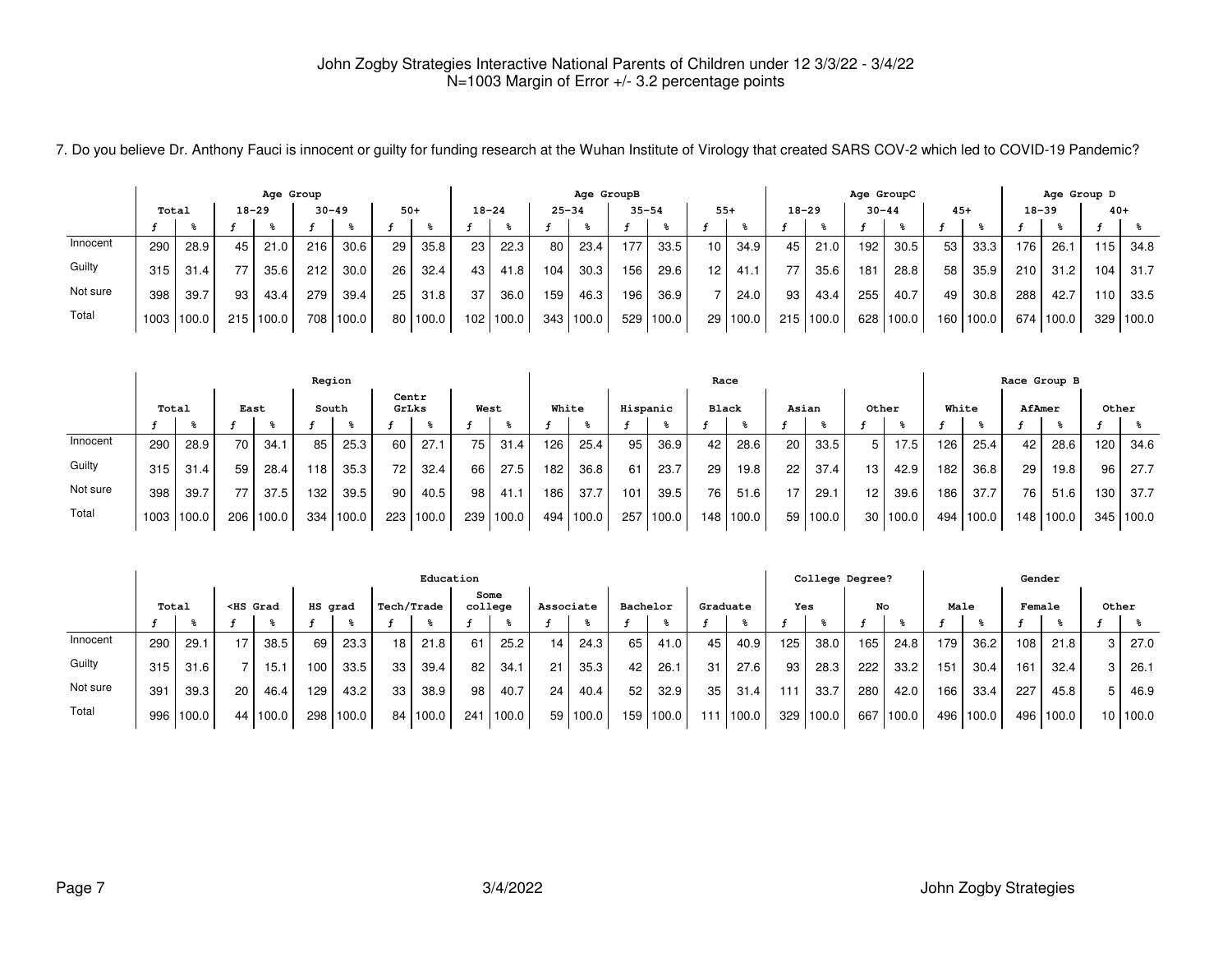John Zogby Strategies Interactive National Parents of Children under 12 3/3/22 - 3/4/22
N=1003 Margin of Error +/- 3.2 percentage points

7. Do you believe Dr. Anthony Fauci is innocent or guilty for funding research at the Wuhan Institute of Virology that created SARS COV-2 which led to COVID-19 Pandemic?

| | Total | | Age Group | | | | | | Age GroupB | | | | | | | | Age GroupC | | | | | | Age Group D | | | |
|---|---|---|---|---|---|---|---|---|---|---|---|---|---|---|---|---|---|---|---|---|---|---|---|---|---|---|
| | | | 18-29 | | 30-49 | | 50+ | | 18-24 | | 25-34 | | 35-54 | | 55+ | | 18-29 | | 30-44 | | 45+ | | 18-39 | | 40+ | |
| | f | % | f | % | f | % | f | % | f | % | f | % | f | % | f | % | f | % | f | % | f | % | f | % | f | % |
| Innocent | 290 | 28.9 | 45 | 21.0 | 216 | 30.6 | 29 | 35.8 | 23 | 22.3 | 80 | 23.4 | 177 | 33.5 | 10 | 34.9 | 45 | 21.0 | 192 | 30.5 | 53 | 33.3 | 176 | 26.1 | 115 | 34.8 |
| Guilty | 315 | 31.4 | 77 | 35.6 | 212 | 30.0 | 26 | 32.4 | 43 | 41.8 | 104 | 30.3 | 156 | 29.6 | 12 | 41.1 | 77 | 35.6 | 181 | 28.8 | 58 | 35.9 | 210 | 31.2 | 104 | 31.7 |
| Not sure | 398 | 39.7 | 93 | 43.4 | 279 | 39.4 | 25 | 31.8 | 37 | 36.0 | 159 | 46.3 | 196 | 36.9 | 7 | 24.0 | 93 | 43.4 | 255 | 40.7 | 49 | 30.8 | 288 | 42.7 | 110 | 33.5 |
| Total | 1003 | 100.0 | 215 | 100.0 | 708 | 100.0 | 80 | 100.0 | 102 | 100.0 | 343 | 100.0 | 529 | 100.0 | 29 | 100.0 | 215 | 100.0 | 628 | 100.0 | 160 | 100.0 | 674 | 100.0 | 329 | 100.0 |

| | Total | | Region | | | | | | | | Race | | | | | | | | | | Race Group B | | | | | |
|---|---|---|---|---|---|---|---|---|---|---|---|---|---|---|---|---|---|---|---|---|---|---|---|---|---|---|
| | | | East | | South | | Centr GrLks | | West | | White | | Hispanic | | Black | | Asian | | Other | | White | | AfAmer | | Other | |
| | f | % | f | % | f | % | f | % | f | % | f | % | f | % | f | % | f | % | f | % | f | % | f | % | f | % |
| Innocent | 290 | 28.9 | 70 | 34.1 | 85 | 25.3 | 60 | 27.1 | 75 | 31.4 | 126 | 25.4 | 95 | 36.9 | 42 | 28.6 | 20 | 33.5 | 5 | 17.5 | 126 | 25.4 | 42 | 28.6 | 120 | 34.6 |
| Guilty | 315 | 31.4 | 59 | 28.4 | 118 | 35.3 | 72 | 32.4 | 66 | 27.5 | 182 | 36.8 | 61 | 23.7 | 29 | 19.8 | 22 | 37.4 | 13 | 42.9 | 182 | 36.8 | 29 | 19.8 | 96 | 27.7 |
| Not sure | 398 | 39.7 | 77 | 37.5 | 132 | 39.5 | 90 | 40.5 | 98 | 41.1 | 186 | 37.7 | 101 | 39.5 | 76 | 51.6 | 17 | 29.1 | 12 | 39.6 | 186 | 37.7 | 76 | 51.6 | 130 | 37.7 |
| Total | 1003 | 100.0 | 206 | 100.0 | 334 | 100.0 | 223 | 100.0 | 239 | 100.0 | 494 | 100.0 | 257 | 100.0 | 148 | 100.0 | 59 | 100.0 | 30 | 100.0 | 494 | 100.0 | 148 | 100.0 | 345 | 100.0 |

| | Total | | Education | | | | | | | | | | | | | | College Degree? | | | | Gender | | | | | |
|---|---|---|---|---|---|---|---|---|---|---|---|---|---|---|---|---|---|---|---|---|---|---|---|---|---|---|
| | | | <HS Grad | | HS grad | | Tech/Trade | | Some college | | Associate | | Bachelor | | Graduate | | Yes | | No | | Male | | Female | | Other | |
| | f | % | f | % | f | % | f | % | f | % | f | % | f | % | f | % | f | % | f | % | f | % | f | % | f | % |
| Innocent | 290 | 29.1 | 17 | 38.5 | 69 | 23.3 | 18 | 21.8 | 61 | 25.2 | 14 | 24.3 | 65 | 41.0 | 45 | 40.9 | 125 | 38.0 | 165 | 24.8 | 179 | 36.2 | 108 | 21.8 | 3 | 27.0 |
| Guilty | 315 | 31.6 | 7 | 15.1 | 100 | 33.5 | 33 | 39.4 | 82 | 34.1 | 21 | 35.3 | 42 | 26.1 | 31 | 27.6 | 93 | 28.3 | 222 | 33.2 | 151 | 30.4 | 161 | 32.4 | 3 | 26.1 |
| Not sure | 391 | 39.3 | 20 | 46.4 | 129 | 43.2 | 33 | 38.9 | 98 | 40.7 | 24 | 40.4 | 52 | 32.9 | 35 | 31.4 | 111 | 33.7 | 280 | 42.0 | 166 | 33.4 | 227 | 45.8 | 5 | 46.9 |
| Total | 996 | 100.0 | 44 | 100.0 | 298 | 100.0 | 84 | 100.0 | 241 | 100.0 | 59 | 100.0 | 159 | 100.0 | 111 | 100.0 | 329 | 100.0 | 667 | 100.0 | 496 | 100.0 | 496 | 100.0 | 10 | 100.0 |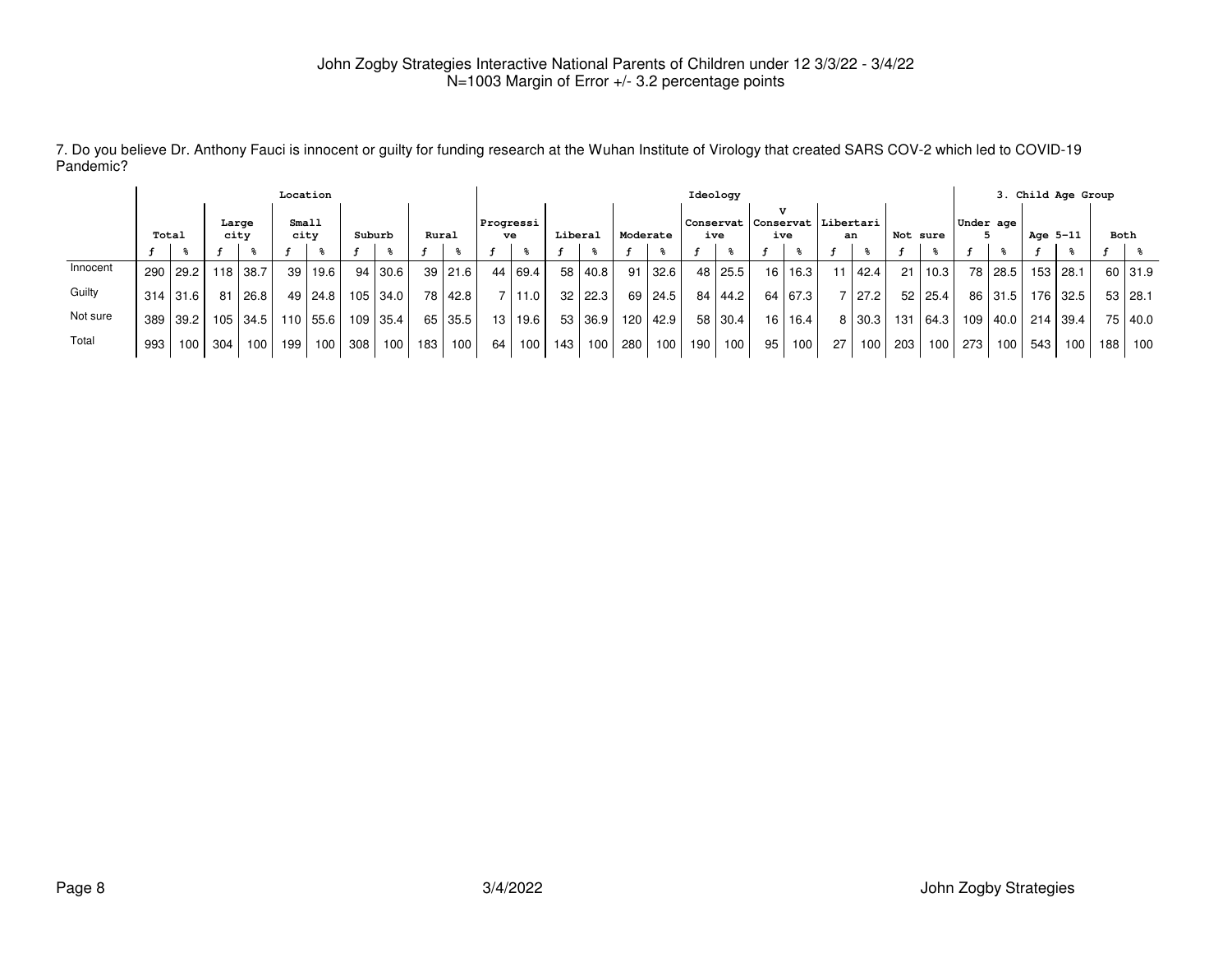John Zogby Strategies Interactive National Parents of Children under 12 3/3/22 - 3/4/22
N=1003 Margin of Error +/- 3.2 percentage points

7. Do you believe Dr. Anthony Fauci is innocent or guilty for funding research at the Wuhan Institute of Virology that created SARS COV-2 which led to COVID-19 Pandemic?

| | Total | | Location | | | | | | | | Ideology | | | | | | | | | | | | | | 3. Child Age Group | | | | | |
|---|---|---|---|---|---|---|---|---|---|---|---|---|---|---|---|---|---|---|---|---|---|---|---|---|---|---|---|---|---|---|
| | | | Large city | | Small city | | Suburb | | Rural | | Progressive | | Liberal | | Moderate | | Conservative | | V Conservative | | Libertarian | | Not sure | | Under age 5 | | Age 5-11 | | Both | |
| | f | % | f | % | f | % | f | % | f | % | f | % | f | % | f | % | f | % | f | % | f | % | f | % | f | % | f | % | f | % |
| Innocent | 290 | 29.2 | 118 | 38.7 | 39 | 19.6 | 94 | 30.6 | 39 | 21.6 | 44 | 69.4 | 58 | 40.8 | 91 | 32.6 | 48 | 25.5 | 16 | 16.3 | 11 | 42.4 | 21 | 10.3 | 78 | 28.5 | 153 | 28.1 | 60 | 31.9 |
| Guilty | 314 | 31.6 | 81 | 26.8 | 49 | 24.8 | 105 | 34.0 | 78 | 42.8 | 7 | 11.0 | 32 | 22.3 | 69 | 24.5 | 84 | 44.2 | 64 | 67.3 | 7 | 27.2 | 52 | 25.4 | 86 | 31.5 | 176 | 32.5 | 53 | 28.1 |
| Not sure | 389 | 39.2 | 105 | 34.5 | 110 | 55.6 | 109 | 35.4 | 65 | 35.5 | 13 | 19.6 | 53 | 36.9 | 120 | 42.9 | 58 | 30.4 | 16 | 16.4 | 8 | 30.3 | 131 | 64.3 | 109 | 40.0 | 214 | 39.4 | 75 | 40.0 |
| Total | 993 | 100 | 304 | 100 | 199 | 100 | 308 | 100 | 183 | 100 | 64 | 100 | 143 | 100 | 280 | 100 | 190 | 100 | 95 | 100 | 27 | 100 | 203 | 100 | 273 | 100 | 543 | 100 | 188 | 100 |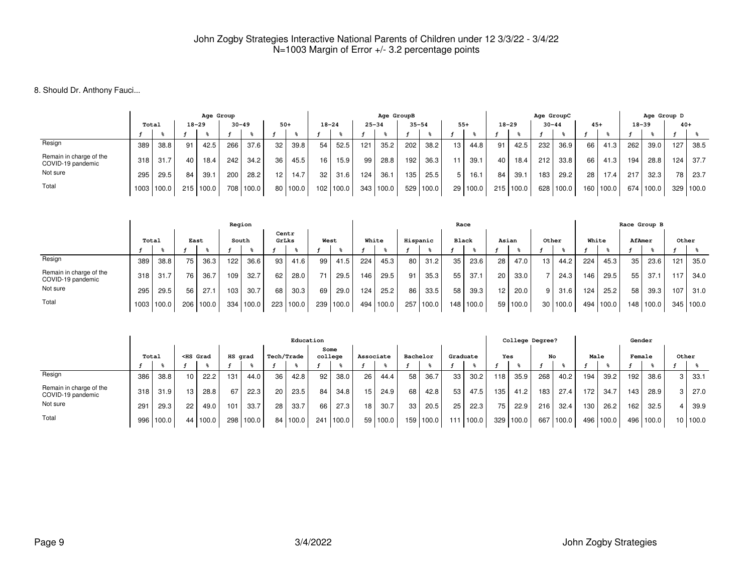John Zogby Strategies Interactive National Parents of Children under 12 3/3/22 - 3/4/22
N=1003 Margin of Error +/- 3.2 percentage points

8. Should Dr. Anthony Fauci...

| | Total | | Age Group | | | | | | Age GroupB | | | | | | | | Age GroupC | | | | | | Age Group D | | | |
|---|---|---|---|---|---|---|---|---|---|---|---|---|---|---|---|---|---|---|---|---|---|---|---|---|---|---|
| | | | 18-29 | | 30-49 | | 50+ | | 18-24 | | 25-34 | | 35-54 | | 55+ | | 18-29 | | 30-44 | | 45+ | | 18-39 | | 40+ | |
| | f | % | f | % | f | % | f | % | f | % | f | % | f | % | f | % | f | % | f | % | f | % | f | % | f | % |
| Resign | 389 | 38.8 | 91 | 42.5 | 266 | 37.6 | 32 | 39.8 | 54 | 52.5 | 121 | 35.2 | 202 | 38.2 | 13 | 44.8 | 91 | 42.5 | 232 | 36.9 | 66 | 41.3 | 262 | 39.0 | 127 | 38.5 |
| Remain in charge of the COVID-19 pandemic | 318 | 31.7 | 40 | 18.4 | 242 | 34.2 | 36 | 45.5 | 16 | 15.9 | 99 | 28.8 | 192 | 36.3 | 11 | 39.1 | 40 | 18.4 | 212 | 33.8 | 66 | 41.3 | 194 | 28.8 | 124 | 37.7 |
| Not sure | 295 | 29.5 | 84 | 39.1 | 200 | 28.2 | 12 | 14.7 | 32 | 31.6 | 124 | 36.1 | 135 | 25.5 | 5 | 16.1 | 84 | 39.1 | 183 | 29.2 | 28 | 17.4 | 217 | 32.3 | 78 | 23.7 |
| Total | 1003 | 100.0 | 215 | 100.0 | 708 | 100.0 | 80 | 100.0 | 102 | 100.0 | 343 | 100.0 | 529 | 100.0 | 29 | 100.0 | 215 | 100.0 | 628 | 100.0 | 160 | 100.0 | 674 | 100.0 | 329 | 100.0 |

| | Total | | Region | | | | | | | | Race | | | | | | | | | | Race Group B | | | | | |
|---|---|---|---|---|---|---|---|---|---|---|---|---|---|---|---|---|---|---|---|---|---|---|---|---|---|---|
| | | | East | | South | | Centr GrLks | | West | | White | | Hispanic | | Black | | Asian | | Other | | White | | AfAmer | | Other | |
| | f | % | f | % | f | % | f | % | f | % | f | % | f | % | f | % | f | % | f | % | f | % | f | % | f | % |
| Resign | 389 | 38.8 | 75 | 36.3 | 122 | 36.6 | 93 | 41.6 | 99 | 41.5 | 224 | 45.3 | 80 | 31.2 | 35 | 23.6 | 28 | 47.0 | 13 | 44.2 | 224 | 45.3 | 35 | 23.6 | 121 | 35.0 |
| Remain in charge of the COVID-19 pandemic | 318 | 31.7 | 76 | 36.7 | 109 | 32.7 | 62 | 28.0 | 71 | 29.5 | 146 | 29.5 | 91 | 35.3 | 55 | 37.1 | 20 | 33.0 | 7 | 24.3 | 146 | 29.5 | 55 | 37.1 | 117 | 34.0 |
| Not sure | 295 | 29.5 | 56 | 27.1 | 103 | 30.7 | 68 | 30.3 | 69 | 29.0 | 124 | 25.2 | 86 | 33.5 | 58 | 39.3 | 12 | 20.0 | 9 | 31.6 | 124 | 25.2 | 58 | 39.3 | 107 | 31.0 |
| Total | 1003 | 100.0 | 206 | 100.0 | 334 | 100.0 | 223 | 100.0 | 239 | 100.0 | 494 | 100.0 | 257 | 100.0 | 148 | 100.0 | 59 | 100.0 | 30 | 100.0 | 494 | 100.0 | 148 | 100.0 | 345 | 100.0 |

| | Total | | Education | | | | | | | | | | | | | | College Degree? | | | | Gender | | | | | |
|---|---|---|---|---|---|---|---|---|---|---|---|---|---|---|---|---|---|---|---|---|---|---|---|---|---|---|
| | | | <HS Grad | | HS grad | | Tech/Trade | | Some college | | Associate | | Bachelor | | Graduate | | Yes | | No | | Male | | Female | | Other | |
| | f | % | f | % | f | % | f | % | f | % | f | % | f | % | f | % | f | % | f | % | f | % | f | % | f | % |
| Resign | 386 | 38.8 | 10 | 22.2 | 131 | 44.0 | 36 | 42.8 | 92 | 38.0 | 26 | 44.4 | 58 | 36.7 | 33 | 30.2 | 118 | 35.9 | 268 | 40.2 | 194 | 39.2 | 192 | 38.6 | 3 | 33.1 |
| Remain in charge of the COVID-19 pandemic | 318 | 31.9 | 13 | 28.8 | 67 | 22.3 | 20 | 23.5 | 84 | 34.8 | 15 | 24.9 | 68 | 42.8 | 53 | 47.5 | 135 | 41.2 | 183 | 27.4 | 172 | 34.7 | 143 | 28.9 | 3 | 27.0 |
| Not sure | 291 | 29.3 | 22 | 49.0 | 101 | 33.7 | 28 | 33.7 | 66 | 27.3 | 18 | 30.7 | 33 | 20.5 | 25 | 22.3 | 75 | 22.9 | 216 | 32.4 | 130 | 26.2 | 162 | 32.5 | 4 | 39.9 |
| Total | 996 | 100.0 | 44 | 100.0 | 298 | 100.0 | 84 | 100.0 | 241 | 100.0 | 59 | 100.0 | 159 | 100.0 | 111 | 100.0 | 329 | 100.0 | 667 | 100.0 | 496 | 100.0 | 496 | 100.0 | 10 | 100.0 |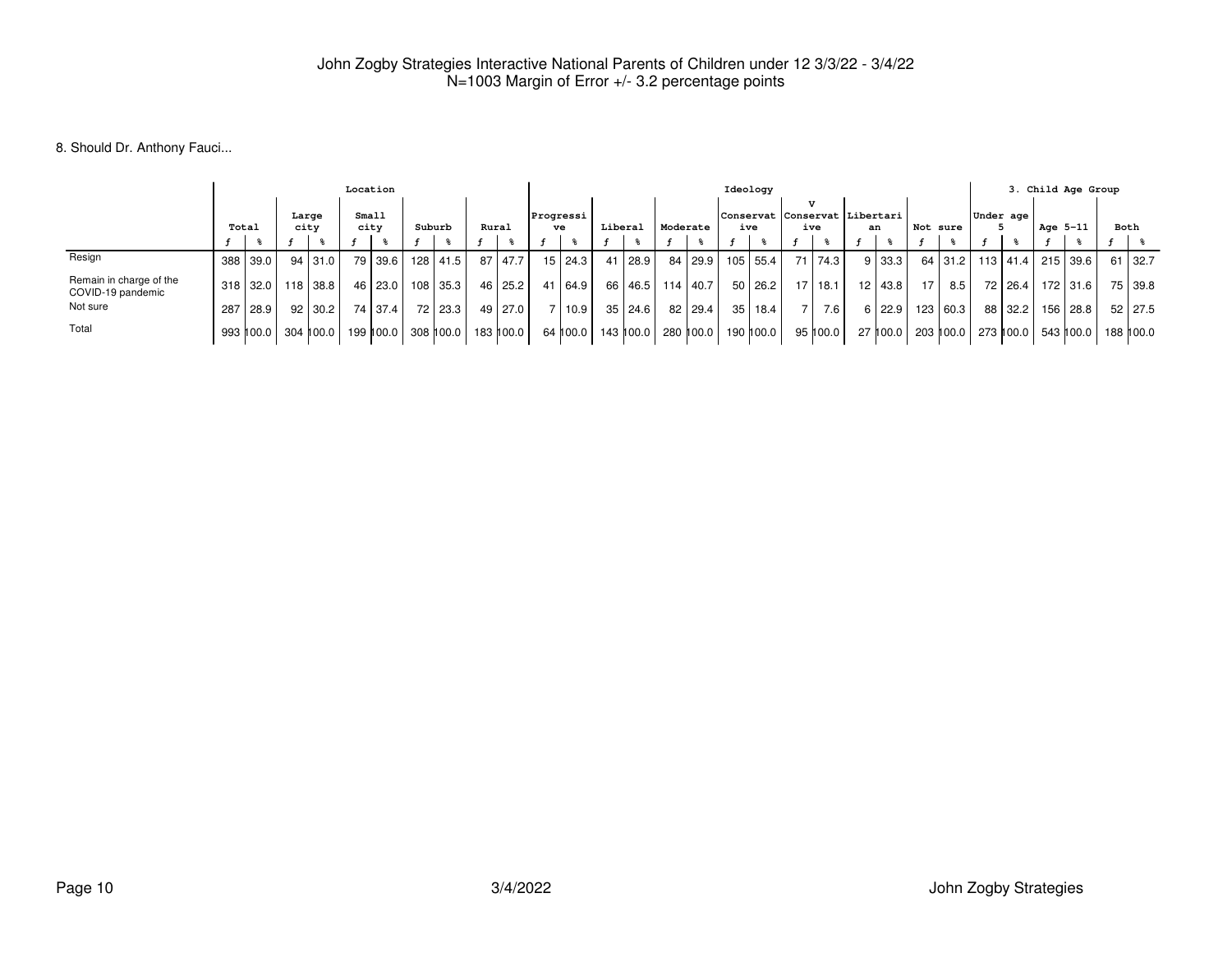John Zogby Strategies Interactive National Parents of Children under 12 3/3/22 - 3/4/22
N=1003 Margin of Error +/- 3.2 percentage points

8. Should Dr. Anthony Fauci...

| | Total | | Location | | | | | | | | Ideology | | | | | | | | | | | | | | 3. Child Age Group | | | | | |
|---|---|---|---|---|---|---|---|---|---|---|---|---|---|---|---|---|---|---|---|---|---|---|---|---|---|---|---|---|---|---|
| | | | Large city | | Small city | | Suburb | | Rural | | Progressive | | Liberal | | Moderate | | Conservative | | V Conservative | | Libertarian | | Not sure | | Under age 5 | | Age 5-11 | | Both | |
| | f | % | f | % | f | % | f | % | f | % | f | % | f | % | f | % | f | % | f | % | f | % | f | % | f | % | f | % | f | % |
| Resign | 388 | 39.0 | 94 | 31.0 | 79 | 39.6 | 128 | 41.5 | 87 | 47.7 | 15 | 24.3 | 41 | 28.9 | 84 | 29.9 | 105 | 55.4 | 71 | 74.3 | 9 | 33.3 | 64 | 31.2 | 113 | 41.4 | 215 | 39.6 | 61 | 32.7 |
| Remain in charge of the COVID-19 pandemic | 318 | 32.0 | 118 | 38.8 | 46 | 23.0 | 108 | 35.3 | 46 | 25.2 | 41 | 64.9 | 66 | 46.5 | 114 | 40.7 | 50 | 26.2 | 17 | 18.1 | 12 | 43.8 | 17 | 8.5 | 72 | 26.4 | 172 | 31.6 | 75 | 39.8 |
| Not sure | 287 | 28.9 | 92 | 30.2 | 74 | 37.4 | 72 | 23.3 | 49 | 27.0 | 7 | 10.9 | 35 | 24.6 | 82 | 29.4 | 35 | 18.4 | 7 | 7.6 | 6 | 22.9 | 123 | 60.3 | 88 | 32.2 | 156 | 28.8 | 52 | 27.5 |
| Total | 993 | 100.0 | 304 | 100.0 | 199 | 100.0 | 308 | 100.0 | 183 | 100.0 | 64 | 100.0 | 143 | 100.0 | 280 | 100.0 | 190 | 100.0 | 95 | 100.0 | 27 | 100.0 | 203 | 100.0 | 273 | 100.0 | 543 | 100.0 | 188 | 100.0 |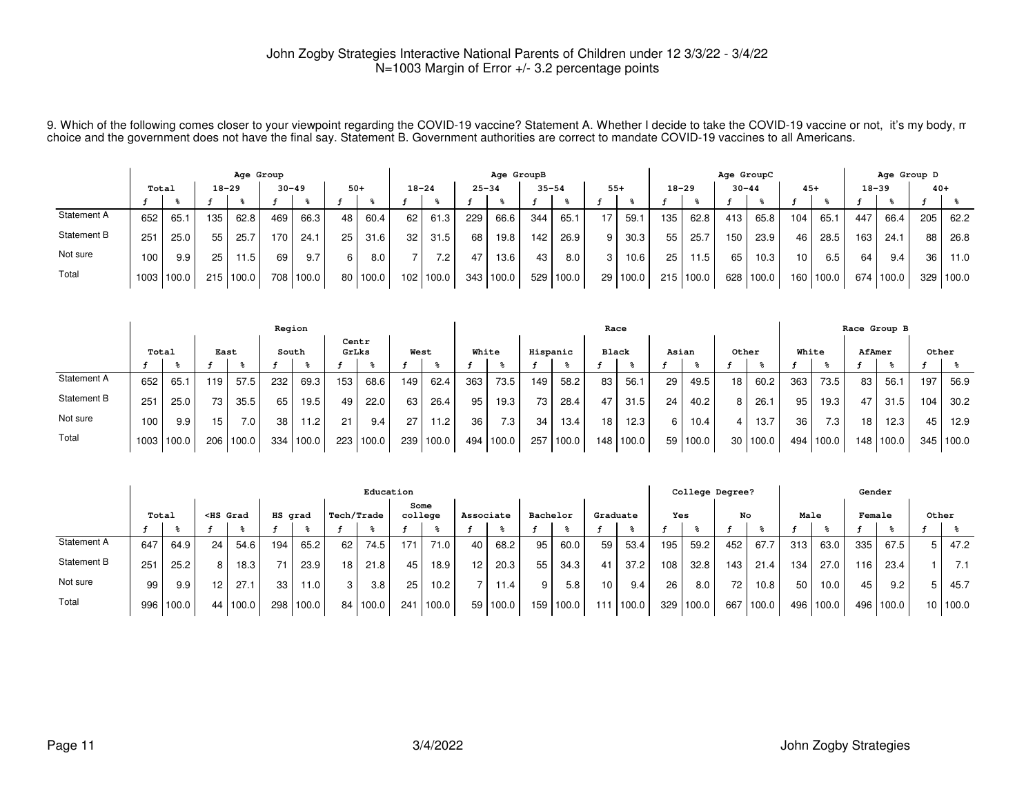John Zogby Strategies Interactive National Parents of Children under 12 3/3/22 - 3/4/22
N=1003 Margin of Error +/- 3.2 percentage points

9. Which of the following comes closer to your viewpoint regarding the COVID-19 vaccine? Statement A. Whether I decide to take the COVID-19 vaccine or not, it's my body, m choice and the government does not have the final say. Statement B. Government authorities are correct to mandate COVID-19 vaccines to all Americans.

| | Total | | Age Group 18-29 | | Age Group 30-49 | | Age Group 50+ | | Age GroupB 18-24 | | Age GroupB 25-34 | | Age GroupB 35-54 | | Age GroupB 55+ | | Age GroupC 18-29 | | Age GroupC 30-44 | | Age GroupC 45+ | | Age Group D 18-39 | | Age Group D 40+ | |
|---|---|---|---|---|---|---|---|---|---|---|---|---|---|---|---|---|---|---|---|---|---|---|---|---|---|---|
| | f | % | f | % | f | % | f | % | f | % | f | % | f | % | f | % | f | % | f | % | f | % | f | % | f | % |
| Statement A | 652 | 65.1 | 135 | 62.8 | 469 | 66.3 | 48 | 60.4 | 62 | 61.3 | 229 | 66.6 | 344 | 65.1 | 17 | 59.1 | 135 | 62.8 | 413 | 65.8 | 104 | 65.1 | 447 | 66.4 | 205 | 62.2 |
| Statement B | 251 | 25.0 | 55 | 25.7 | 170 | 24.1 | 25 | 31.6 | 32 | 31.5 | 68 | 19.8 | 142 | 26.9 | 9 | 30.3 | 55 | 25.7 | 150 | 23.9 | 46 | 28.5 | 163 | 24.1 | 88 | 26.8 |
| Not sure | 100 | 9.9 | 25 | 11.5 | 69 | 9.7 | 6 | 8.0 | 7 | 7.2 | 47 | 13.6 | 43 | 8.0 | 3 | 10.6 | 25 | 11.5 | 65 | 10.3 | 10 | 6.5 | 64 | 9.4 | 36 | 11.0 |
| Total | 1003 | 100.0 | 215 | 100.0 | 708 | 100.0 | 80 | 100.0 | 102 | 100.0 | 343 | 100.0 | 529 | 100.0 | 29 | 100.0 | 215 | 100.0 | 628 | 100.0 | 160 | 100.0 | 674 | 100.0 | 329 | 100.0 |

| | Total | | Region East | | Region South | | Region Centr GrLks | | Region West | | Race White | | Race Hispanic | | Race Black | | Race Asian | | Race Other | | Race Group B White | | Race Group B AfAmer | | Race Group B Other | |
|---|---|---|---|---|---|---|---|---|---|---|---|---|---|---|---|---|---|---|---|---|---|---|---|---|---|---|
| | f | % | f | % | f | % | f | % | f | % | f | % | f | % | f | % | f | % | f | % | f | % | f | % | f | % |
| Statement A | 652 | 65.1 | 119 | 57.5 | 232 | 69.3 | 153 | 68.6 | 149 | 62.4 | 363 | 73.5 | 149 | 58.2 | 83 | 56.1 | 29 | 49.5 | 18 | 60.2 | 363 | 73.5 | 83 | 56.1 | 197 | 56.9 |
| Statement B | 251 | 25.0 | 73 | 35.5 | 65 | 19.5 | 49 | 22.0 | 63 | 26.4 | 95 | 19.3 | 73 | 28.4 | 47 | 31.5 | 24 | 40.2 | 8 | 26.1 | 95 | 19.3 | 47 | 31.5 | 104 | 30.2 |
| Not sure | 100 | 9.9 | 15 | 7.0 | 38 | 11.2 | 21 | 9.4 | 27 | 11.2 | 36 | 7.3 | 34 | 13.4 | 18 | 12.3 | 6 | 10.4 | 4 | 13.7 | 36 | 7.3 | 18 | 12.3 | 45 | 12.9 |
| Total | 1003 | 100.0 | 206 | 100.0 | 334 | 100.0 | 223 | 100.0 | 239 | 100.0 | 494 | 100.0 | 257 | 100.0 | 148 | 100.0 | 59 | 100.0 | 30 | 100.0 | 494 | 100.0 | 148 | 100.0 | 345 | 100.0 |

| | Total | | Education <HS Grad | | Education HS grad | | Education Tech/Trade | | Education Some college | | Education Associate | | Education Bachelor | | Education Graduate | | College Degree? Yes | | College Degree? No | | Gender Male | | Gender Female | | Gender Other | |
|---|---|---|---|---|---|---|---|---|---|---|---|---|---|---|---|---|---|---|---|---|---|---|---|---|---|---|
| | f | % | f | % | f | % | f | % | f | % | f | % | f | % | f | % | f | % | f | % | f | % | f | % | f | % |
| Statement A | 647 | 64.9 | 24 | 54.6 | 194 | 65.2 | 62 | 74.5 | 171 | 71.0 | 40 | 68.2 | 95 | 60.0 | 59 | 53.4 | 195 | 59.2 | 452 | 67.7 | 313 | 63.0 | 335 | 67.5 | 5 | 47.2 |
| Statement B | 251 | 25.2 | 8 | 18.3 | 71 | 23.9 | 18 | 21.8 | 45 | 18.9 | 12 | 20.3 | 55 | 34.3 | 41 | 37.2 | 108 | 32.8 | 143 | 21.4 | 134 | 27.0 | 116 | 23.4 | 1 | 7.1 |
| Not sure | 99 | 9.9 | 12 | 27.1 | 33 | 11.0 | 3 | 3.8 | 25 | 10.2 | 7 | 11.4 | 9 | 5.8 | 10 | 9.4 | 26 | 8.0 | 72 | 10.8 | 50 | 10.0 | 45 | 9.2 | 5 | 45.7 |
| Total | 996 | 100.0 | 44 | 100.0 | 298 | 100.0 | 84 | 100.0 | 241 | 100.0 | 59 | 100.0 | 159 | 100.0 | 111 | 100.0 | 329 | 100.0 | 667 | 100.0 | 496 | 100.0 | 496 | 100.0 | 10 | 100.0 |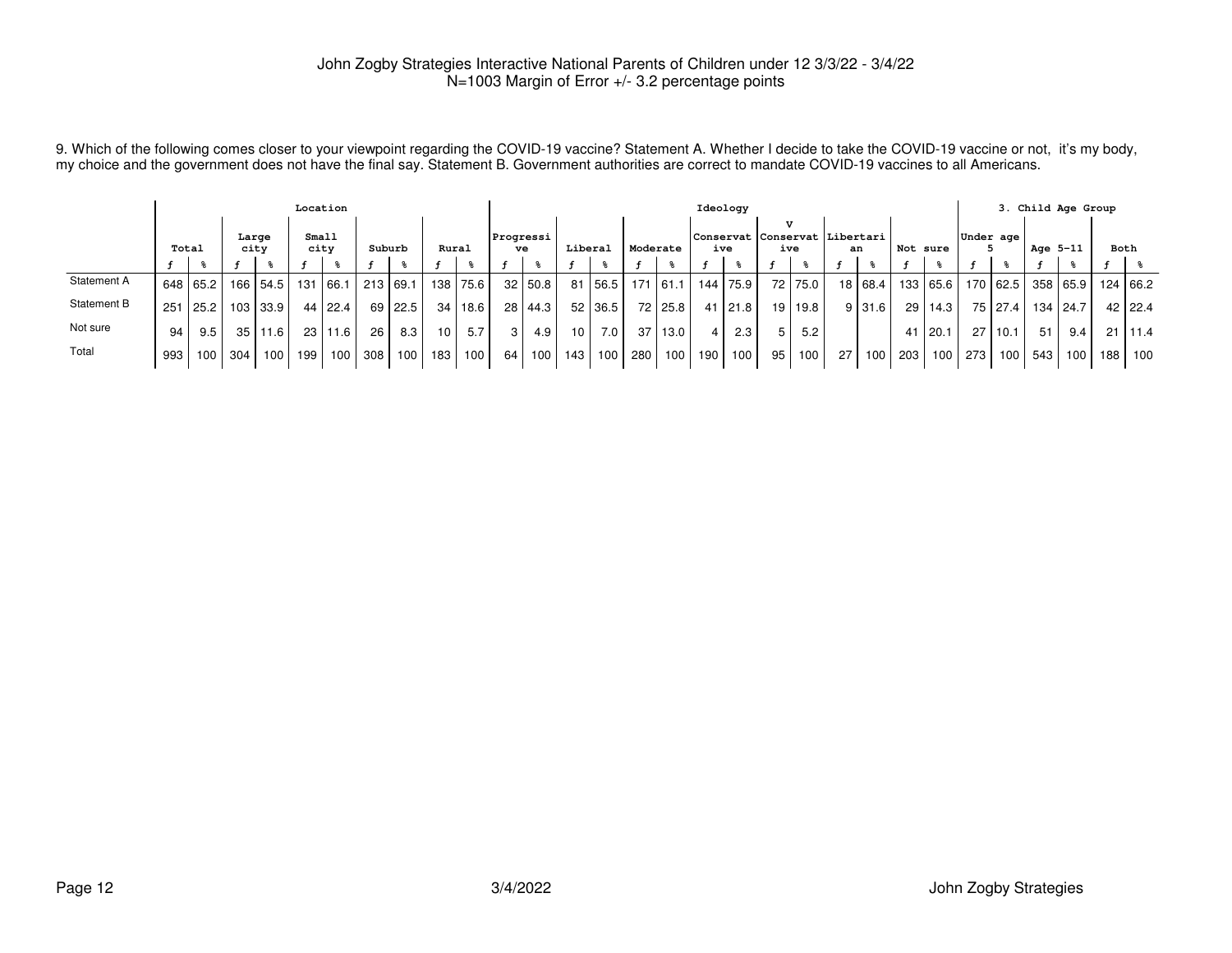John Zogby Strategies Interactive National Parents of Children under 12 3/3/22 - 3/4/22
N=1003 Margin of Error +/- 3.2 percentage points

9. Which of the following comes closer to your viewpoint regarding the COVID-19 vaccine? Statement A. Whether I decide to take the COVID-19 vaccine or not, it's my body, my choice and the government does not have the final say. Statement B. Government authorities are correct to mandate COVID-19 vaccines to all Americans.

| | Total | | Location | | | | | | | | Ideology | | | | | | | | | | | | | | 3. Child Age Group | | | | | |
|---|---|---|---|---|---|---|---|---|---|---|---|---|---|---|---|---|---|---|---|---|---|---|---|---|---|---|---|---|---|---|
| | | | Large city | | Small city | | Suburb | | Rural | | Progressive | | Liberal | | Moderate | | Conservative | | V Conservative | | Libertarian | | Not sure | | Under age 5 | | Age 5-11 | | Both | |
| | f | % | f | % | f | % | f | % | f | % | f | % | f | % | f | % | f | % | f | % | f | % | f | % | f | % | f | % | f | % |
| Statement A | 648 | 65.2 | 166 | 54.5 | 131 | 66.1 | 213 | 69.1 | 138 | 75.6 | 32 | 50.8 | 81 | 56.5 | 171 | 61.1 | 144 | 75.9 | 72 | 75.0 | 18 | 68.4 | 133 | 65.6 | 170 | 62.5 | 358 | 65.9 | 124 | 66.2 |
| Statement B | 251 | 25.2 | 103 | 33.9 | 44 | 22.4 | 69 | 22.5 | 34 | 18.6 | 28 | 44.3 | 52 | 36.5 | 72 | 25.8 | 41 | 21.8 | 19 | 19.8 | 9 | 31.6 | 29 | 14.3 | 75 | 27.4 | 134 | 24.7 | 42 | 22.4 |
| Not sure | 94 | 9.5 | 35 | 11.6 | 23 | 11.6 | 26 | 8.3 | 10 | 5.7 | 3 | 4.9 | 10 | 7.0 | 37 | 13.0 | 4 | 2.3 | 5 | 5.2 | | | 41 | 20.1 | 27 | 10.1 | 51 | 9.4 | 21 | 11.4 |
| Total | 993 | 100 | 304 | 100 | 199 | 100 | 308 | 100 | 183 | 100 | 64 | 100 | 143 | 100 | 280 | 100 | 190 | 100 | 95 | 100 | 27 | 100 | 203 | 100 | 273 | 100 | 543 | 100 | 188 | 100 |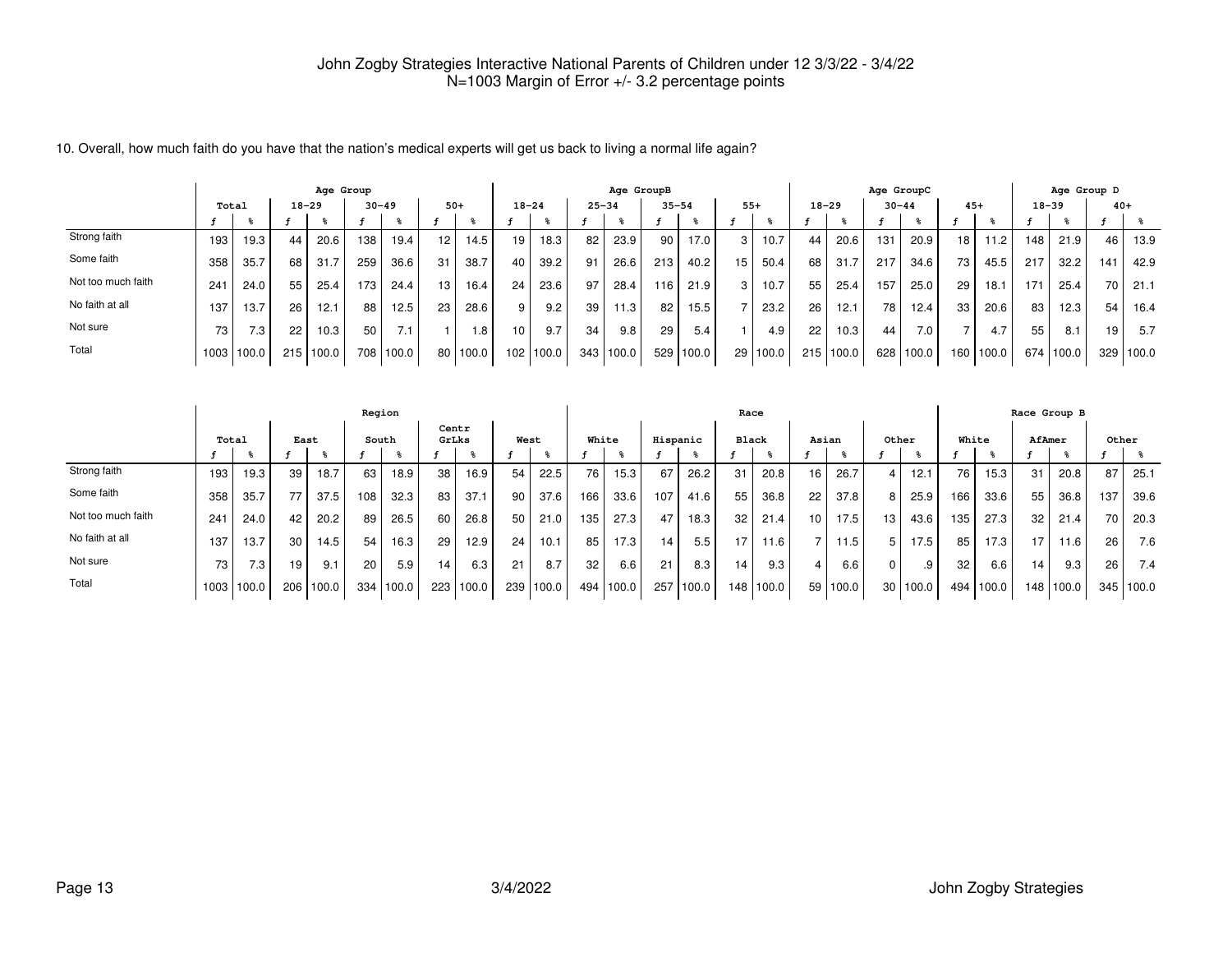John Zogby Strategies Interactive National Parents of Children under 12 3/3/22 - 3/4/22
N=1003 Margin of Error +/- 3.2 percentage points

10. Overall, how much faith do you have that the nation's medical experts will get us back to living a normal life again?

| | Total | | Age Group | | | | | | Age GroupB | | | | | | | | Age GroupC | | | | | | Age Group D | | | |
|---|---|---|---|---|---|---|---|---|---|---|---|---|---|---|---|---|---|---|---|---|---|---|---|---|---|---|
| | | | 18-29 | | 30-49 | | 50+ | | 18-24 | | 25-34 | | 35-54 | | 55+ | | 18-29 | | 30-44 | | 45+ | | 18-39 | | 40+ | |
| | f | % | f | % | f | % | f | % | f | % | f | % | f | % | f | % | f | % | f | % | f | % | f | % | f | % |
| Strong faith | 193 | 19.3 | 44 | 20.6 | 138 | 19.4 | 12 | 14.5 | 19 | 18.3 | 82 | 23.9 | 90 | 17.0 | 3 | 10.7 | 44 | 20.6 | 131 | 20.9 | 18 | 11.2 | 148 | 21.9 | 46 | 13.9 |
| Some faith | 358 | 35.7 | 68 | 31.7 | 259 | 36.6 | 31 | 38.7 | 40 | 39.2 | 91 | 26.6 | 213 | 40.2 | 15 | 50.4 | 68 | 31.7 | 217 | 34.6 | 73 | 45.5 | 217 | 32.2 | 141 | 42.9 |
| Not too much faith | 241 | 24.0 | 55 | 25.4 | 173 | 24.4 | 13 | 16.4 | 24 | 23.6 | 97 | 28.4 | 116 | 21.9 | 3 | 10.7 | 55 | 25.4 | 157 | 25.0 | 29 | 18.1 | 171 | 25.4 | 70 | 21.1 |
| No faith at all | 137 | 13.7 | 26 | 12.1 | 88 | 12.5 | 23 | 28.6 | 9 | 9.2 | 39 | 11.3 | 82 | 15.5 | 7 | 23.2 | 26 | 12.1 | 78 | 12.4 | 33 | 20.6 | 83 | 12.3 | 54 | 16.4 |
| Not sure | 73 | 7.3 | 22 | 10.3 | 50 | 7.1 | 1 | 1.8 | 10 | 9.7 | 34 | 9.8 | 29 | 5.4 | 1 | 4.9 | 22 | 10.3 | 44 | 7.0 | 7 | 4.7 | 55 | 8.1 | 19 | 5.7 |
| Total | 1003 | 100.0 | 215 | 100.0 | 708 | 100.0 | 80 | 100.0 | 102 | 100.0 | 343 | 100.0 | 529 | 100.0 | 29 | 100.0 | 215 | 100.0 | 628 | 100.0 | 160 | 100.0 | 674 | 100.0 | 329 | 100.0 |

| | Total | | Region | | | | | | | | Race | | | | | | | | | | Race Group B | | | | | |
|---|---|---|---|---|---|---|---|---|---|---|---|---|---|---|---|---|---|---|---|---|---|---|---|---|---|---|
| | | | East | | South | | Centr GrLks | | West | | White | | Hispanic | | Black | | Asian | | Other | | White | | AfAmer | | Other | |
| | f | % | f | % | f | % | f | % | f | % | f | % | f | % | f | % | f | % | f | % | f | % | f | % | f | % |
| Strong faith | 193 | 19.3 | 39 | 18.7 | 63 | 18.9 | 38 | 16.9 | 54 | 22.5 | 76 | 15.3 | 67 | 26.2 | 31 | 20.8 | 16 | 26.7 | 4 | 12.1 | 76 | 15.3 | 31 | 20.8 | 87 | 25.1 |
| Some faith | 358 | 35.7 | 77 | 37.5 | 108 | 32.3 | 83 | 37.1 | 90 | 37.6 | 166 | 33.6 | 107 | 41.6 | 55 | 36.8 | 22 | 37.8 | 8 | 25.9 | 166 | 33.6 | 55 | 36.8 | 137 | 39.6 |
| Not too much faith | 241 | 24.0 | 42 | 20.2 | 89 | 26.5 | 60 | 26.8 | 50 | 21.0 | 135 | 27.3 | 47 | 18.3 | 32 | 21.4 | 10 | 17.5 | 13 | 43.6 | 135 | 27.3 | 32 | 21.4 | 70 | 20.3 |
| No faith at all | 137 | 13.7 | 30 | 14.5 | 54 | 16.3 | 29 | 12.9 | 24 | 10.1 | 85 | 17.3 | 14 | 5.5 | 17 | 11.6 | 7 | 11.5 | 5 | 17.5 | 85 | 17.3 | 17 | 11.6 | 26 | 7.6 |
| Not sure | 73 | 7.3 | 19 | 9.1 | 20 | 5.9 | 14 | 6.3 | 21 | 8.7 | 32 | 6.6 | 21 | 8.3 | 14 | 9.3 | 4 | 6.6 | 0 | .9 | 32 | 6.6 | 14 | 9.3 | 26 | 7.4 |
| Total | 1003 | 100.0 | 206 | 100.0 | 334 | 100.0 | 223 | 100.0 | 239 | 100.0 | 494 | 100.0 | 257 | 100.0 | 148 | 100.0 | 59 | 100.0 | 30 | 100.0 | 494 | 100.0 | 148 | 100.0 | 345 | 100.0 |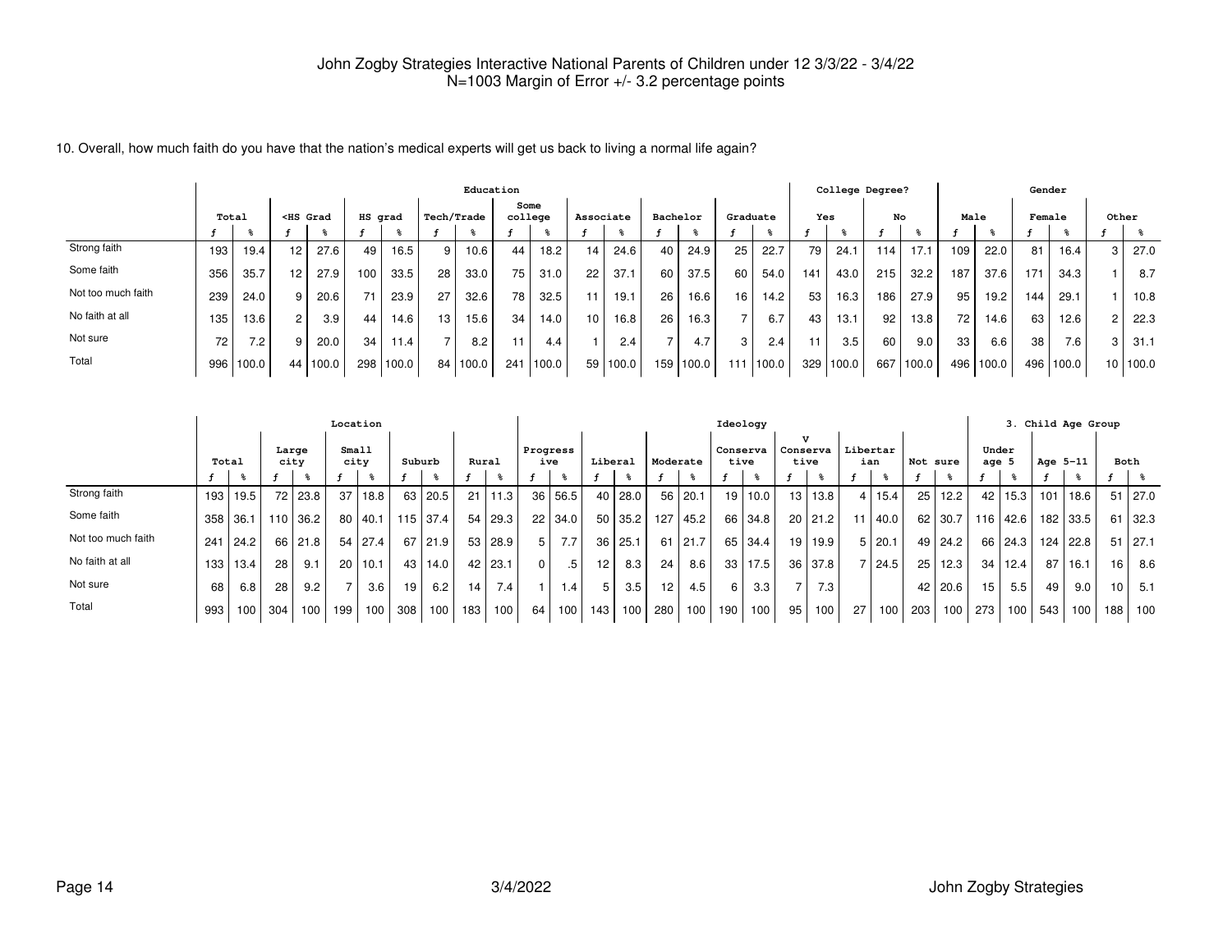John Zogby Strategies Interactive National Parents of Children under 12 3/3/22 - 3/4/22
N=1003 Margin of Error +/- 3.2 percentage points

10. Overall, how much faith do you have that the nation's medical experts will get us back to living a normal life again?

| | Total | | Education | | | | | | | | | | | | | | | | College Degree? | | | | Gender | | | | | |
|---|---|---|---|---|---|---|---|---|---|---|---|---|---|---|---|---|---|---|---|---|---|---|---|---|---|---|---|---|
| | | | <HS Grad | | HS grad | | Tech/Trade | | Some college | | Associate | | Bachelor | | Graduate | | | | Yes | | No | | Male | | Female | | Other | |
| | f | % | f | % | f | % | f | % | f | % | f | % | f | % | f | % | | | f | % | f | % | f | % | f | % | f | % |
| Strong faith | 193 | 19.4 | 12 | 27.6 | 49 | 16.5 | 9 | 10.6 | 44 | 18.2 | 14 | 24.6 | 40 | 24.9 | 25 | 22.7 | | | 79 | 24.1 | 114 | 17.1 | 109 | 22.0 | 81 | 16.4 | 3 | 27.0 |
| Some faith | 356 | 35.7 | 12 | 27.9 | 100 | 33.5 | 28 | 33.0 | 75 | 31.0 | 22 | 37.1 | 60 | 37.5 | 60 | 54.0 | | | 141 | 43.0 | 215 | 32.2 | 187 | 37.6 | 171 | 34.3 | 1 | 8.7 |
| Not too much faith | 239 | 24.0 | 9 | 20.6 | 71 | 23.9 | 27 | 32.6 | 78 | 32.5 | 11 | 19.1 | 26 | 16.6 | 16 | 14.2 | | | 53 | 16.3 | 186 | 27.9 | 95 | 19.2 | 144 | 29.1 | 1 | 10.8 |
| No faith at all | 135 | 13.6 | 2 | 3.9 | 44 | 14.6 | 13 | 15.6 | 34 | 14.0 | 10 | 16.8 | 26 | 16.3 | 7 | 6.7 | | | 43 | 13.1 | 92 | 13.8 | 72 | 14.6 | 63 | 12.6 | 2 | 22.3 |
| Not sure | 72 | 7.2 | 9 | 20.0 | 34 | 11.4 | 7 | 8.2 | 11 | 4.4 | 1 | 2.4 | 7 | 4.7 | 3 | 2.4 | | | 11 | 3.5 | 60 | 9.0 | 33 | 6.6 | 38 | 7.6 | 3 | 31.1 |
| Total | 996 | 100.0 | 44 | 100.0 | 298 | 100.0 | 84 | 100.0 | 241 | 100.0 | 59 | 100.0 | 159 | 100.0 | 111 | 100.0 | | | 329 | 100.0 | 667 | 100.0 | 496 | 100.0 | 496 | 100.0 | 10 | 100.0 |

| | Total | | Location | | | | | | | | Ideology | | | | | | | | | | | | | | 3. Child Age Group | | | | | |
|---|---|---|---|---|---|---|---|---|---|---|---|---|---|---|---|---|---|---|---|---|---|---|---|---|---|---|---|---|---|---|
| | | | Large city | | Small city | | Suburb | | Rural | | Progressive | | Liberal | | Moderate | | Conservative | | V Conservative | | Libertarian | | Not sure | | Under age 5 | | Age 5-11 | | Both | |
| | f | % | f | % | f | % | f | % | f | % | f | % | f | % | f | % | f | % | f | % | f | % | f | % | f | % | f | % | f | % |
| Strong faith | 193 | 19.5 | 72 | 23.8 | 37 | 18.8 | 63 | 20.5 | 21 | 11.3 | 36 | 56.5 | 40 | 28.0 | 56 | 20.1 | 19 | 10.0 | 13 | 13.8 | 4 | 15.4 | 25 | 12.2 | 42 | 15.3 | 101 | 18.6 | 51 | 27.0 |
| Some faith | 358 | 36.1 | 110 | 36.2 | 80 | 40.1 | 115 | 37.4 | 54 | 29.3 | 22 | 34.0 | 50 | 35.2 | 127 | 45.2 | 66 | 34.8 | 20 | 21.2 | 11 | 40.0 | 62 | 30.7 | 116 | 42.6 | 182 | 33.5 | 61 | 32.3 |
| Not too much faith | 241 | 24.2 | 66 | 21.8 | 54 | 27.4 | 67 | 21.9 | 53 | 28.9 | 5 | 7.7 | 36 | 25.1 | 61 | 21.7 | 65 | 34.4 | 19 | 19.9 | 5 | 20.1 | 49 | 24.2 | 66 | 24.3 | 124 | 22.8 | 51 | 27.1 |
| No faith at all | 133 | 13.4 | 28 | 9.1 | 20 | 10.1 | 43 | 14.0 | 42 | 23.1 | 0 | .5 | 12 | 8.3 | 24 | 8.6 | 33 | 17.5 | 36 | 37.8 | 7 | 24.5 | 25 | 12.3 | 34 | 12.4 | 87 | 16.1 | 16 | 8.6 |
| Not sure | 68 | 6.8 | 28 | 9.2 | 7 | 3.6 | 19 | 6.2 | 14 | 7.4 | 1 | 1.4 | 5 | 3.5 | 12 | 4.5 | 6 | 3.3 | 7 | 7.3 | | | 42 | 20.6 | 15 | 5.5 | 49 | 9.0 | 10 | 5.1 |
| Total | 993 | 100 | 304 | 100 | 199 | 100 | 308 | 100 | 183 | 100 | 64 | 100 | 143 | 100 | 280 | 100 | 190 | 100 | 95 | 100 | 27 | 100 | 203 | 100 | 273 | 100 | 543 | 100 | 188 | 100 |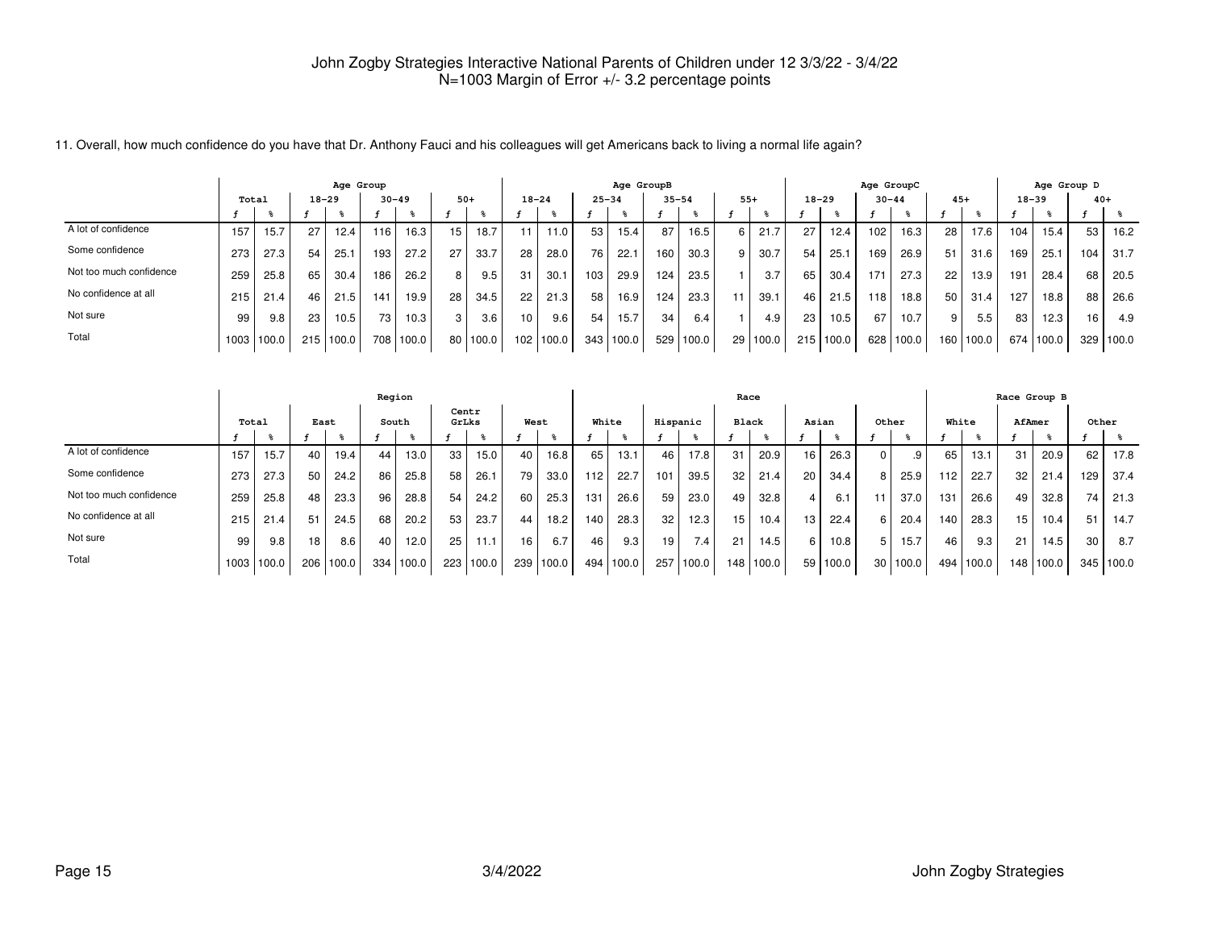John Zogby Strategies Interactive National Parents of Children under 12 3/3/22 - 3/4/22
N=1003 Margin of Error +/- 3.2 percentage points

11. Overall, how much confidence do you have that Dr. Anthony Fauci and his colleagues will get Americans back to living a normal life again?

| | Total | | Age Group | | | | | | Age GroupB | | | | | | | | Age GroupC | | | | | | Age Group D | | | |
|---|---|---|---|---|---|---|---|---|---|---|---|---|---|---|---|---|---|---|---|---|---|---|---|---|---|---|
| | | | 18-29 | | 30-49 | | 50+ | | 18-24 | | 25-34 | | 35-54 | | 55+ | | 18-29 | | 30-44 | | 45+ | | 18-39 | | 40+ | |
| | f | % | f | % | f | % | f | % | f | % | f | % | f | % | f | % | f | % | f | % | f | % | f | % | f | % |
| A lot of confidence | 157 | 15.7 | 27 | 12.4 | 116 | 16.3 | 15 | 18.7 | 11 | 11.0 | 53 | 15.4 | 87 | 16.5 | 6 | 21.7 | 27 | 12.4 | 102 | 16.3 | 28 | 17.6 | 104 | 15.4 | 53 | 16.2 |
| Some confidence | 273 | 27.3 | 54 | 25.1 | 193 | 27.2 | 27 | 33.7 | 28 | 28.0 | 76 | 22.1 | 160 | 30.3 | 9 | 30.7 | 54 | 25.1 | 169 | 26.9 | 51 | 31.6 | 169 | 25.1 | 104 | 31.7 |
| Not too much confidence | 259 | 25.8 | 65 | 30.4 | 186 | 26.2 | 8 | 9.5 | 31 | 30.1 | 103 | 29.9 | 124 | 23.5 | 1 | 3.7 | 65 | 30.4 | 171 | 27.3 | 22 | 13.9 | 191 | 28.4 | 68 | 20.5 |
| No confidence at all | 215 | 21.4 | 46 | 21.5 | 141 | 19.9 | 28 | 34.5 | 22 | 21.3 | 58 | 16.9 | 124 | 23.3 | 11 | 39.1 | 46 | 21.5 | 118 | 18.8 | 50 | 31.4 | 127 | 18.8 | 88 | 26.6 |
| Not sure | 99 | 9.8 | 23 | 10.5 | 73 | 10.3 | 3 | 3.6 | 10 | 9.6 | 54 | 15.7 | 34 | 6.4 | 1 | 4.9 | 23 | 10.5 | 67 | 10.7 | 9 | 5.5 | 83 | 12.3 | 16 | 4.9 |
| Total | 1003 | 100.0 | 215 | 100.0 | 708 | 100.0 | 80 | 100.0 | 102 | 100.0 | 343 | 100.0 | 529 | 100.0 | 29 | 100.0 | 215 | 100.0 | 628 | 100.0 | 160 | 100.0 | 674 | 100.0 | 329 | 100.0 |

| | Total | | Region | | | | | | | | Race | | | | | | | | | | Race Group B | | | | | |
|---|---|---|---|---|---|---|---|---|---|---|---|---|---|---|---|---|---|---|---|---|---|---|---|---|---|---|
| | | | East | | South | | Centr GrLks | | West | | White | | Hispanic | | Black | | Asian | | Other | | White | | AfAmer | | Other | |
| | f | % | f | % | f | % | f | % | f | % | f | % | f | % | f | % | f | % | f | % | f | % | f | % | f | % |
| A lot of confidence | 157 | 15.7 | 40 | 19.4 | 44 | 13.0 | 33 | 15.0 | 40 | 16.8 | 65 | 13.1 | 46 | 17.8 | 31 | 20.9 | 16 | 26.3 | 0 | .9 | 65 | 13.1 | 31 | 20.9 | 62 | 17.8 |
| Some confidence | 273 | 27.3 | 50 | 24.2 | 86 | 25.8 | 58 | 26.1 | 79 | 33.0 | 112 | 22.7 | 101 | 39.5 | 32 | 21.4 | 20 | 34.4 | 8 | 25.9 | 112 | 22.7 | 32 | 21.4 | 129 | 37.4 |
| Not too much confidence | 259 | 25.8 | 48 | 23.3 | 96 | 28.8 | 54 | 24.2 | 60 | 25.3 | 131 | 26.6 | 59 | 23.0 | 49 | 32.8 | 4 | 6.1 | 11 | 37.0 | 131 | 26.6 | 49 | 32.8 | 74 | 21.3 |
| No confidence at all | 215 | 21.4 | 51 | 24.5 | 68 | 20.2 | 53 | 23.7 | 44 | 18.2 | 140 | 28.3 | 32 | 12.3 | 15 | 10.4 | 13 | 22.4 | 6 | 20.4 | 140 | 28.3 | 15 | 10.4 | 51 | 14.7 |
| Not sure | 99 | 9.8 | 18 | 8.6 | 40 | 12.0 | 25 | 11.1 | 16 | 6.7 | 46 | 9.3 | 19 | 7.4 | 21 | 14.5 | 6 | 10.8 | 5 | 15.7 | 46 | 9.3 | 21 | 14.5 | 30 | 8.7 |
| Total | 1003 | 100.0 | 206 | 100.0 | 334 | 100.0 | 223 | 100.0 | 239 | 100.0 | 494 | 100.0 | 257 | 100.0 | 148 | 100.0 | 59 | 100.0 | 30 | 100.0 | 494 | 100.0 | 148 | 100.0 | 345 | 100.0 |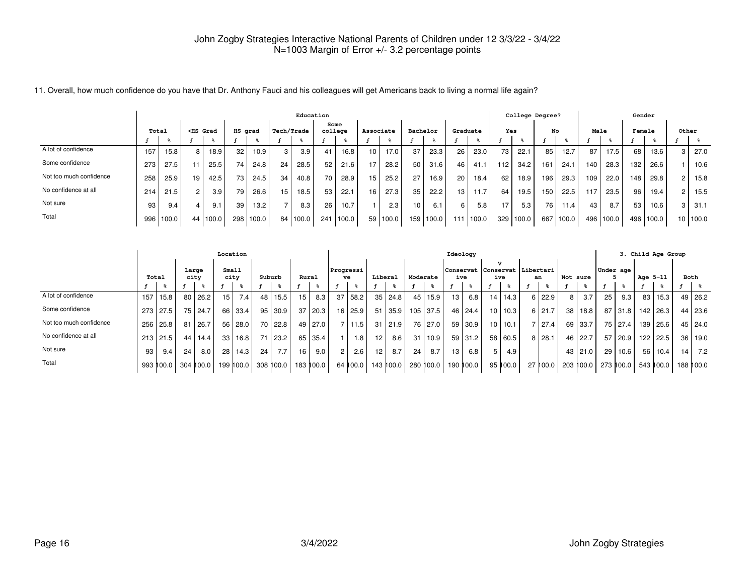John Zogby Strategies Interactive National Parents of Children under 12 3/3/22 - 3/4/22
N=1003 Margin of Error +/- 3.2 percentage points

11. Overall, how much confidence do you have that Dr. Anthony Fauci and his colleagues will get Americans back to living a normal life again?

| | Total | | Education | | | | | | | | | | | | | | College Degree? | | | | Gender | | | | | |
|---|---|---|---|---|---|---|---|---|---|---|---|---|---|---|---|---|---|---|---|---|---|---|---|---|---|---|
| | | | <HS Grad | | HS grad | | Tech/Trade | | Some college | | Associate | | Bachelor | | Graduate | | Yes | | No | | Male | | Female | | Other | |
| | f | % | f | % | f | % | f | % | f | % | f | % | f | % | f | % | f | % | f | % | f | % | f | % | f | % |
| A lot of confidence | 157 | 15.8 | 8 | 18.9 | 32 | 10.9 | 3 | 3.9 | 41 | 16.8 | 10 | 17.0 | 37 | 23.3 | 26 | 23.0 | 73 | 22.1 | 85 | 12.7 | 87 | 17.5 | 68 | 13.6 | 3 | 27.0 |
| Some confidence | 273 | 27.5 | 11 | 25.5 | 74 | 24.8 | 24 | 28.5 | 52 | 21.6 | 17 | 28.2 | 50 | 31.6 | 46 | 41.1 | 112 | 34.2 | 161 | 24.1 | 140 | 28.3 | 132 | 26.6 | 1 | 10.6 |
| Not too much confidence | 258 | 25.9 | 19 | 42.5 | 73 | 24.5 | 34 | 40.8 | 70 | 28.9 | 15 | 25.2 | 27 | 16.9 | 20 | 18.4 | 62 | 18.9 | 196 | 29.3 | 109 | 22.0 | 148 | 29.8 | 2 | 15.8 |
| No confidence at all | 214 | 21.5 | 2 | 3.9 | 79 | 26.6 | 15 | 18.5 | 53 | 22.1 | 16 | 27.3 | 35 | 22.2 | 13 | 11.7 | 64 | 19.5 | 150 | 22.5 | 117 | 23.5 | 96 | 19.4 | 2 | 15.5 |
| Not sure | 93 | 9.4 | 4 | 9.1 | 39 | 13.2 | 7 | 8.3 | 26 | 10.7 | 1 | 2.3 | 10 | 6.1 | 6 | 5.8 | 17 | 5.3 | 76 | 11.4 | 43 | 8.7 | 53 | 10.6 | 3 | 31.1 |
| Total | 996 | 100.0 | 44 | 100.0 | 298 | 100.0 | 84 | 100.0 | 241 | 100.0 | 59 | 100.0 | 159 | 100.0 | 111 | 100.0 | 329 | 100.0 | 667 | 100.0 | 496 | 100.0 | 496 | 100.0 | 10 | 100.0 |

| | Total | | Location | | | | | | | | Ideology | | | | | | | | | | | | | | 3. Child Age Group | | | | | |
|---|---|---|---|---|---|---|---|---|---|---|---|---|---|---|---|---|---|---|---|---|---|---|---|---|---|---|---|---|---|---|
| | | | Large city | | Small city | | Suburb | | Rural | | Progressive | | Liberal | | Moderate | | Conservative | | V Conservative | | Libertarian | | Not sure | | Under age 5 | | Age 5-11 | | Both | |
| | f | % | f | % | f | % | f | % | f | % | f | % | f | % | f | % | f | % | f | % | f | % | f | % | f | % | f | % | f | % |
| A lot of confidence | 157 | 15.8 | 80 | 26.2 | 15 | 7.4 | 48 | 15.5 | 15 | 8.3 | 37 | 58.2 | 35 | 24.8 | 45 | 15.9 | 13 | 6.8 | 14 | 14.3 | 6 | 22.9 | 8 | 3.7 | 25 | 9.3 | 83 | 15.3 | 49 | 26.2 |
| Some confidence | 273 | 27.5 | 75 | 24.7 | 66 | 33.4 | 95 | 30.9 | 37 | 20.3 | 16 | 25.9 | 51 | 35.9 | 105 | 37.5 | 46 | 24.4 | 10 | 10.3 | 6 | 21.7 | 38 | 18.8 | 87 | 31.8 | 142 | 26.3 | 44 | 23.6 |
| Not too much confidence | 256 | 25.8 | 81 | 26.7 | 56 | 28.0 | 70 | 22.8 | 49 | 27.0 | 7 | 11.5 | 31 | 21.9 | 76 | 27.0 | 59 | 30.9 | 10 | 10.1 | 7 | 27.4 | 69 | 33.7 | 75 | 27.4 | 139 | 25.6 | 45 | 24.0 |
| No confidence at all | 213 | 21.5 | 44 | 14.4 | 33 | 16.8 | 71 | 23.2 | 65 | 35.4 | 1 | 1.8 | 12 | 8.6 | 31 | 10.9 | 59 | 31.2 | 58 | 60.5 | 8 | 28.1 | 46 | 22.7 | 57 | 20.9 | 122 | 22.5 | 36 | 19.0 |
| Not sure | 93 | 9.4 | 24 | 8.0 | 28 | 14.3 | 24 | 7.7 | 16 | 9.0 | 2 | 2.6 | 12 | 8.7 | 24 | 8.7 | 13 | 6.8 | 5 | 4.9 | | | 43 | 21.0 | 29 | 10.6 | 56 | 10.4 | 14 | 7.2 |
| Total | 993 | 100.0 | 304 | 100.0 | 199 | 100.0 | 308 | 100.0 | 183 | 100.0 | 64 | 100.0 | 143 | 100.0 | 280 | 100.0 | 190 | 100.0 | 95 | 100.0 | 27 | 100.0 | 203 | 100.0 | 273 | 100.0 | 543 | 100.0 | 188 | 100.0 |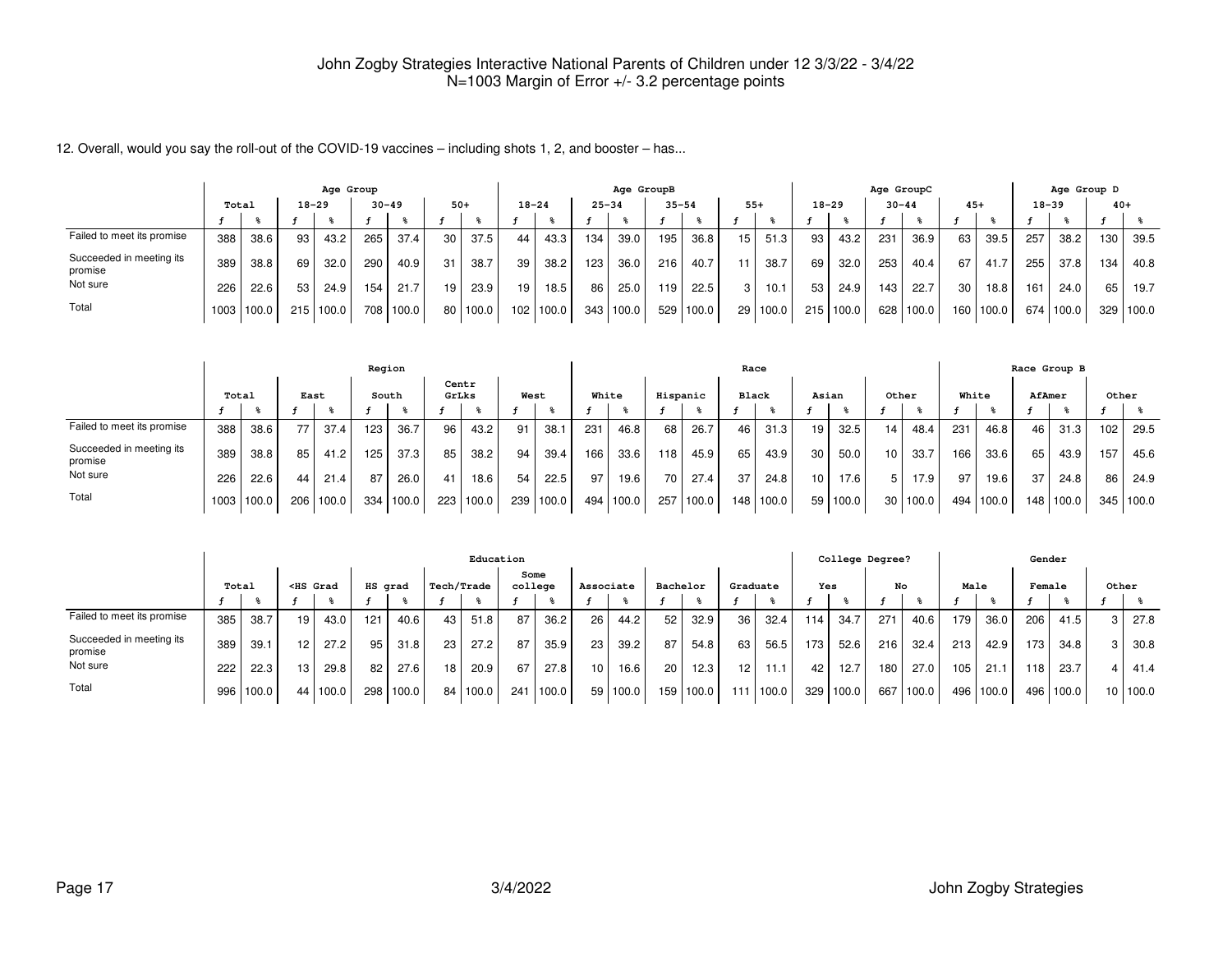John Zogby Strategies Interactive National Parents of Children under 12 3/3/22 - 3/4/22
N=1003 Margin of Error +/- 3.2 percentage points

12. Overall, would you say the roll-out of the COVID-19 vaccines – including shots 1, 2, and booster – has...

| | Total | | Age Group 18-29 | | Age Group 30-49 | | Age Group 50+ | | Age GroupB 18-24 | | Age GroupB 25-34 | | Age GroupB 35-54 | | Age GroupB 55+ | | Age GroupC 18-29 | | Age GroupC 30-44 | | Age GroupC 45+ | | Age Group D 18-39 | | Age Group D 40+ | |
|---|---|---|---|---|---|---|---|---|---|---|---|---|---|---|---|---|---|---|---|---|---|---|---|---|---|---|
| | f | % | f | % | f | % | f | % | f | % | f | % | f | % | f | % | f | % | f | % | f | % | f | % | f | % |
| Failed to meet its promise | 388 | 38.6 | 93 | 43.2 | 265 | 37.4 | 30 | 37.5 | 44 | 43.3 | 134 | 39.0 | 195 | 36.8 | 15 | 51.3 | 93 | 43.2 | 231 | 36.9 | 63 | 39.5 | 257 | 38.2 | 130 | 39.5 |
| Succeeded in meeting its promise | 389 | 38.8 | 69 | 32.0 | 290 | 40.9 | 31 | 38.7 | 39 | 38.2 | 123 | 36.0 | 216 | 40.7 | 11 | 38.7 | 69 | 32.0 | 253 | 40.4 | 67 | 41.7 | 255 | 37.8 | 134 | 40.8 |
| Not sure | 226 | 22.6 | 53 | 24.9 | 154 | 21.7 | 19 | 23.9 | 19 | 18.5 | 86 | 25.0 | 119 | 22.5 | 3 | 10.1 | 53 | 24.9 | 143 | 22.7 | 30 | 18.8 | 161 | 24.0 | 65 | 19.7 |
| Total | 1003 | 100.0 | 215 | 100.0 | 708 | 100.0 | 80 | 100.0 | 102 | 100.0 | 343 | 100.0 | 529 | 100.0 | 29 | 100.0 | 215 | 100.0 | 628 | 100.0 | 160 | 100.0 | 674 | 100.0 | 329 | 100.0 |

| | Total | | Region East | | Region South | | Region Centr GrLks | | Region West | | Race White | | Race Hispanic | | Race Black | | Race Asian | | Race Other | | Race Group B White | | Race Group B AfAmer | | Race Group B Other | |
|---|---|---|---|---|---|---|---|---|---|---|---|---|---|---|---|---|---|---|---|---|---|---|---|---|---|---|
| | f | % | f | % | f | % | f | % | f | % | f | % | f | % | f | % | f | % | f | % | f | % | f | % | f | % |
| Failed to meet its promise | 388 | 38.6 | 77 | 37.4 | 123 | 36.7 | 96 | 43.2 | 91 | 38.1 | 231 | 46.8 | 68 | 26.7 | 46 | 31.3 | 19 | 32.5 | 14 | 48.4 | 231 | 46.8 | 46 | 31.3 | 102 | 29.5 |
| Succeeded in meeting its promise | 389 | 38.8 | 85 | 41.2 | 125 | 37.3 | 85 | 38.2 | 94 | 39.4 | 166 | 33.6 | 118 | 45.9 | 65 | 43.9 | 30 | 50.0 | 10 | 33.7 | 166 | 33.6 | 65 | 43.9 | 157 | 45.6 |
| Not sure | 226 | 22.6 | 44 | 21.4 | 87 | 26.0 | 41 | 18.6 | 54 | 22.5 | 97 | 19.6 | 70 | 27.4 | 37 | 24.8 | 10 | 17.6 | 5 | 17.9 | 97 | 19.6 | 37 | 24.8 | 86 | 24.9 |
| Total | 1003 | 100.0 | 206 | 100.0 | 334 | 100.0 | 223 | 100.0 | 239 | 100.0 | 494 | 100.0 | 257 | 100.0 | 148 | 100.0 | 59 | 100.0 | 30 | 100.0 | 494 | 100.0 | 148 | 100.0 | 345 | 100.0 |

| | Total | | Education <HS Grad | | Education HS grad | | Education Tech/Trade | | Education Some college | | Education Associate | | Education Bachelor | | Education Graduate | | College Degree? Yes | | College Degree? No | | Gender Male | | Gender Female | | Gender Other | |
|---|---|---|---|---|---|---|---|---|---|---|---|---|---|---|---|---|---|---|---|---|---|---|---|---|---|---|
| | f | % | f | % | f | % | f | % | f | % | f | % | f | % | f | % | f | % | f | % | f | % | f | % | f | % |
| Failed to meet its promise | 385 | 38.7 | 19 | 43.0 | 121 | 40.6 | 43 | 51.8 | 87 | 36.2 | 26 | 44.2 | 52 | 32.9 | 36 | 32.4 | 114 | 34.7 | 271 | 40.6 | 179 | 36.0 | 206 | 41.5 | 3 | 27.8 |
| Succeeded in meeting its promise | 389 | 39.1 | 12 | 27.2 | 95 | 31.8 | 23 | 27.2 | 87 | 35.9 | 23 | 39.2 | 87 | 54.8 | 63 | 56.5 | 173 | 52.6 | 216 | 32.4 | 213 | 42.9 | 173 | 34.8 | 3 | 30.8 |
| Not sure | 222 | 22.3 | 13 | 29.8 | 82 | 27.6 | 18 | 20.9 | 67 | 27.8 | 10 | 16.6 | 20 | 12.3 | 12 | 11.1 | 42 | 12.7 | 180 | 27.0 | 105 | 21.1 | 118 | 23.7 | 4 | 41.4 |
| Total | 996 | 100.0 | 44 | 100.0 | 298 | 100.0 | 84 | 100.0 | 241 | 100.0 | 59 | 100.0 | 159 | 100.0 | 111 | 100.0 | 329 | 100.0 | 667 | 100.0 | 496 | 100.0 | 496 | 100.0 | 10 | 100.0 |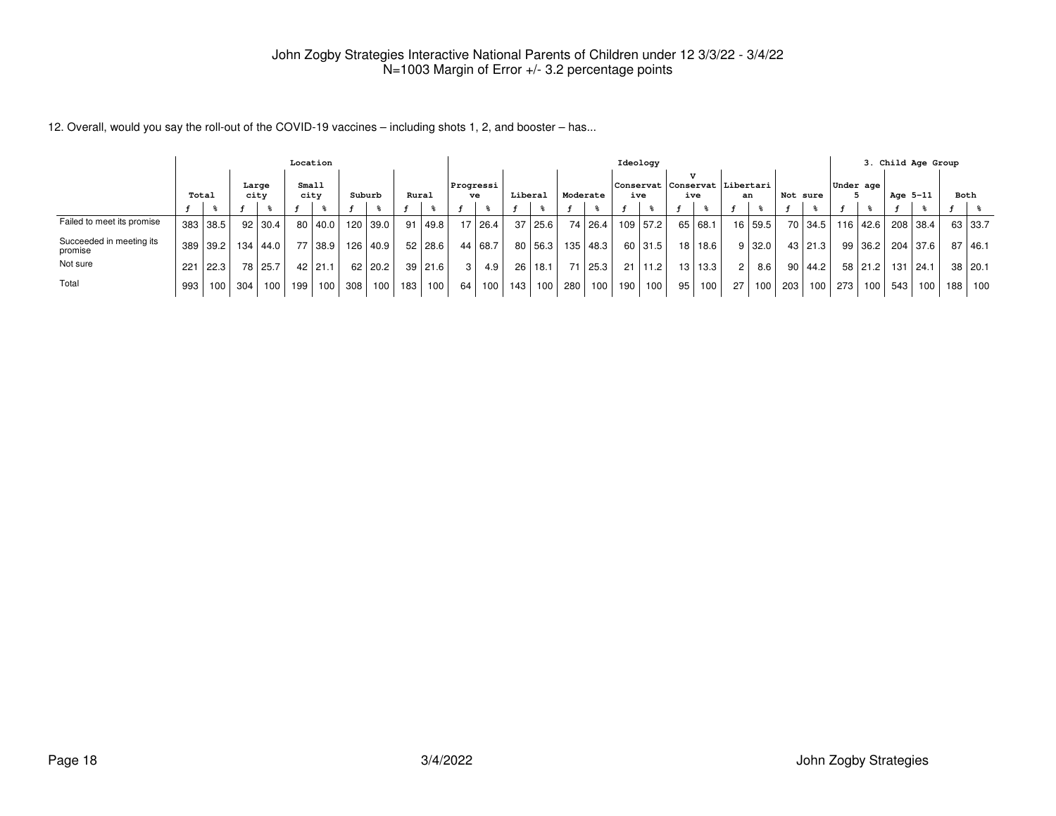John Zogby Strategies Interactive National Parents of Children under 12 3/3/22 - 3/4/22
N=1003 Margin of Error +/- 3.2 percentage points

12. Overall, would you say the roll-out of the COVID-19 vaccines – including shots 1, 2, and booster – has...

| | Total | | Location | | | | | | | | Ideology | | | | | | | | | | | | | | 3. Child Age Group | | | | | |
|---|---|---|---|---|---|---|---|---|---|---|---|---|---|---|---|---|---|---|---|---|---|---|---|---|---|---|---|---|---|---|
| | | | Large city | | Small city | | Suburb | | Rural | | Progressive | | Liberal | | Moderate | | Conservative | | V Conservative | | Libertarian | | Not sure | | Under age 5 | | Age 5-11 | | Both | |
| | f | % | f | % | f | % | f | % | f | % | f | % | f | % | f | % | f | % | f | % | f | % | f | % | f | % | f | % | f | % |
| Failed to meet its promise | 383 | 38.5 | 92 | 30.4 | 80 | 40.0 | 120 | 39.0 | 91 | 49.8 | 17 | 26.4 | 37 | 25.6 | 74 | 26.4 | 109 | 57.2 | 65 | 68.1 | 16 | 59.5 | 70 | 34.5 | 116 | 42.6 | 208 | 38.4 | 63 | 33.7 |
| Succeeded in meeting its promise | 389 | 39.2 | 134 | 44.0 | 77 | 38.9 | 126 | 40.9 | 52 | 28.6 | 44 | 68.7 | 80 | 56.3 | 135 | 48.3 | 60 | 31.5 | 18 | 18.6 | 9 | 32.0 | 43 | 21.3 | 99 | 36.2 | 204 | 37.6 | 87 | 46.1 |
| Not sure | 221 | 22.3 | 78 | 25.7 | 42 | 21.1 | 62 | 20.2 | 39 | 21.6 | 3 | 4.9 | 26 | 18.1 | 71 | 25.3 | 21 | 11.2 | 13 | 13.3 | 2 | 8.6 | 90 | 44.2 | 58 | 21.2 | 131 | 24.1 | 38 | 20.1 |
| Total | 993 | 100 | 304 | 100 | 199 | 100 | 308 | 100 | 183 | 100 | 64 | 100 | 143 | 100 | 280 | 100 | 190 | 100 | 95 | 100 | 27 | 100 | 203 | 100 | 273 | 100 | 543 | 100 | 188 | 100 |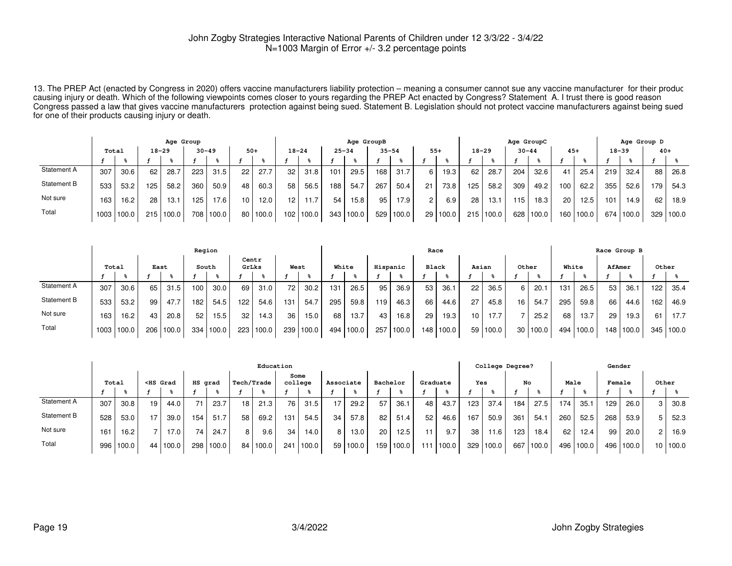John Zogby Strategies Interactive National Parents of Children under 12 3/3/22 - 3/4/22
N=1003 Margin of Error +/- 3.2 percentage points

13. The PREP Act (enacted by Congress in 2020) offers vaccine manufacturers liability protection – meaning a consumer cannot sue any vaccine manufacturer for their produc causing injury or death. Which of the following viewpoints comes closer to yours regarding the PREP Act enacted by Congress? Statement A. I trust there is good reason Congress passed a law that gives vaccine manufacturers protection against being sued. Statement B. Legislation should not protect vaccine manufacturers against being sued for one of their products causing injury or death.

| | Total | | Age Group | | | | | | Age GroupB | | | | | | | | Age GroupC | | | | | | Age Group D | | | |
|---|---|---|---|---|---|---|---|---|---|---|---|---|---|---|---|---|---|---|---|---|---|---|---|---|---|---|
| | | | 18-29 | | 30-49 | | 50+ | | 18-24 | | 25-34 | | 35-54 | | 55+ | | 18-29 | | 30-44 | | 45+ | | 18-39 | | 40+ | |
| | f | % | f | % | f | % | f | % | f | % | f | % | f | % | f | % | f | % | f | % | f | % | f | % | f | % |
| Statement A | 307 | 30.6 | 62 | 28.7 | 223 | 31.5 | 22 | 27.7 | 32 | 31.8 | 101 | 29.5 | 168 | 31.7 | 6 | 19.3 | 62 | 28.7 | 204 | 32.6 | 41 | 25.4 | 219 | 32.4 | 88 | 26.8 |
| Statement B | 533 | 53.2 | 125 | 58.2 | 360 | 50.9 | 48 | 60.3 | 58 | 56.5 | 188 | 54.7 | 267 | 50.4 | 21 | 73.8 | 125 | 58.2 | 309 | 49.2 | 100 | 62.2 | 355 | 52.6 | 179 | 54.3 |
| Not sure | 163 | 16.2 | 28 | 13.1 | 125 | 17.6 | 10 | 12.0 | 12 | 11.7 | 54 | 15.8 | 95 | 17.9 | 2 | 6.9 | 28 | 13.1 | 115 | 18.3 | 20 | 12.5 | 101 | 14.9 | 62 | 18.9 |
| Total | 1003 | 100.0 | 215 | 100.0 | 708 | 100.0 | 80 | 100.0 | 102 | 100.0 | 343 | 100.0 | 529 | 100.0 | 29 | 100.0 | 215 | 100.0 | 628 | 100.0 | 160 | 100.0 | 674 | 100.0 | 329 | 100.0 |

| | Total | | Region | | | | | | | | Race | | | | | | | | | | Race Group B | | | | | |
|---|---|---|---|---|---|---|---|---|---|---|---|---|---|---|---|---|---|---|---|---|---|---|---|---|---|---|
| | | | East | | South | | Centr GrLks | | West | | White | | Hispanic | | Black | | Asian | | Other | | White | | AfAmer | | Other | |
| | f | % | f | % | f | % | f | % | f | % | f | % | f | % | f | % | f | % | f | % | f | % | f | % | f | % |
| Statement A | 307 | 30.6 | 65 | 31.5 | 100 | 30.0 | 69 | 31.0 | 72 | 30.2 | 131 | 26.5 | 95 | 36.9 | 53 | 36.1 | 22 | 36.5 | 6 | 20.1 | 131 | 26.5 | 53 | 36.1 | 122 | 35.4 |
| Statement B | 533 | 53.2 | 99 | 47.7 | 182 | 54.5 | 122 | 54.6 | 131 | 54.7 | 295 | 59.8 | 119 | 46.3 | 66 | 44.6 | 27 | 45.8 | 16 | 54.7 | 295 | 59.8 | 66 | 44.6 | 162 | 46.9 |
| Not sure | 163 | 16.2 | 43 | 20.8 | 52 | 15.5 | 32 | 14.3 | 36 | 15.0 | 68 | 13.7 | 43 | 16.8 | 29 | 19.3 | 10 | 17.7 | 7 | 25.2 | 68 | 13.7 | 29 | 19.3 | 61 | 17.7 |
| Total | 1003 | 100.0 | 206 | 100.0 | 334 | 100.0 | 223 | 100.0 | 239 | 100.0 | 494 | 100.0 | 257 | 100.0 | 148 | 100.0 | 59 | 100.0 | 30 | 100.0 | 494 | 100.0 | 148 | 100.0 | 345 | 100.0 |

| | Total | | Education | | | | | | | | | | | | | | College Degree? | | | | Gender | | | | | |
|---|---|---|---|---|---|---|---|---|---|---|---|---|---|---|---|---|---|---|---|---|---|---|---|---|---|---|
| | | | <HS Grad | | HS grad | | Tech/Trade | | Some college | | Associate | | Bachelor | | Graduate | | Yes | | No | | Male | | Female | | Other | |
| | f | % | f | % | f | % | f | % | f | % | f | % | f | % | f | % | f | % | f | % | f | % | f | % | f | % |
| Statement A | 307 | 30.8 | 19 | 44.0 | 71 | 23.7 | 18 | 21.3 | 76 | 31.5 | 17 | 29.2 | 57 | 36.1 | 48 | 43.7 | 123 | 37.4 | 184 | 27.5 | 174 | 35.1 | 129 | 26.0 | 3 | 30.8 |
| Statement B | 528 | 53.0 | 17 | 39.0 | 154 | 51.7 | 58 | 69.2 | 131 | 54.5 | 34 | 57.8 | 82 | 51.4 | 52 | 46.6 | 167 | 50.9 | 361 | 54.1 | 260 | 52.5 | 268 | 53.9 | 5 | 52.3 |
| Not sure | 161 | 16.2 | 7 | 17.0 | 74 | 24.7 | 8 | 9.6 | 34 | 14.0 | 8 | 13.0 | 20 | 12.5 | 11 | 9.7 | 38 | 11.6 | 123 | 18.4 | 62 | 12.4 | 99 | 20.0 | 2 | 16.9 |
| Total | 996 | 100.0 | 44 | 100.0 | 298 | 100.0 | 84 | 100.0 | 241 | 100.0 | 59 | 100.0 | 159 | 100.0 | 111 | 100.0 | 329 | 100.0 | 667 | 100.0 | 496 | 100.0 | 496 | 100.0 | 10 | 100.0 |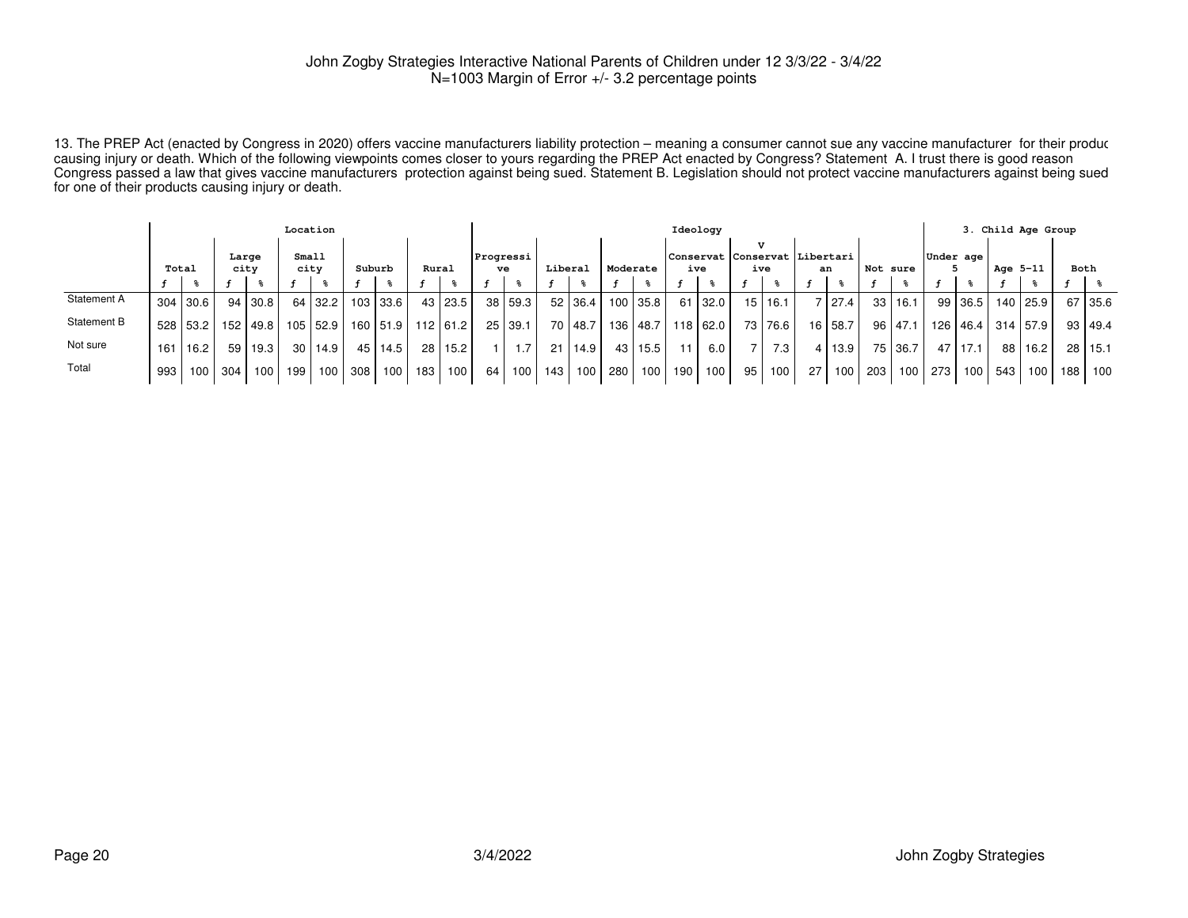John Zogby Strategies Interactive National Parents of Children under 12 3/3/22 - 3/4/22
N=1003 Margin of Error +/- 3.2 percentage points

13. The PREP Act (enacted by Congress in 2020) offers vaccine manufacturers liability protection – meaning a consumer cannot sue any vaccine manufacturer for their produc causing injury or death. Which of the following viewpoints comes closer to yours regarding the PREP Act enacted by Congress? Statement A. I trust there is good reason Congress passed a law that gives vaccine manufacturers protection against being sued. Statement B. Legislation should not protect vaccine manufacturers against being sued for one of their products causing injury or death.

| | Total | | Location | | | | | | | | Ideology | | | | | | | | | | | | | | 3. Child Age Group | | | | | |
|---|---|---|---|---|---|---|---|---|---|---|---|---|---|---|---|---|---|---|---|---|---|---|---|---|---|---|---|---|---|---|
| | | | Large city | | Small city | | Suburb | | Rural | | Progressive | | Liberal | | Moderate | | Conservative | | V Conservative | | Libertarian | | Not sure | | Under age 5 | | Age 5-11 | | Both | |
| | f | % | f | % | f | % | f | % | f | % | f | % | f | % | f | % | f | % | f | % | f | % | f | % | f | % | f | % | f | % |
| Statement A | 304 | 30.6 | 94 | 30.8 | 64 | 32.2 | 103 | 33.6 | 43 | 23.5 | 38 | 59.3 | 52 | 36.4 | 100 | 35.8 | 61 | 32.0 | 15 | 16.1 | 7 | 27.4 | 33 | 16.1 | 99 | 36.5 | 140 | 25.9 | 67 | 35.6 |
| Statement B | 528 | 53.2 | 152 | 49.8 | 105 | 52.9 | 160 | 51.9 | 112 | 61.2 | 25 | 39.1 | 70 | 48.7 | 136 | 48.7 | 118 | 62.0 | 73 | 76.6 | 16 | 58.7 | 96 | 47.1 | 126 | 46.4 | 314 | 57.9 | 93 | 49.4 |
| Not sure | 161 | 16.2 | 59 | 19.3 | 30 | 14.9 | 45 | 14.5 | 28 | 15.2 | 1 | 1.7 | 21 | 14.9 | 43 | 15.5 | 11 | 6.0 | 7 | 7.3 | 4 | 13.9 | 75 | 36.7 | 47 | 17.1 | 88 | 16.2 | 28 | 15.1 |
| Total | 993 | 100 | 304 | 100 | 199 | 100 | 308 | 100 | 183 | 100 | 64 | 100 | 143 | 100 | 280 | 100 | 190 | 100 | 95 | 100 | 27 | 100 | 203 | 100 | 273 | 100 | 543 | 100 | 188 | 100 |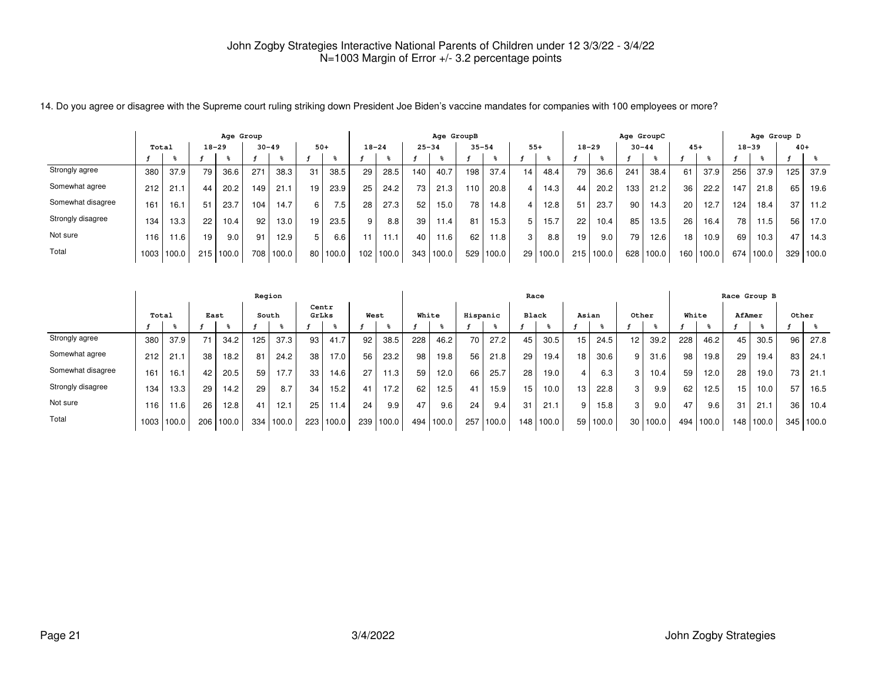John Zogby Strategies Interactive National Parents of Children under 12 3/3/22 - 3/4/22
N=1003 Margin of Error +/- 3.2 percentage points

14. Do you agree or disagree with the Supreme court ruling striking down President Joe Biden's vaccine mandates for companies with 100 employees or more?

| | Total | | Age Group | | | | | | Age GroupB | | | | | | | | Age GroupC | | | | | | Age Group D | | | |
|---|---|---|---|---|---|---|---|---|---|---|---|---|---|---|---|---|---|---|---|---|---|---|---|---|---|---|
| | | | 18-29 | | 30-49 | | 50+ | | 18-24 | | 25-34 | | 35-54 | | 55+ | | 18-29 | | 30-44 | | 45+ | | 18-39 | | 40+ | |
| | ƒ | % | ƒ | % | ƒ | % | ƒ | % | ƒ | % | ƒ | % | ƒ | % | ƒ | % | ƒ | % | ƒ | % | ƒ | % | ƒ | % | ƒ | % |
| Strongly agree | 380 | 37.9 | 79 | 36.6 | 271 | 38.3 | 31 | 38.5 | 29 | 28.5 | 140 | 40.7 | 198 | 37.4 | 14 | 48.4 | 79 | 36.6 | 241 | 38.4 | 61 | 37.9 | 256 | 37.9 | 125 | 37.9 |
| Somewhat agree | 212 | 21.1 | 44 | 20.2 | 149 | 21.1 | 19 | 23.9 | 25 | 24.2 | 73 | 21.3 | 110 | 20.8 | 4 | 14.3 | 44 | 20.2 | 133 | 21.2 | 36 | 22.2 | 147 | 21.8 | 65 | 19.6 |
| Somewhat disagree | 161 | 16.1 | 51 | 23.7 | 104 | 14.7 | 6 | 7.5 | 28 | 27.3 | 52 | 15.0 | 78 | 14.8 | 4 | 12.8 | 51 | 23.7 | 90 | 14.3 | 20 | 12.7 | 124 | 18.4 | 37 | 11.2 |
| Strongly disagree | 134 | 13.3 | 22 | 10.4 | 92 | 13.0 | 19 | 23.5 | 9 | 8.8 | 39 | 11.4 | 81 | 15.3 | 5 | 15.7 | 22 | 10.4 | 85 | 13.5 | 26 | 16.4 | 78 | 11.5 | 56 | 17.0 |
| Not sure | 116 | 11.6 | 19 | 9.0 | 91 | 12.9 | 5 | 6.6 | 11 | 11.1 | 40 | 11.6 | 62 | 11.8 | 3 | 8.8 | 19 | 9.0 | 79 | 12.6 | 18 | 10.9 | 69 | 10.3 | 47 | 14.3 |
| Total | 1003 | 100.0 | 215 | 100.0 | 708 | 100.0 | 80 | 100.0 | 102 | 100.0 | 343 | 100.0 | 529 | 100.0 | 29 | 100.0 | 215 | 100.0 | 628 | 100.0 | 160 | 100.0 | 674 | 100.0 | 329 | 100.0 |

| | Total | | Region | | | | | | | | Race | | | | | | | | | | Race Group B | | | | | |
|---|---|---|---|---|---|---|---|---|---|---|---|---|---|---|---|---|---|---|---|---|---|---|---|---|---|---|
| | | | East | | South | | Centr GrLks | | West | | White | | Hispanic | | Black | | Asian | | Other | | White | | AfAmer | | Other | |
| | ƒ | % | ƒ | % | ƒ | % | ƒ | % | ƒ | % | ƒ | % | ƒ | % | ƒ | % | ƒ | % | ƒ | % | ƒ | % | ƒ | % | ƒ | % |
| Strongly agree | 380 | 37.9 | 71 | 34.2 | 125 | 37.3 | 93 | 41.7 | 92 | 38.5 | 228 | 46.2 | 70 | 27.2 | 45 | 30.5 | 15 | 24.5 | 12 | 39.2 | 228 | 46.2 | 45 | 30.5 | 96 | 27.8 |
| Somewhat agree | 212 | 21.1 | 38 | 18.2 | 81 | 24.2 | 38 | 17.0 | 56 | 23.2 | 98 | 19.8 | 56 | 21.8 | 29 | 19.4 | 18 | 30.6 | 9 | 31.6 | 98 | 19.8 | 29 | 19.4 | 83 | 24.1 |
| Somewhat disagree | 161 | 16.1 | 42 | 20.5 | 59 | 17.7 | 33 | 14.6 | 27 | 11.3 | 59 | 12.0 | 66 | 25.7 | 28 | 19.0 | 4 | 6.3 | 3 | 10.4 | 59 | 12.0 | 28 | 19.0 | 73 | 21.1 |
| Strongly disagree | 134 | 13.3 | 29 | 14.2 | 29 | 8.7 | 34 | 15.2 | 41 | 17.2 | 62 | 12.5 | 41 | 15.9 | 15 | 10.0 | 13 | 22.8 | 3 | 9.9 | 62 | 12.5 | 15 | 10.0 | 57 | 16.5 |
| Not sure | 116 | 11.6 | 26 | 12.8 | 41 | 12.1 | 25 | 11.4 | 24 | 9.9 | 47 | 9.6 | 24 | 9.4 | 31 | 21.1 | 9 | 15.8 | 3 | 9.0 | 47 | 9.6 | 31 | 21.1 | 36 | 10.4 |
| Total | 1003 | 100.0 | 206 | 100.0 | 334 | 100.0 | 223 | 100.0 | 239 | 100.0 | 494 | 100.0 | 257 | 100.0 | 148 | 100.0 | 59 | 100.0 | 30 | 100.0 | 494 | 100.0 | 148 | 100.0 | 345 | 100.0 |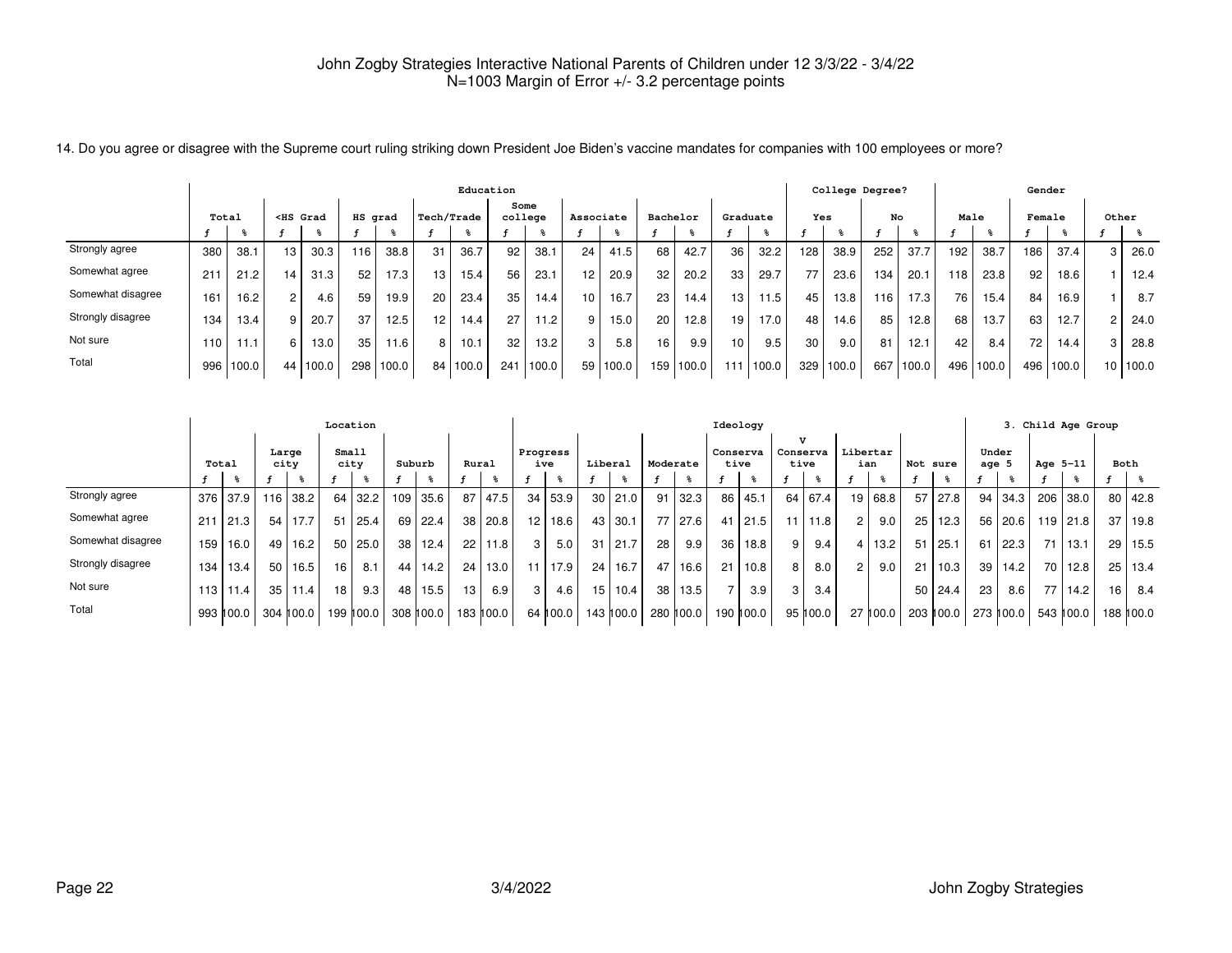John Zogby Strategies Interactive National Parents of Children under 12 3/3/22 - 3/4/22
N=1003 Margin of Error +/- 3.2 percentage points

14. Do you agree or disagree with the Supreme court ruling striking down President Joe Biden's vaccine mandates for companies with 100 employees or more?

| | Total | | Education | | | | | | | | | | | | | | College Degree? | | | | Gender | | | | | |
|---|---|---|---|---|---|---|---|---|---|---|---|---|---|---|---|---|---|---|---|---|---|---|---|---|---|---|
| | | | <HS Grad | | HS grad | | Tech/Trade | | Some college | | Associate | | Bachelor | | Graduate | | Yes | | No | | Male | | Female | | Other | |
| | f | % | f | % | f | % | f | % | f | % | f | % | f | % | f | % | f | % | f | % | f | % | f | % | f | % |
| Strongly agree | 380 | 38.1 | 13 | 30.3 | 116 | 38.8 | 31 | 36.7 | 92 | 38.1 | 24 | 41.5 | 68 | 42.7 | 36 | 32.2 | 128 | 38.9 | 252 | 37.7 | 192 | 38.7 | 186 | 37.4 | 3 | 26.0 |
| Somewhat agree | 211 | 21.2 | 14 | 31.3 | 52 | 17.3 | 13 | 15.4 | 56 | 23.1 | 12 | 20.9 | 32 | 20.2 | 33 | 29.7 | 77 | 23.6 | 134 | 20.1 | 118 | 23.8 | 92 | 18.6 | 1 | 12.4 |
| Somewhat disagree | 161 | 16.2 | 2 | 4.6 | 59 | 19.9 | 20 | 23.4 | 35 | 14.4 | 10 | 16.7 | 23 | 14.4 | 13 | 11.5 | 45 | 13.8 | 116 | 17.3 | 76 | 15.4 | 84 | 16.9 | 1 | 8.7 |
| Strongly disagree | 134 | 13.4 | 9 | 20.7 | 37 | 12.5 | 12 | 14.4 | 27 | 11.2 | 9 | 15.0 | 20 | 12.8 | 19 | 17.0 | 48 | 14.6 | 85 | 12.8 | 68 | 13.7 | 63 | 12.7 | 2 | 24.0 |
| Not sure | 110 | 11.1 | 6 | 13.0 | 35 | 11.6 | 8 | 10.1 | 32 | 13.2 | 3 | 5.8 | 16 | 9.9 | 10 | 9.5 | 30 | 9.0 | 81 | 12.1 | 42 | 8.4 | 72 | 14.4 | 3 | 28.8 |
| Total | 996 | 100.0 | 44 | 100.0 | 298 | 100.0 | 84 | 100.0 | 241 | 100.0 | 59 | 100.0 | 159 | 100.0 | 111 | 100.0 | 329 | 100.0 | 667 | 100.0 | 496 | 100.0 | 496 | 100.0 | 10 | 100.0 |

| | Total | | Location | | | | | | | | Ideology | | | | | | | | | | | | | | 3. Child Age Group | | | | | |
|---|---|---|---|---|---|---|---|---|---|---|---|---|---|---|---|---|---|---|---|---|---|---|---|---|---|---|---|---|---|---|
| | | | Large city | | Small city | | Suburb | | Rural | | Progressive | | Liberal | | Moderate | | Conservative | | V Conservative | | Libertarian | | Not sure | | Under age 5 | | Age 5-11 | | Both | |
| | f | % | f | % | f | % | f | % | f | % | f | % | f | % | f | % | f | % | f | % | f | % | f | % | f | % | f | % | f | % |
| Strongly agree | 376 | 37.9 | 116 | 38.2 | 64 | 32.2 | 109 | 35.6 | 87 | 47.5 | 34 | 53.9 | 30 | 21.0 | 91 | 32.3 | 86 | 45.1 | 64 | 67.4 | 19 | 68.8 | 57 | 27.8 | 94 | 34.3 | 206 | 38.0 | 80 | 42.8 |
| Somewhat agree | 211 | 21.3 | 54 | 17.7 | 51 | 25.4 | 69 | 22.4 | 38 | 20.8 | 12 | 18.6 | 43 | 30.1 | 77 | 27.6 | 41 | 21.5 | 11 | 11.8 | 2 | 9.0 | 25 | 12.3 | 56 | 20.6 | 119 | 21.8 | 37 | 19.8 |
| Somewhat disagree | 159 | 16.0 | 49 | 16.2 | 50 | 25.0 | 38 | 12.4 | 22 | 11.8 | 3 | 5.0 | 31 | 21.7 | 28 | 9.9 | 36 | 18.8 | 9 | 9.4 | 4 | 13.2 | 51 | 25.1 | 61 | 22.3 | 71 | 13.1 | 29 | 15.5 |
| Strongly disagree | 134 | 13.4 | 50 | 16.5 | 16 | 8.1 | 44 | 14.2 | 24 | 13.0 | 11 | 17.9 | 24 | 16.7 | 47 | 16.6 | 21 | 10.8 | 8 | 8.0 | 2 | 9.0 | 21 | 10.3 | 39 | 14.2 | 70 | 12.8 | 25 | 13.4 |
| Not sure | 113 | 11.4 | 35 | 11.4 | 18 | 9.3 | 48 | 15.5 | 13 | 6.9 | 3 | 4.6 | 15 | 10.4 | 38 | 13.5 | 7 | 3.9 | 3 | 3.4 | | | 50 | 24.4 | 23 | 8.6 | 77 | 14.2 | 16 | 8.4 |
| Total | 993 | 100.0 | 304 | 100.0 | 199 | 100.0 | 308 | 100.0 | 183 | 100.0 | 64 | 100.0 | 143 | 100.0 | 280 | 100.0 | 190 | 100.0 | 95 | 100.0 | 27 | 100.0 | 203 | 100.0 | 273 | 100.0 | 543 | 100.0 | 188 | 100.0 |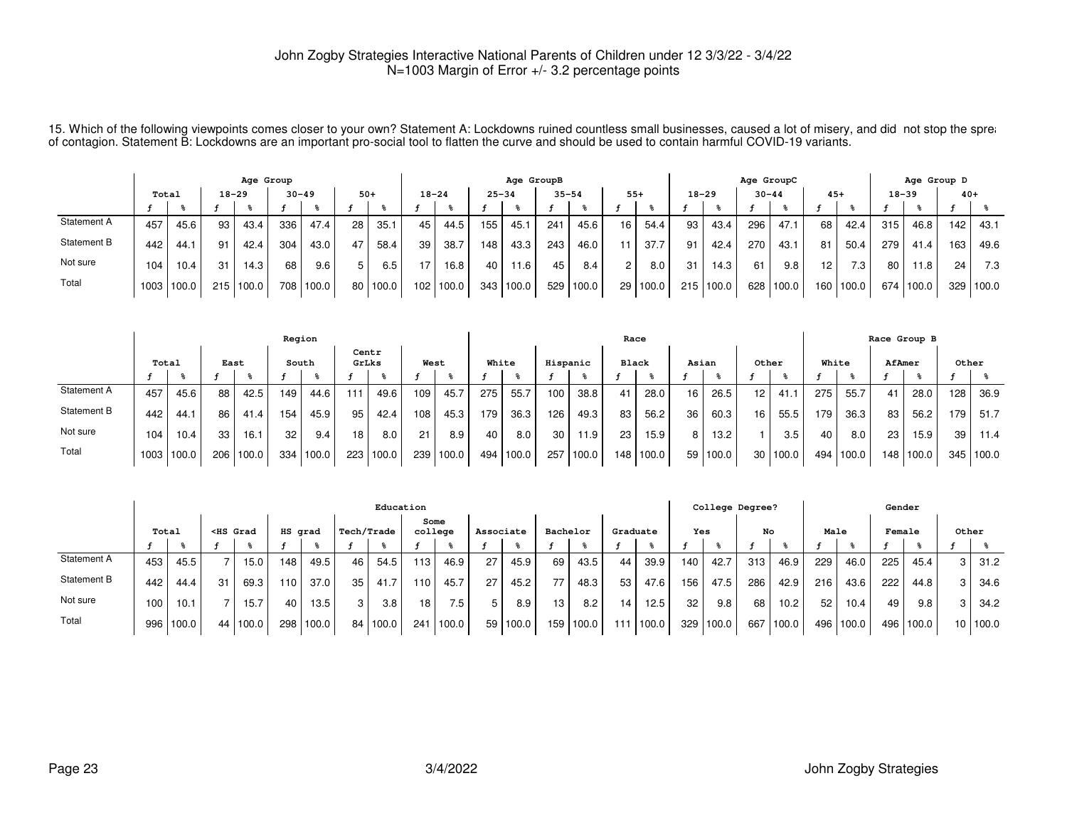John Zogby Strategies Interactive National Parents of Children under 12 3/3/22 - 3/4/22
N=1003 Margin of Error +/- 3.2 percentage points

15. Which of the following viewpoints comes closer to your own? Statement A: Lockdowns ruined countless small businesses, caused a lot of misery, and did not stop the sprea of contagion. Statement B: Lockdowns are an important pro-social tool to flatten the curve and should be used to contain harmful COVID-19 variants.

| | Total | | Age Group | | | | | | Age GroupB | | | | | | | | Age GroupC | | | | | | Age Group D | | | |
|---|---|---|---|---|---|---|---|---|---|---|---|---|---|---|---|---|---|---|---|---|---|---|---|---|---|---|
| | | | 18-29 | | 30-49 | | 50+ | | 18-24 | | 25-34 | | 35-54 | | 55+ | | 18-29 | | 30-44 | | 45+ | | 18-39 | | 40+ | |
| | f | % | f | % | f | % | f | % | f | % | f | % | f | % | f | % | f | % | f | % | f | % | f | % | f | % |
| Statement A | 457 | 45.6 | 93 | 43.4 | 336 | 47.4 | 28 | 35.1 | 45 | 44.5 | 155 | 45.1 | 241 | 45.6 | 16 | 54.4 | 93 | 43.4 | 296 | 47.1 | 68 | 42.4 | 315 | 46.8 | 142 | 43.1 |
| Statement B | 442 | 44.1 | 91 | 42.4 | 304 | 43.0 | 47 | 58.4 | 39 | 38.7 | 148 | 43.3 | 243 | 46.0 | 11 | 37.7 | 91 | 42.4 | 270 | 43.1 | 81 | 50.4 | 279 | 41.4 | 163 | 49.6 |
| Not sure | 104 | 10.4 | 31 | 14.3 | 68 | 9.6 | 5 | 6.5 | 17 | 16.8 | 40 | 11.6 | 45 | 8.4 | 2 | 8.0 | 31 | 14.3 | 61 | 9.8 | 12 | 7.3 | 80 | 11.8 | 24 | 7.3 |
| Total | 1003 | 100.0 | 215 | 100.0 | 708 | 100.0 | 80 | 100.0 | 102 | 100.0 | 343 | 100.0 | 529 | 100.0 | 29 | 100.0 | 215 | 100.0 | 628 | 100.0 | 160 | 100.0 | 674 | 100.0 | 329 | 100.0 |

| | Total | | Region | | | | | | | | Race | | | | | | | | | | Race Group B | | | | | |
|---|---|---|---|---|---|---|---|---|---|---|---|---|---|---|---|---|---|---|---|---|---|---|---|---|---|---|
| | | | East | | South | | Centr GrLks | | West | | White | | Hispanic | | Black | | Asian | | Other | | White | | AfAmer | | Other | |
| | f | % | f | % | f | % | f | % | f | % | f | % | f | % | f | % | f | % | f | % | f | % | f | % | f | % |
| Statement A | 457 | 45.6 | 88 | 42.5 | 149 | 44.6 | 111 | 49.6 | 109 | 45.7 | 275 | 55.7 | 100 | 38.8 | 41 | 28.0 | 16 | 26.5 | 12 | 41.1 | 275 | 55.7 | 41 | 28.0 | 128 | 36.9 |
| Statement B | 442 | 44.1 | 86 | 41.4 | 154 | 45.9 | 95 | 42.4 | 108 | 45.3 | 179 | 36.3 | 126 | 49.3 | 83 | 56.2 | 36 | 60.3 | 16 | 55.5 | 179 | 36.3 | 83 | 56.2 | 179 | 51.7 |
| Not sure | 104 | 10.4 | 33 | 16.1 | 32 | 9.4 | 18 | 8.0 | 21 | 8.9 | 40 | 8.0 | 30 | 11.9 | 23 | 15.9 | 8 | 13.2 | 1 | 3.5 | 40 | 8.0 | 23 | 15.9 | 39 | 11.4 |
| Total | 1003 | 100.0 | 206 | 100.0 | 334 | 100.0 | 223 | 100.0 | 239 | 100.0 | 494 | 100.0 | 257 | 100.0 | 148 | 100.0 | 59 | 100.0 | 30 | 100.0 | 494 | 100.0 | 148 | 100.0 | 345 | 100.0 |

| | Total | | Education | | | | | | | | | | | | | | College Degree? | | | | Gender | | | | | |
|---|---|---|---|---|---|---|---|---|---|---|---|---|---|---|---|---|---|---|---|---|---|---|---|---|---|---|
| | | | <HS Grad | | HS grad | | Tech/Trade | | Some college | | Associate | | Bachelor | | Graduate | | Yes | | No | | Male | | Female | | Other | |
| | f | % | f | % | f | % | f | % | f | % | f | % | f | % | f | % | f | % | f | % | f | % | f | % | f | % |
| Statement A | 453 | 45.5 | 7 | 15.0 | 148 | 49.5 | 46 | 54.5 | 113 | 46.9 | 27 | 45.9 | 69 | 43.5 | 44 | 39.9 | 140 | 42.7 | 313 | 46.9 | 229 | 46.0 | 225 | 45.4 | 3 | 31.2 |
| Statement B | 442 | 44.4 | 31 | 69.3 | 110 | 37.0 | 35 | 41.7 | 110 | 45.7 | 27 | 45.2 | 77 | 48.3 | 53 | 47.6 | 156 | 47.5 | 286 | 42.9 | 216 | 43.6 | 222 | 44.8 | 3 | 34.6 |
| Not sure | 100 | 10.1 | 7 | 15.7 | 40 | 13.5 | 3 | 3.8 | 18 | 7.5 | 5 | 8.9 | 13 | 8.2 | 14 | 12.5 | 32 | 9.8 | 68 | 10.2 | 52 | 10.4 | 49 | 9.8 | 3 | 34.2 |
| Total | 996 | 100.0 | 44 | 100.0 | 298 | 100.0 | 84 | 100.0 | 241 | 100.0 | 59 | 100.0 | 159 | 100.0 | 111 | 100.0 | 329 | 100.0 | 667 | 100.0 | 496 | 100.0 | 496 | 100.0 | 10 | 100.0 |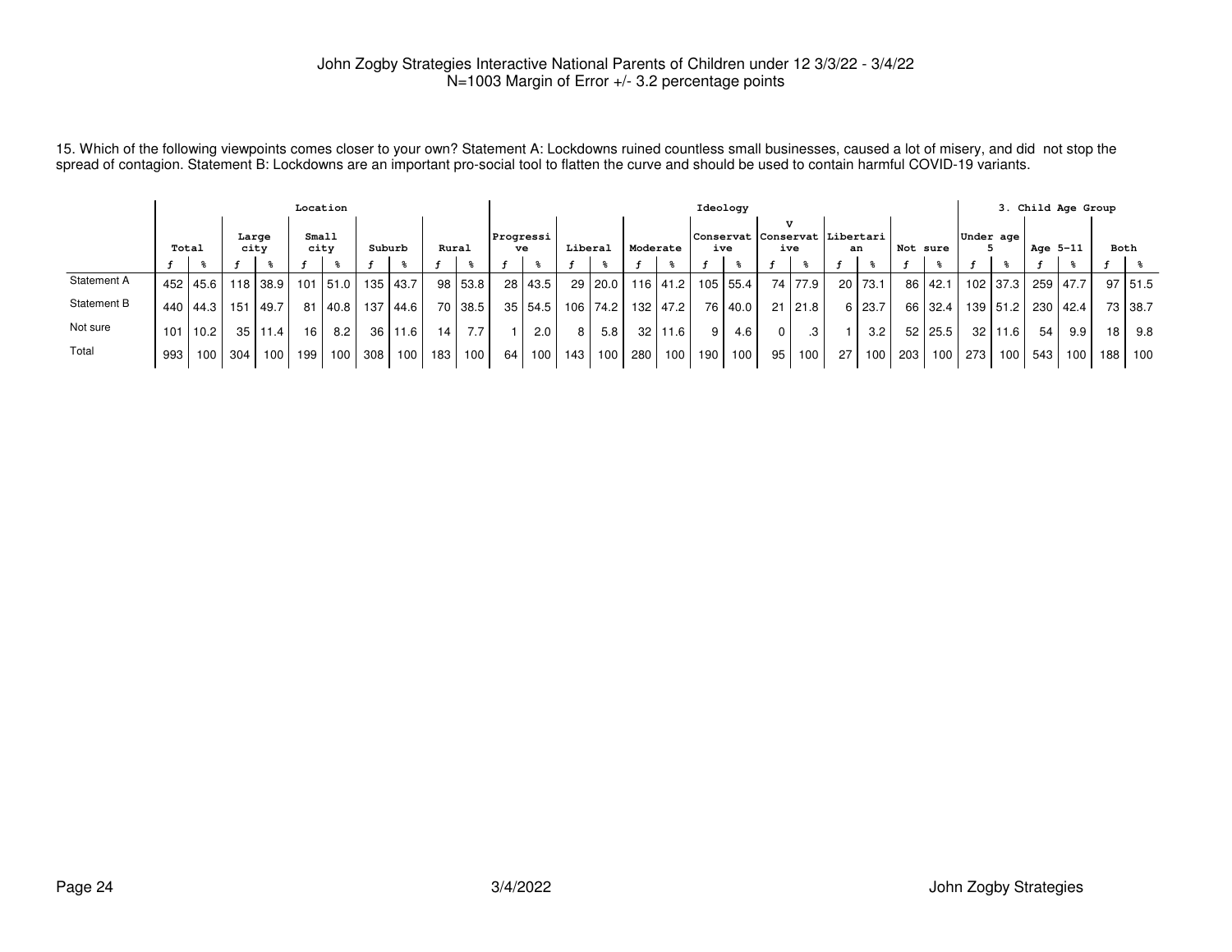John Zogby Strategies Interactive National Parents of Children under 12 3/3/22 - 3/4/22
N=1003 Margin of Error +/- 3.2 percentage points

15. Which of the following viewpoints comes closer to your own? Statement A: Lockdowns ruined countless small businesses, caused a lot of misery, and did not stop the spread of contagion. Statement B: Lockdowns are an important pro-social tool to flatten the curve and should be used to contain harmful COVID-19 variants.

| | Total | | Location | | | | | | | | Ideology | | | | | | | | | | | | | | 3. Child Age Group | | | | | |
|---|---|---|---|---|---|---|---|---|---|---|---|---|---|---|---|---|---|---|---|---|---|---|---|---|---|---|---|---|---|---|
| | | | Large city | | Small city | | Suburb | | Rural | | Progressive | | Liberal | | Moderate | | Conservative | | V Conservative | | Libertarian | | Not sure | | Under age 5 | | Age 5-11 | | Both | |
| | f | % | f | % | f | % | f | % | f | % | f | % | f | % | f | % | f | % | f | % | f | % | f | % | f | % | f | % | f | % |
| Statement A | 452 | 45.6 | 118 | 38.9 | 101 | 51.0 | 135 | 43.7 | 98 | 53.8 | 28 | 43.5 | 29 | 20.0 | 116 | 41.2 | 105 | 55.4 | 74 | 77.9 | 20 | 73.1 | 86 | 42.1 | 102 | 37.3 | 259 | 47.7 | 97 | 51.5 |
| Statement B | 440 | 44.3 | 151 | 49.7 | 81 | 40.8 | 137 | 44.6 | 70 | 38.5 | 35 | 54.5 | 106 | 74.2 | 132 | 47.2 | 76 | 40.0 | 21 | 21.8 | 6 | 23.7 | 66 | 32.4 | 139 | 51.2 | 230 | 42.4 | 73 | 38.7 |
| Not sure | 101 | 10.2 | 35 | 11.4 | 16 | 8.2 | 36 | 11.6 | 14 | 7.7 | 1 | 2.0 | 8 | 5.8 | 32 | 11.6 | 9 | 4.6 | 0 | .3 | 1 | 3.2 | 52 | 25.5 | 32 | 11.6 | 54 | 9.9 | 18 | 9.8 |
| Total | 993 | 100 | 304 | 100 | 199 | 100 | 308 | 100 | 183 | 100 | 64 | 100 | 143 | 100 | 280 | 100 | 190 | 100 | 95 | 100 | 27 | 100 | 203 | 100 | 273 | 100 | 543 | 100 | 188 | 100 |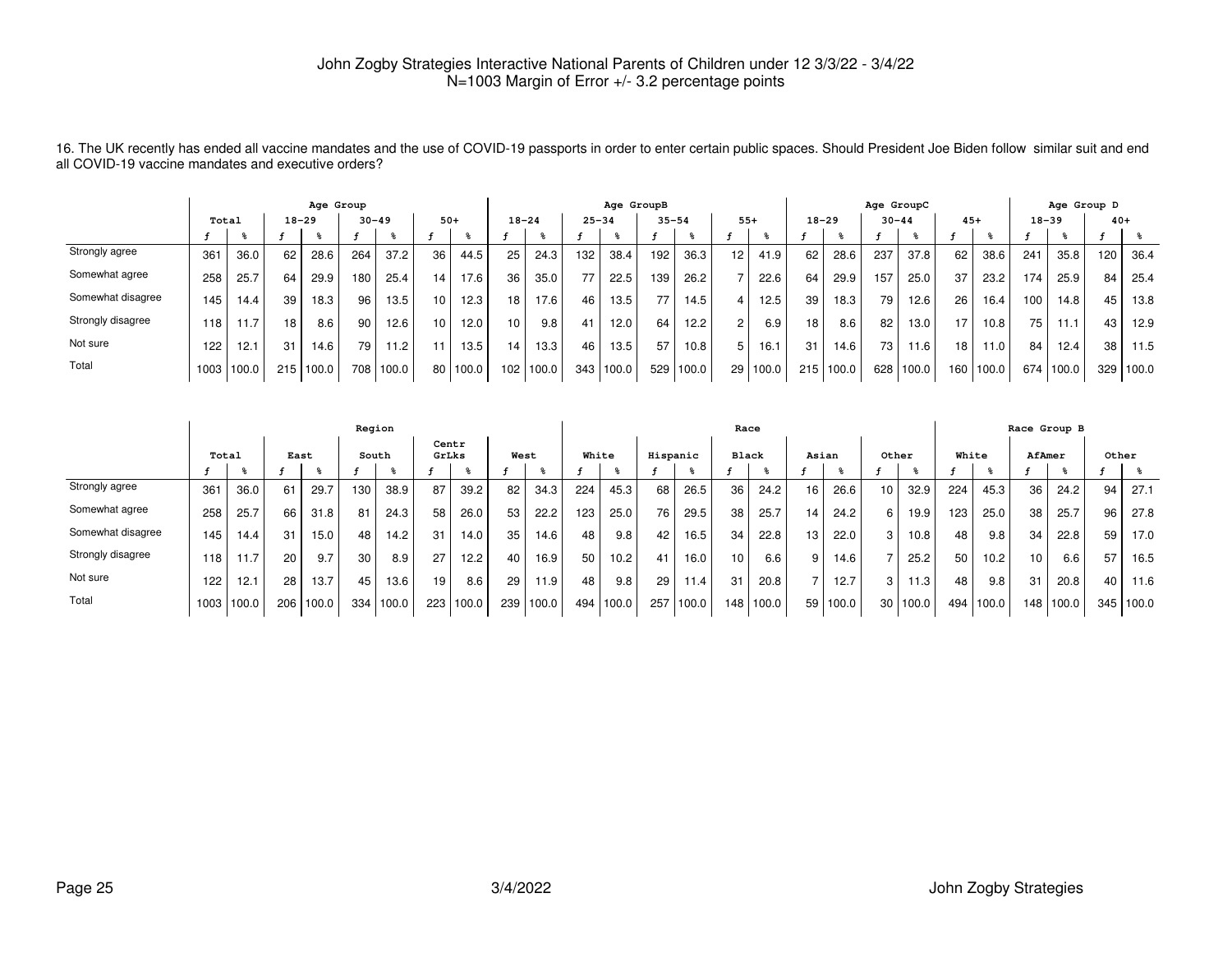John Zogby Strategies Interactive National Parents of Children under 12 3/3/22 - 3/4/22
N=1003 Margin of Error +/- 3.2 percentage points

16. The UK recently has ended all vaccine mandates and the use of COVID-19 passports in order to enter certain public spaces. Should President Joe Biden follow similar suit and end all COVID-19 vaccine mandates and executive orders?

| | Total | | Age Group | | | | | | Age GroupB | | | | | | | | Age GroupC | | | | | | Age Group D | | | |
|---|---|---|---|---|---|---|---|---|---|---|---|---|---|---|---|---|---|---|---|---|---|---|---|---|---|---|
| | | | 18-29 | | 30-49 | | 50+ | | 18-24 | | 25-34 | | 35-54 | | 55+ | | 18-29 | | 30-44 | | 45+ | | 18-39 | | 40+ | |
| | f | % | f | % | f | % | f | % | f | % | f | % | f | % | f | % | f | % | f | % | f | % | f | % | f | % |
| Strongly agree | 361 | 36.0 | 62 | 28.6 | 264 | 37.2 | 36 | 44.5 | 25 | 24.3 | 132 | 38.4 | 192 | 36.3 | 12 | 41.9 | 62 | 28.6 | 237 | 37.8 | 62 | 38.6 | 241 | 35.8 | 120 | 36.4 |
| Somewhat agree | 258 | 25.7 | 64 | 29.9 | 180 | 25.4 | 14 | 17.6 | 36 | 35.0 | 77 | 22.5 | 139 | 26.2 | 7 | 22.6 | 64 | 29.9 | 157 | 25.0 | 37 | 23.2 | 174 | 25.9 | 84 | 25.4 |
| Somewhat disagree | 145 | 14.4 | 39 | 18.3 | 96 | 13.5 | 10 | 12.3 | 18 | 17.6 | 46 | 13.5 | 77 | 14.5 | 4 | 12.5 | 39 | 18.3 | 79 | 12.6 | 26 | 16.4 | 100 | 14.8 | 45 | 13.8 |
| Strongly disagree | 118 | 11.7 | 18 | 8.6 | 90 | 12.6 | 10 | 12.0 | 10 | 9.8 | 41 | 12.0 | 64 | 12.2 | 2 | 6.9 | 18 | 8.6 | 82 | 13.0 | 17 | 10.8 | 75 | 11.1 | 43 | 12.9 |
| Not sure | 122 | 12.1 | 31 | 14.6 | 79 | 11.2 | 11 | 13.5 | 14 | 13.3 | 46 | 13.5 | 57 | 10.8 | 5 | 16.1 | 31 | 14.6 | 73 | 11.6 | 18 | 11.0 | 84 | 12.4 | 38 | 11.5 |
| Total | 1003 | 100.0 | 215 | 100.0 | 708 | 100.0 | 80 | 100.0 | 102 | 100.0 | 343 | 100.0 | 529 | 100.0 | 29 | 100.0 | 215 | 100.0 | 628 | 100.0 | 160 | 100.0 | 674 | 100.0 | 329 | 100.0 |

| | Total | | Region | | | | | | | | Race | | | | | | | | | | Race Group B | | | | | |
|---|---|---|---|---|---|---|---|---|---|---|---|---|---|---|---|---|---|---|---|---|---|---|---|---|---|---|
| | | | East | | South | | Centr GrLks | | West | | White | | Hispanic | | Black | | Asian | | Other | | White | | AfAmer | | Other | |
| | f | % | f | % | f | % | f | % | f | % | f | % | f | % | f | % | f | % | f | % | f | % | f | % | f | % |
| Strongly agree | 361 | 36.0 | 61 | 29.7 | 130 | 38.9 | 87 | 39.2 | 82 | 34.3 | 224 | 45.3 | 68 | 26.5 | 36 | 24.2 | 16 | 26.6 | 10 | 32.9 | 224 | 45.3 | 36 | 24.2 | 94 | 27.1 |
| Somewhat agree | 258 | 25.7 | 66 | 31.8 | 81 | 24.3 | 58 | 26.0 | 53 | 22.2 | 123 | 25.0 | 76 | 29.5 | 38 | 25.7 | 14 | 24.2 | 6 | 19.9 | 123 | 25.0 | 38 | 25.7 | 96 | 27.8 |
| Somewhat disagree | 145 | 14.4 | 31 | 15.0 | 48 | 14.2 | 31 | 14.0 | 35 | 14.6 | 48 | 9.8 | 42 | 16.5 | 34 | 22.8 | 13 | 22.0 | 3 | 10.8 | 48 | 9.8 | 34 | 22.8 | 59 | 17.0 |
| Strongly disagree | 118 | 11.7 | 20 | 9.7 | 30 | 8.9 | 27 | 12.2 | 40 | 16.9 | 50 | 10.2 | 41 | 16.0 | 10 | 6.6 | 9 | 14.6 | 7 | 25.2 | 50 | 10.2 | 10 | 6.6 | 57 | 16.5 |
| Not sure | 122 | 12.1 | 28 | 13.7 | 45 | 13.6 | 19 | 8.6 | 29 | 11.9 | 48 | 9.8 | 29 | 11.4 | 31 | 20.8 | 7 | 12.7 | 3 | 11.3 | 48 | 9.8 | 31 | 20.8 | 40 | 11.6 |
| Total | 1003 | 100.0 | 206 | 100.0 | 334 | 100.0 | 223 | 100.0 | 239 | 100.0 | 494 | 100.0 | 257 | 100.0 | 148 | 100.0 | 59 | 100.0 | 30 | 100.0 | 494 | 100.0 | 148 | 100.0 | 345 | 100.0 |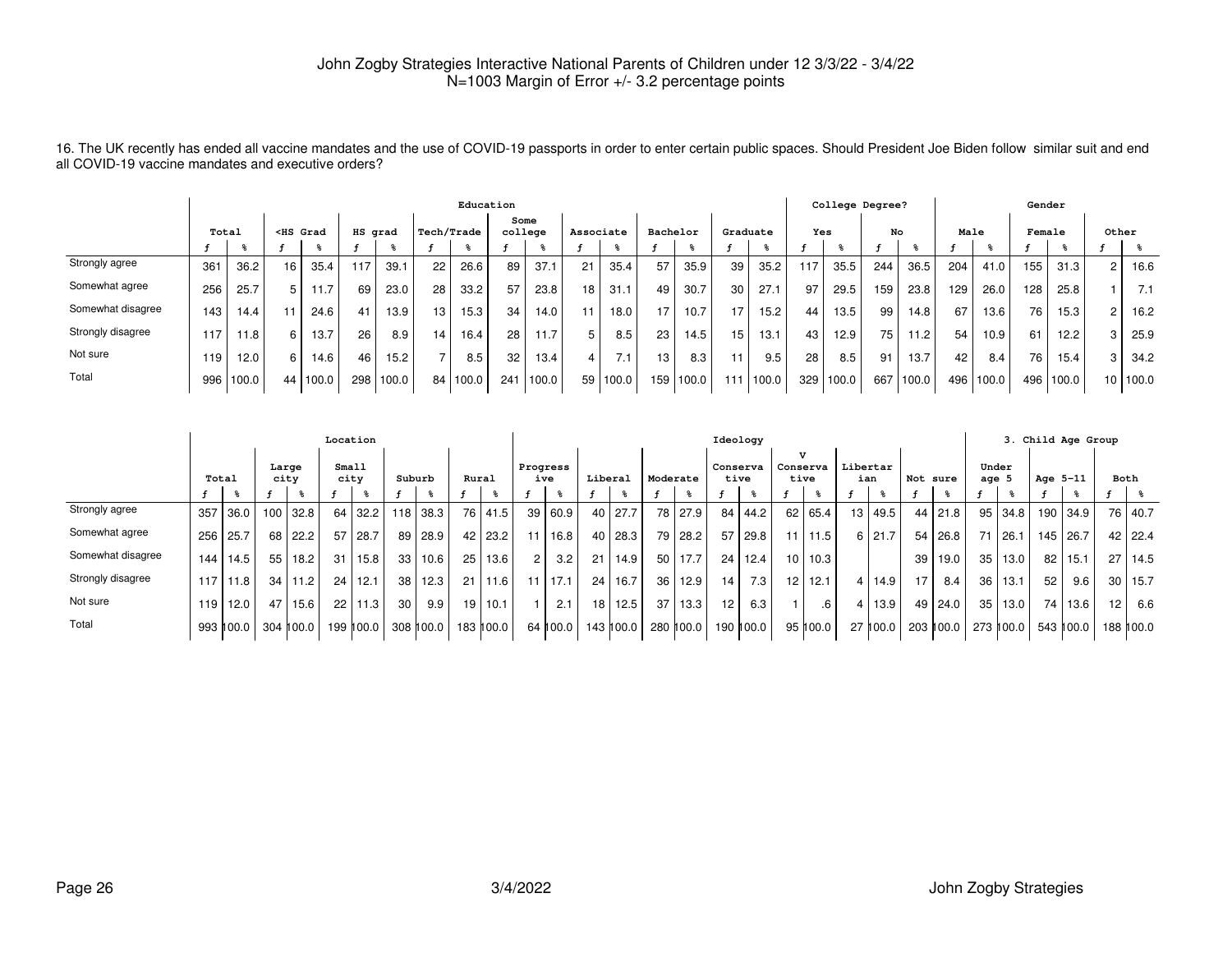John Zogby Strategies Interactive National Parents of Children under 12 3/3/22 - 3/4/22
N=1003 Margin of Error +/- 3.2 percentage points

16. The UK recently has ended all vaccine mandates and the use of COVID-19 passports in order to enter certain public spaces. Should President Joe Biden follow similar suit and end all COVID-19 vaccine mandates and executive orders?

| | Total | | Education | | | | | | | | | | | | | | College Degree? | | | | Gender | | | | | |
|---|---|---|---|---|---|---|---|---|---|---|---|---|---|---|---|---|---|---|---|---|---|---|---|---|---|---|
| | | | <HS Grad | | HS grad | | Tech/Trade | | Some college | | Associate | | Bachelor | | Graduate | | Yes | | No | | Male | | Female | | Other | |
| | f | % | f | % | f | % | f | % | f | % | f | % | f | % | f | % | f | % | f | % | f | % | f | % | f | % |
| Strongly agree | 361 | 36.2 | 16 | 35.4 | 117 | 39.1 | 22 | 26.6 | 89 | 37.1 | 21 | 35.4 | 57 | 35.9 | 39 | 35.2 | 117 | 35.5 | 244 | 36.5 | 204 | 41.0 | 155 | 31.3 | 2 | 16.6 |
| Somewhat agree | 256 | 25.7 | 5 | 11.7 | 69 | 23.0 | 28 | 33.2 | 57 | 23.8 | 18 | 31.1 | 49 | 30.7 | 30 | 27.1 | 97 | 29.5 | 159 | 23.8 | 129 | 26.0 | 128 | 25.8 | 1 | 7.1 |
| Somewhat disagree | 143 | 14.4 | 11 | 24.6 | 41 | 13.9 | 13 | 15.3 | 34 | 14.0 | 11 | 18.0 | 17 | 10.7 | 17 | 15.2 | 44 | 13.5 | 99 | 14.8 | 67 | 13.6 | 76 | 15.3 | 2 | 16.2 |
| Strongly disagree | 117 | 11.8 | 6 | 13.7 | 26 | 8.9 | 14 | 16.4 | 28 | 11.7 | 5 | 8.5 | 23 | 14.5 | 15 | 13.1 | 43 | 12.9 | 75 | 11.2 | 54 | 10.9 | 61 | 12.2 | 3 | 25.9 |
| Not sure | 119 | 12.0 | 6 | 14.6 | 46 | 15.2 | 7 | 8.5 | 32 | 13.4 | 4 | 7.1 | 13 | 8.3 | 11 | 9.5 | 28 | 8.5 | 91 | 13.7 | 42 | 8.4 | 76 | 15.4 | 3 | 34.2 |
| Total | 996 | 100.0 | 44 | 100.0 | 298 | 100.0 | 84 | 100.0 | 241 | 100.0 | 59 | 100.0 | 159 | 100.0 | 111 | 100.0 | 329 | 100.0 | 667 | 100.0 | 496 | 100.0 | 496 | 100.0 | 10 | 100.0 |

| | Total | | Location | | | | | | | | Ideology | | | | | | | | | | | | | | 3. Child Age Group | | | | | |
|---|---|---|---|---|---|---|---|---|---|---|---|---|---|---|---|---|---|---|---|---|---|---|---|---|---|---|---|---|---|---|
| | | | Large city | | Small city | | Suburb | | Rural | | Progressive | | Liberal | | Moderate | | Conservative | | V Conservative | | Libertarian | | Not sure | | Under age 5 | | Age 5-11 | | Both | |
| | f | % | f | % | f | % | f | % | f | % | f | % | f | % | f | % | f | % | f | % | f | % | f | % | f | % | f | % | f | % |
| Strongly agree | 357 | 36.0 | 100 | 32.8 | 64 | 32.2 | 118 | 38.3 | 76 | 41.5 | 39 | 60.9 | 40 | 27.7 | 78 | 27.9 | 84 | 44.2 | 62 | 65.4 | 13 | 49.5 | 44 | 21.8 | 95 | 34.8 | 190 | 34.9 | 76 | 40.7 |
| Somewhat agree | 256 | 25.7 | 68 | 22.2 | 57 | 28.7 | 89 | 28.9 | 42 | 23.2 | 11 | 16.8 | 40 | 28.3 | 79 | 28.2 | 57 | 29.8 | 11 | 11.5 | 6 | 21.7 | 54 | 26.8 | 71 | 26.1 | 145 | 26.7 | 42 | 22.4 |
| Somewhat disagree | 144 | 14.5 | 55 | 18.2 | 31 | 15.8 | 33 | 10.6 | 25 | 13.6 | 2 | 3.2 | 21 | 14.9 | 50 | 17.7 | 24 | 12.4 | 10 | 10.3 | | | 39 | 19.0 | 35 | 13.0 | 82 | 15.1 | 27 | 14.5 |
| Strongly disagree | 117 | 11.8 | 34 | 11.2 | 24 | 12.1 | 38 | 12.3 | 21 | 11.6 | 11 | 17.1 | 24 | 16.7 | 36 | 12.9 | 14 | 7.3 | 12 | 12.1 | 4 | 14.9 | 17 | 8.4 | 36 | 13.1 | 52 | 9.6 | 30 | 15.7 |
| Not sure | 119 | 12.0 | 47 | 15.6 | 22 | 11.3 | 30 | 9.9 | 19 | 10.1 | 1 | 2.1 | 18 | 12.5 | 37 | 13.3 | 12 | 6.3 | 1 | .6 | 4 | 13.9 | 49 | 24.0 | 35 | 13.0 | 74 | 13.6 | 12 | 6.6 |
| Total | 993 | 100.0 | 304 | 100.0 | 199 | 100.0 | 308 | 100.0 | 183 | 100.0 | 64 | 100.0 | 143 | 100.0 | 280 | 100.0 | 190 | 100.0 | 95 | 100.0 | 27 | 100.0 | 203 | 100.0 | 273 | 100.0 | 543 | 100.0 | 188 | 100.0 |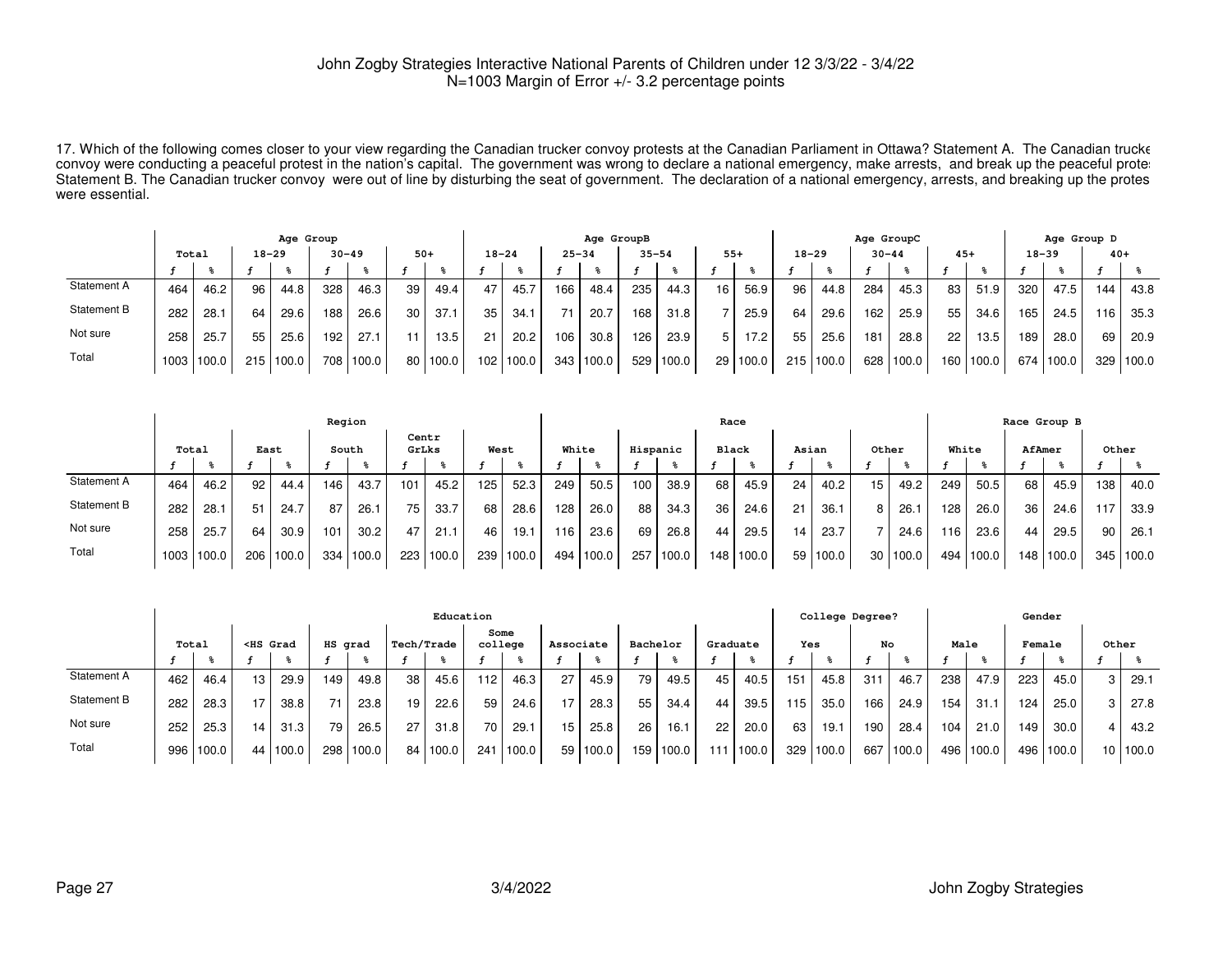John Zogby Strategies Interactive National Parents of Children under 12 3/3/22 - 3/4/22
N=1003 Margin of Error +/- 3.2 percentage points

17. Which of the following comes closer to your view regarding the Canadian trucker convoy protests at the Canadian Parliament in Ottawa? Statement A. The Canadian trucke convoy were conducting a peaceful protest in the nation's capital. The government was wrong to declare a national emergency, make arrests, and break up the peaceful prote: Statement B. The Canadian trucker convoy were out of line by disturbing the seat of government. The declaration of a national emergency, arrests, and breaking up the protes were essential.

| | Total | | Age Group 18-29 | | Age Group 30-49 | | Age Group 50+ | | Age GroupB 18-24 | | Age GroupB 25-34 | | Age GroupB 35-54 | | Age GroupB 55+ | | Age GroupC 18-29 | | Age GroupC 30-44 | | Age GroupC 45+ | | Age Group D 18-39 | | Age Group D 40+ | |
|---|---|---|---|---|---|---|---|---|---|---|---|---|---|---|---|---|---|---|---|---|---|---|---|---|---|---|
| | f | % | f | % | f | % | f | % | f | % | f | % | f | % | f | % | f | % | f | % | f | % | f | % | f | % |
| Statement A | 464 | 46.2 | 96 | 44.8 | 328 | 46.3 | 39 | 49.4 | 47 | 45.7 | 166 | 48.4 | 235 | 44.3 | 16 | 56.9 | 96 | 44.8 | 284 | 45.3 | 83 | 51.9 | 320 | 47.5 | 144 | 43.8 |
| Statement B | 282 | 28.1 | 64 | 29.6 | 188 | 26.6 | 30 | 37.1 | 35 | 34.1 | 71 | 20.7 | 168 | 31.8 | 7 | 25.9 | 64 | 29.6 | 162 | 25.9 | 55 | 34.6 | 165 | 24.5 | 116 | 35.3 |
| Not sure | 258 | 25.7 | 55 | 25.6 | 192 | 27.1 | 11 | 13.5 | 21 | 20.2 | 106 | 30.8 | 126 | 23.9 | 5 | 17.2 | 55 | 25.6 | 181 | 28.8 | 22 | 13.5 | 189 | 28.0 | 69 | 20.9 |
| Total | 1003 | 100.0 | 215 | 100.0 | 708 | 100.0 | 80 | 100.0 | 102 | 100.0 | 343 | 100.0 | 529 | 100.0 | 29 | 100.0 | 215 | 100.0 | 628 | 100.0 | 160 | 100.0 | 674 | 100.0 | 329 | 100.0 |

| | Total | | Region East | | Region South | | Region Centr GrLks | | Region West | | Race White | | Race Hispanic | | Race Black | | Race Asian | | Race Other | | Race Group B White | | Race Group B AfAmer | | Race Group B Other | |
|---|---|---|---|---|---|---|---|---|---|---|---|---|---|---|---|---|---|---|---|---|---|---|---|---|---|---|
| | f | % | f | % | f | % | f | % | f | % | f | % | f | % | f | % | f | % | f | % | f | % | f | % | f | % |
| Statement A | 464 | 46.2 | 92 | 44.4 | 146 | 43.7 | 101 | 45.2 | 125 | 52.3 | 249 | 50.5 | 100 | 38.9 | 68 | 45.9 | 24 | 40.2 | 15 | 49.2 | 249 | 50.5 | 68 | 45.9 | 138 | 40.0 |
| Statement B | 282 | 28.1 | 51 | 24.7 | 87 | 26.1 | 75 | 33.7 | 68 | 28.6 | 128 | 26.0 | 88 | 34.3 | 36 | 24.6 | 21 | 36.1 | 8 | 26.1 | 128 | 26.0 | 36 | 24.6 | 117 | 33.9 |
| Not sure | 258 | 25.7 | 64 | 30.9 | 101 | 30.2 | 47 | 21.1 | 46 | 19.1 | 116 | 23.6 | 69 | 26.8 | 44 | 29.5 | 14 | 23.7 | 7 | 24.6 | 116 | 23.6 | 44 | 29.5 | 90 | 26.1 |
| Total | 1003 | 100.0 | 206 | 100.0 | 334 | 100.0 | 223 | 100.0 | 239 | 100.0 | 494 | 100.0 | 257 | 100.0 | 148 | 100.0 | 59 | 100.0 | 30 | 100.0 | 494 | 100.0 | 148 | 100.0 | 345 | 100.0 |

| | Total | | Education <HS Grad | | Education HS grad | | Education Tech/Trade | | Education Some college | | Education Associate | | Education Bachelor | | Education Graduate | | College Degree? Yes | | College Degree? No | | Gender Male | | Gender Female | | Gender Other | |
|---|---|---|---|---|---|---|---|---|---|---|---|---|---|---|---|---|---|---|---|---|---|---|---|---|---|---|
| | f | % | f | % | f | % | f | % | f | % | f | % | f | % | f | % | f | % | f | % | f | % | f | % | f | % |
| Statement A | 462 | 46.4 | 13 | 29.9 | 149 | 49.8 | 38 | 45.6 | 112 | 46.3 | 27 | 45.9 | 79 | 49.5 | 45 | 40.5 | 151 | 45.8 | 311 | 46.7 | 238 | 47.9 | 223 | 45.0 | 3 | 29.1 |
| Statement B | 282 | 28.3 | 17 | 38.8 | 71 | 23.8 | 19 | 22.6 | 59 | 24.6 | 17 | 28.3 | 55 | 34.4 | 44 | 39.5 | 115 | 35.0 | 166 | 24.9 | 154 | 31.1 | 124 | 25.0 | 3 | 27.8 |
| Not sure | 252 | 25.3 | 14 | 31.3 | 79 | 26.5 | 27 | 31.8 | 70 | 29.1 | 15 | 25.8 | 26 | 16.1 | 22 | 20.0 | 63 | 19.1 | 190 | 28.4 | 104 | 21.0 | 149 | 30.0 | 4 | 43.2 |
| Total | 996 | 100.0 | 44 | 100.0 | 298 | 100.0 | 84 | 100.0 | 241 | 100.0 | 59 | 100.0 | 159 | 100.0 | 111 | 100.0 | 329 | 100.0 | 667 | 100.0 | 496 | 100.0 | 496 | 100.0 | 10 | 100.0 |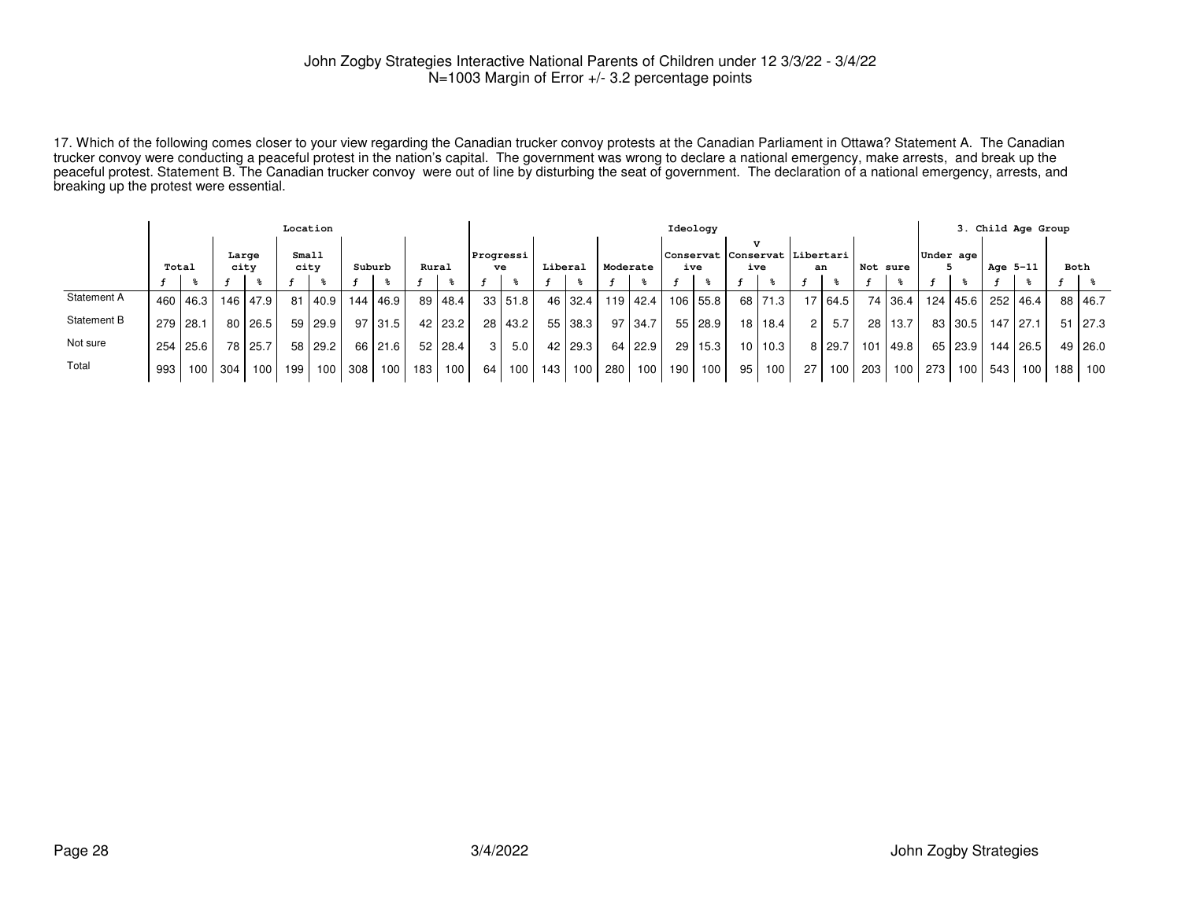John Zogby Strategies Interactive National Parents of Children under 12 3/3/22 - 3/4/22
N=1003 Margin of Error +/- 3.2 percentage points

17. Which of the following comes closer to your view regarding the Canadian trucker convoy protests at the Canadian Parliament in Ottawa? Statement A. The Canadian trucker convoy were conducting a peaceful protest in the nation's capital. The government was wrong to declare a national emergency, make arrests, and break up the peaceful protest. Statement B. The Canadian trucker convoy were out of line by disturbing the seat of government. The declaration of a national emergency, arrests, and breaking up the protest were essential.

| | Total | | Location | | | | | | | | Ideology | | | | | | | | | | | | | | 3. Child Age Group | | | | | |
|---|---|---|---|---|---|---|---|---|---|---|---|---|---|---|---|---|---|---|---|---|---|---|---|---|---|---|---|---|---|---|
| | | | Large city | | Small city | | Suburb | | Rural | | Progressive | | Liberal | | Moderate | | Conservative | | V Conservative | | Libertarian | | Not sure | | Under age 5 | | Age 5-11 | | Both | |
| | f | % | f | % | f | % | f | % | f | % | f | % | f | % | f | % | f | % | f | % | f | % | f | % | f | % | f | % | f | % |
| Statement A | 460 | 46.3 | 146 | 47.9 | 81 | 40.9 | 144 | 46.9 | 89 | 48.4 | 33 | 51.8 | 46 | 32.4 | 119 | 42.4 | 106 | 55.8 | 68 | 71.3 | 17 | 64.5 | 74 | 36.4 | 124 | 45.6 | 252 | 46.4 | 88 | 46.7 |
| Statement B | 279 | 28.1 | 80 | 26.5 | 59 | 29.9 | 97 | 31.5 | 42 | 23.2 | 28 | 43.2 | 55 | 38.3 | 97 | 34.7 | 55 | 28.9 | 18 | 18.4 | 2 | 5.7 | 28 | 13.7 | 83 | 30.5 | 147 | 27.1 | 51 | 27.3 |
| Not sure | 254 | 25.6 | 78 | 25.7 | 58 | 29.2 | 66 | 21.6 | 52 | 28.4 | 3 | 5.0 | 42 | 29.3 | 64 | 22.9 | 29 | 15.3 | 10 | 10.3 | 8 | 29.7 | 101 | 49.8 | 65 | 23.9 | 144 | 26.5 | 49 | 26.0 |
| Total | 993 | 100 | 304 | 100 | 199 | 100 | 308 | 100 | 183 | 100 | 64 | 100 | 143 | 100 | 280 | 100 | 190 | 100 | 95 | 100 | 27 | 100 | 203 | 100 | 273 | 100 | 543 | 100 | 188 | 100 |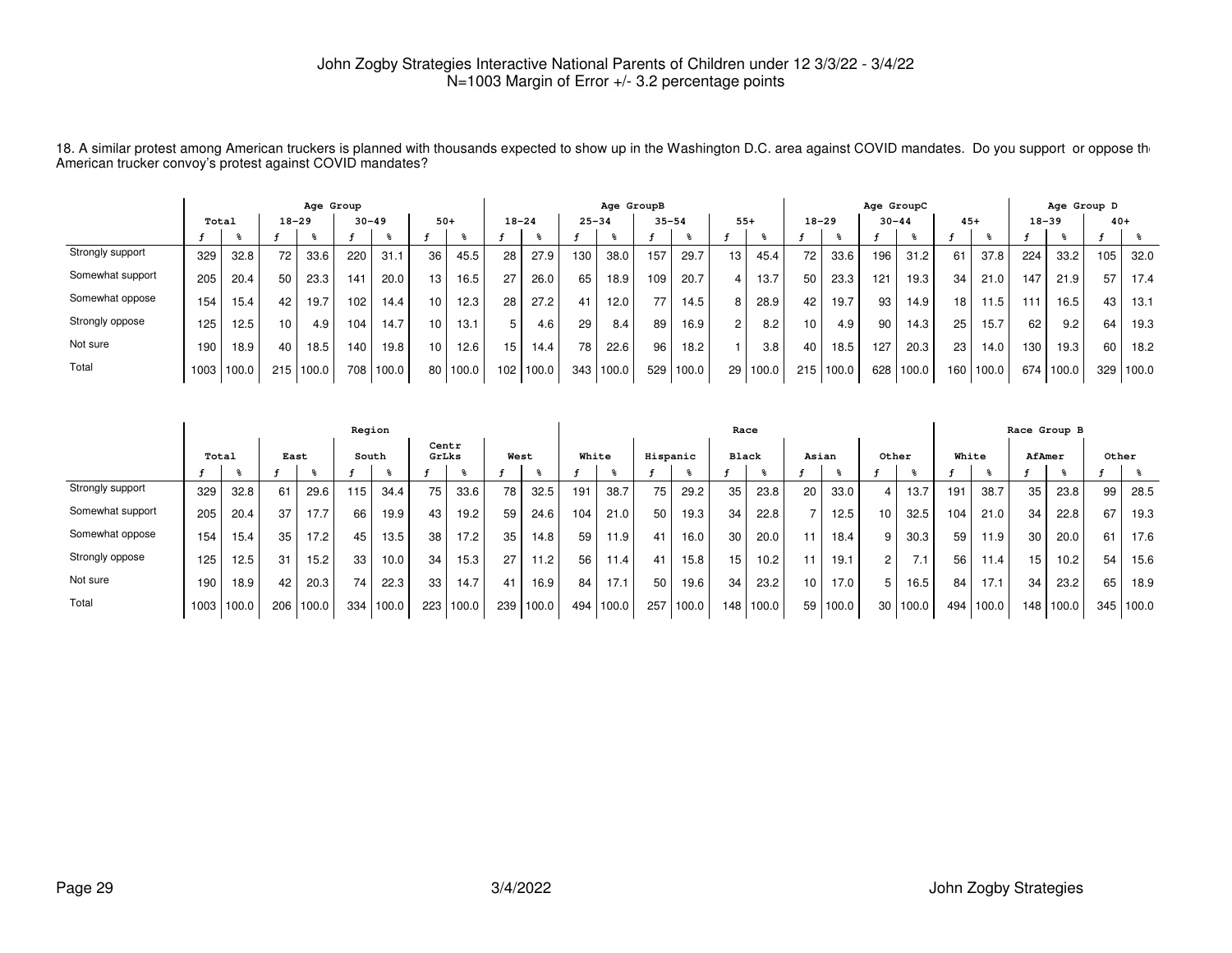John Zogby Strategies Interactive National Parents of Children under 12 3/3/22 - 3/4/22
N=1003 Margin of Error +/- 3.2 percentage points

18. A similar protest among American truckers is planned with thousands expected to show up in the Washington D.C. area against COVID mandates. Do you support or oppose th American trucker convoy's protest against COVID mandates?

| | Total | | Age Group | | | | | | Age GroupB | | | | | | | | Age GroupC | | | | | | Age Group D | | | |
|---|---|---|---|---|---|---|---|---|---|---|---|---|---|---|---|---|---|---|---|---|---|---|---|---|---|---|
| | | | 18-29 | | 30-49 | | 50+ | | 18-24 | | 25-34 | | 35-54 | | 55+ | | 18-29 | | 30-44 | | 45+ | | 18-39 | | 40+ | |
| | f | % | f | % | f | % | f | % | f | % | f | % | f | % | f | % | f | % | f | % | f | % | f | % | f | % |
| Strongly support | 329 | 32.8 | 72 | 33.6 | 220 | 31.1 | 36 | 45.5 | 28 | 27.9 | 130 | 38.0 | 157 | 29.7 | 13 | 45.4 | 72 | 33.6 | 196 | 31.2 | 61 | 37.8 | 224 | 33.2 | 105 | 32.0 |
| Somewhat support | 205 | 20.4 | 50 | 23.3 | 141 | 20.0 | 13 | 16.5 | 27 | 26.0 | 65 | 18.9 | 109 | 20.7 | 4 | 13.7 | 50 | 23.3 | 121 | 19.3 | 34 | 21.0 | 147 | 21.9 | 57 | 17.4 |
| Somewhat oppose | 154 | 15.4 | 42 | 19.7 | 102 | 14.4 | 10 | 12.3 | 28 | 27.2 | 41 | 12.0 | 77 | 14.5 | 8 | 28.9 | 42 | 19.7 | 93 | 14.9 | 18 | 11.5 | 111 | 16.5 | 43 | 13.1 |
| Strongly oppose | 125 | 12.5 | 10 | 4.9 | 104 | 14.7 | 10 | 13.1 | 5 | 4.6 | 29 | 8.4 | 89 | 16.9 | 2 | 8.2 | 10 | 4.9 | 90 | 14.3 | 25 | 15.7 | 62 | 9.2 | 64 | 19.3 |
| Not sure | 190 | 18.9 | 40 | 18.5 | 140 | 19.8 | 10 | 12.6 | 15 | 14.4 | 78 | 22.6 | 96 | 18.2 | 1 | 3.8 | 40 | 18.5 | 127 | 20.3 | 23 | 14.0 | 130 | 19.3 | 60 | 18.2 |
| Total | 1003 | 100.0 | 215 | 100.0 | 708 | 100.0 | 80 | 100.0 | 102 | 100.0 | 343 | 100.0 | 529 | 100.0 | 29 | 100.0 | 215 | 100.0 | 628 | 100.0 | 160 | 100.0 | 674 | 100.0 | 329 | 100.0 |

| | Total | | Region | | | | | | | | Race | | | | | | | | | | Race Group B | | | | | |
|---|---|---|---|---|---|---|---|---|---|---|---|---|---|---|---|---|---|---|---|---|---|---|---|---|---|---|
| | | | East | | South | | Centr GrLks | | West | | White | | Hispanic | | Black | | Asian | | Other | | White | | AfAmer | | Other | |
| | f | % | f | % | f | % | f | % | f | % | f | % | f | % | f | % | f | % | f | % | f | % | f | % | f | % |
| Strongly support | 329 | 32.8 | 61 | 29.6 | 115 | 34.4 | 75 | 33.6 | 78 | 32.5 | 191 | 38.7 | 75 | 29.2 | 35 | 23.8 | 20 | 33.0 | 4 | 13.7 | 191 | 38.7 | 35 | 23.8 | 99 | 28.5 |
| Somewhat support | 205 | 20.4 | 37 | 17.7 | 66 | 19.9 | 43 | 19.2 | 59 | 24.6 | 104 | 21.0 | 50 | 19.3 | 34 | 22.8 | 7 | 12.5 | 10 | 32.5 | 104 | 21.0 | 34 | 22.8 | 67 | 19.3 |
| Somewhat oppose | 154 | 15.4 | 35 | 17.2 | 45 | 13.5 | 38 | 17.2 | 35 | 14.8 | 59 | 11.9 | 41 | 16.0 | 30 | 20.0 | 11 | 18.4 | 9 | 30.3 | 59 | 11.9 | 30 | 20.0 | 61 | 17.6 |
| Strongly oppose | 125 | 12.5 | 31 | 15.2 | 33 | 10.0 | 34 | 15.3 | 27 | 11.2 | 56 | 11.4 | 41 | 15.8 | 15 | 10.2 | 11 | 19.1 | 2 | 7.1 | 56 | 11.4 | 15 | 10.2 | 54 | 15.6 |
| Not sure | 190 | 18.9 | 42 | 20.3 | 74 | 22.3 | 33 | 14.7 | 41 | 16.9 | 84 | 17.1 | 50 | 19.6 | 34 | 23.2 | 10 | 17.0 | 5 | 16.5 | 84 | 17.1 | 34 | 23.2 | 65 | 18.9 |
| Total | 1003 | 100.0 | 206 | 100.0 | 334 | 100.0 | 223 | 100.0 | 239 | 100.0 | 494 | 100.0 | 257 | 100.0 | 148 | 100.0 | 59 | 100.0 | 30 | 100.0 | 494 | 100.0 | 148 | 100.0 | 345 | 100.0 |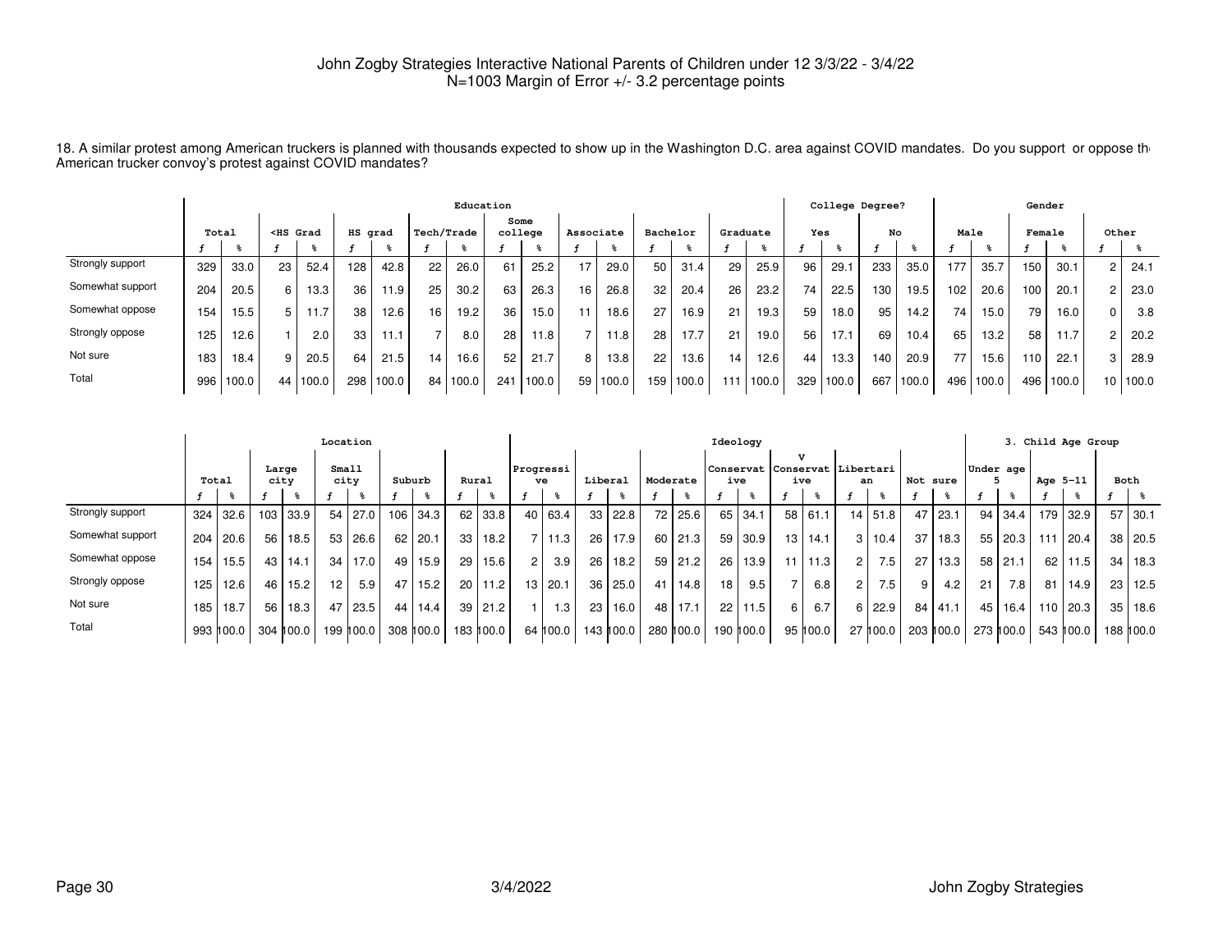John Zogby Strategies Interactive National Parents of Children under 12 3/3/22 - 3/4/22
N=1003 Margin of Error +/- 3.2 percentage points

18. A similar protest among American truckers is planned with thousands expected to show up in the Washington D.C. area against COVID mandates. Do you support or oppose the American trucker convoy's protest against COVID mandates?

| | Total | | Education | | | | | | | | | | | | | | | | College Degree? | | | | Gender | | | | | |
|---|---|---|---|---|---|---|---|---|---|---|---|---|---|---|---|---|---|---|---|---|---|---|---|---|---|---|---|---|
| | | | <HS Grad | | HS grad | | Tech/Trade | | Some college | | Associate | | Bachelor | | Graduate | | | | Yes | | No | | Male | | Female | | Other | |
| | f | % | f | % | f | % | f | % | f | % | f | % | f | % | f | % | | | f | % | f | % | f | % | f | % | f | % |
| Strongly support | 329 | 33.0 | 23 | 52.4 | 128 | 42.8 | 22 | 26.0 | 61 | 25.2 | 17 | 29.0 | 50 | 31.4 | 29 | 25.9 | | | 96 | 29.1 | 233 | 35.0 | 177 | 35.7 | 150 | 30.1 | 2 | 24.1 |
| Somewhat support | 204 | 20.5 | 6 | 13.3 | 36 | 11.9 | 25 | 30.2 | 63 | 26.3 | 16 | 26.8 | 32 | 20.4 | 26 | 23.2 | | | 74 | 22.5 | 130 | 19.5 | 102 | 20.6 | 100 | 20.1 | 2 | 23.0 |
| Somewhat oppose | 154 | 15.5 | 5 | 11.7 | 38 | 12.6 | 16 | 19.2 | 36 | 15.0 | 11 | 18.6 | 27 | 16.9 | 21 | 19.3 | | | 59 | 18.0 | 95 | 14.2 | 74 | 15.0 | 79 | 16.0 | 0 | 3.8 |
| Strongly oppose | 125 | 12.6 | 1 | 2.0 | 33 | 11.1 | 7 | 8.0 | 28 | 11.8 | 7 | 11.8 | 28 | 17.7 | 21 | 19.0 | | | 56 | 17.1 | 69 | 10.4 | 65 | 13.2 | 58 | 11.7 | 2 | 20.2 |
| Not sure | 183 | 18.4 | 9 | 20.5 | 64 | 21.5 | 14 | 16.6 | 52 | 21.7 | 8 | 13.8 | 22 | 13.6 | 14 | 12.6 | | | 44 | 13.3 | 140 | 20.9 | 77 | 15.6 | 110 | 22.1 | 3 | 28.9 |
| Total | 996 | 100.0 | 44 | 100.0 | 298 | 100.0 | 84 | 100.0 | 241 | 100.0 | 59 | 100.0 | 159 | 100.0 | 111 | 100.0 | | | 329 | 100.0 | 667 | 100.0 | 496 | 100.0 | 496 | 100.0 | 10 | 100.0 |

| | Total | | Location | | | | | | | | Ideology | | | | | | | | | | | | | | 3. Child Age Group | | | | | |
|---|---|---|---|---|---|---|---|---|---|---|---|---|---|---|---|---|---|---|---|---|---|---|---|---|---|---|---|---|---|---|
| | | | Large city | | Small city | | Suburb | | Rural | | Progressive | | Liberal | | Moderate | | Conservative | | V Conservative | | Libertarian | | Not sure | | Under age 5 | | Age 5-11 | | Both | |
| | f | % | f | % | f | % | f | % | f | % | f | % | f | % | f | % | f | % | f | % | f | % | f | % | f | % | f | % | f | % |
| Strongly support | 324 | 32.6 | 103 | 33.9 | 54 | 27.0 | 106 | 34.3 | 62 | 33.8 | 40 | 63.4 | 33 | 22.8 | 72 | 25.6 | 65 | 34.1 | 58 | 61.1 | 14 | 51.8 | 47 | 23.1 | 94 | 34.4 | 179 | 32.9 | 57 | 30.1 |
| Somewhat support | 204 | 20.6 | 56 | 18.5 | 53 | 26.6 | 62 | 20.1 | 33 | 18.2 | 7 | 11.3 | 26 | 17.9 | 60 | 21.3 | 59 | 30.9 | 13 | 14.1 | 3 | 10.4 | 37 | 18.3 | 55 | 20.3 | 111 | 20.4 | 38 | 20.5 |
| Somewhat oppose | 154 | 15.5 | 43 | 14.1 | 34 | 17.0 | 49 | 15.9 | 29 | 15.6 | 2 | 3.9 | 26 | 18.2 | 59 | 21.2 | 26 | 13.9 | 11 | 11.3 | 2 | 7.5 | 27 | 13.3 | 58 | 21.1 | 62 | 11.5 | 34 | 18.3 |
| Strongly oppose | 125 | 12.6 | 46 | 15.2 | 12 | 5.9 | 47 | 15.2 | 20 | 11.2 | 13 | 20.1 | 36 | 25.0 | 41 | 14.8 | 18 | 9.5 | 7 | 6.8 | 2 | 7.5 | 9 | 4.2 | 21 | 7.8 | 81 | 14.9 | 23 | 12.5 |
| Not sure | 185 | 18.7 | 56 | 18.3 | 47 | 23.5 | 44 | 14.4 | 39 | 21.2 | 1 | 1.3 | 23 | 16.0 | 48 | 17.1 | 22 | 11.5 | 6 | 6.7 | 6 | 22.9 | 84 | 41.1 | 45 | 16.4 | 110 | 20.3 | 35 | 18.6 |
| Total | 993 | 100.0 | 304 | 100.0 | 199 | 100.0 | 308 | 100.0 | 183 | 100.0 | 64 | 100.0 | 143 | 100.0 | 280 | 100.0 | 190 | 100.0 | 95 | 100.0 | 27 | 100.0 | 203 | 100.0 | 273 | 100.0 | 543 | 100.0 | 188 | 100.0 |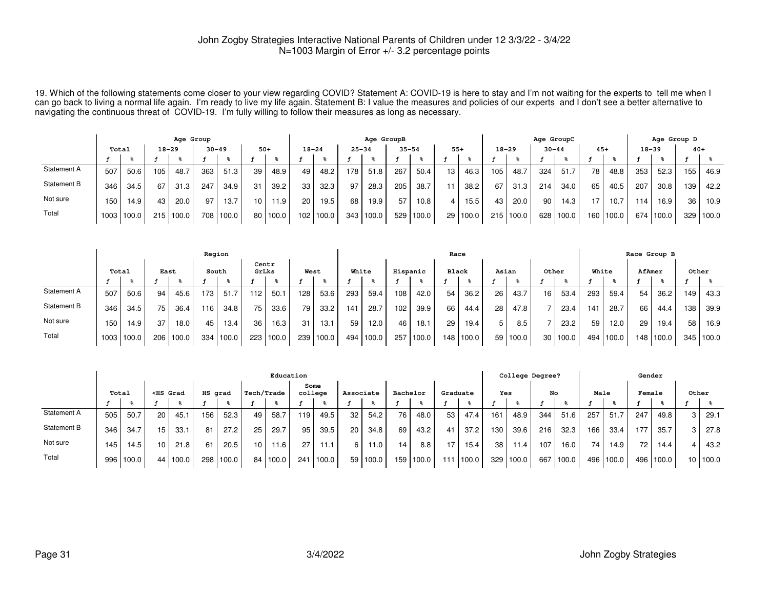John Zogby Strategies Interactive National Parents of Children under 12 3/3/22 - 3/4/22
N=1003 Margin of Error +/- 3.2 percentage points

19. Which of the following statements come closer to your view regarding COVID? Statement A: COVID-19 is here to stay and I'm not waiting for the experts to tell me when I can go back to living a normal life again. I'm ready to live my life again. Statement B: I value the measures and policies of our experts and I don't see a better alternative to navigating the continuous threat of COVID-19. I'm fully willing to follow their measures as long as necessary.

| | Total | | Age Group 18-29 | | Age Group 30-49 | | Age Group 50+ | | Age GroupB 18-24 | | Age GroupB 25-34 | | Age GroupB 35-54 | | Age GroupB 55+ | | Age GroupC 18-29 | | Age GroupC 30-44 | | Age GroupC 45+ | | Age Group D 18-39 | | Age Group D 40+ | |
|---|---|---|---|---|---|---|---|---|---|---|---|---|---|---|---|---|---|---|---|---|---|---|---|---|---|---|
| | f | % | f | % | f | % | f | % | f | % | f | % | f | % | f | % | f | % | f | % | f | % | f | % | f | % |
| Statement A | 507 | 50.6 | 105 | 48.7 | 363 | 51.3 | 39 | 48.9 | 49 | 48.2 | 178 | 51.8 | 267 | 50.4 | 13 | 46.3 | 105 | 48.7 | 324 | 51.7 | 78 | 48.8 | 353 | 52.3 | 155 | 46.9 |
| Statement B | 346 | 34.5 | 67 | 31.3 | 247 | 34.9 | 31 | 39.2 | 33 | 32.3 | 97 | 28.3 | 205 | 38.7 | 11 | 38.2 | 67 | 31.3 | 214 | 34.0 | 65 | 40.5 | 207 | 30.8 | 139 | 42.2 |
| Not sure | 150 | 14.9 | 43 | 20.0 | 97 | 13.7 | 10 | 11.9 | 20 | 19.5 | 68 | 19.9 | 57 | 10.8 | 4 | 15.5 | 43 | 20.0 | 90 | 14.3 | 17 | 10.7 | 114 | 16.9 | 36 | 10.9 |
| Total | 1003 | 100.0 | 215 | 100.0 | 708 | 100.0 | 80 | 100.0 | 102 | 100.0 | 343 | 100.0 | 529 | 100.0 | 29 | 100.0 | 215 | 100.0 | 628 | 100.0 | 160 | 100.0 | 674 | 100.0 | 329 | 100.0 |

| | Total | | Region East | | Region South | | Region Centr GrLks | | Region West | | Race White | | Race Hispanic | | Race Black | | Race Asian | | Race Other | | Race Group B White | | Race Group B AfAmer | | Race Group B Other | |
|---|---|---|---|---|---|---|---|---|---|---|---|---|---|---|---|---|---|---|---|---|---|---|---|---|---|---|
| | f | % | f | % | f | % | f | % | f | % | f | % | f | % | f | % | f | % | f | % | f | % | f | % | f | % |
| Statement A | 507 | 50.6 | 94 | 45.6 | 173 | 51.7 | 112 | 50.1 | 128 | 53.6 | 293 | 59.4 | 108 | 42.0 | 54 | 36.2 | 26 | 43.7 | 16 | 53.4 | 293 | 59.4 | 54 | 36.2 | 149 | 43.3 |
| Statement B | 346 | 34.5 | 75 | 36.4 | 116 | 34.8 | 75 | 33.6 | 79 | 33.2 | 141 | 28.7 | 102 | 39.9 | 66 | 44.4 | 28 | 47.8 | 7 | 23.4 | 141 | 28.7 | 66 | 44.4 | 138 | 39.9 |
| Not sure | 150 | 14.9 | 37 | 18.0 | 45 | 13.4 | 36 | 16.3 | 31 | 13.1 | 59 | 12.0 | 46 | 18.1 | 29 | 19.4 | 5 | 8.5 | 7 | 23.2 | 59 | 12.0 | 29 | 19.4 | 58 | 16.9 |
| Total | 1003 | 100.0 | 206 | 100.0 | 334 | 100.0 | 223 | 100.0 | 239 | 100.0 | 494 | 100.0 | 257 | 100.0 | 148 | 100.0 | 59 | 100.0 | 30 | 100.0 | 494 | 100.0 | 148 | 100.0 | 345 | 100.0 |

| | Total | | Education <HS Grad | | Education HS grad | | Education Tech/Trade | | Education Some college | | Education Associate | | Education Bachelor | | Education Graduate | | College Degree? Yes | | College Degree? No | | Gender Male | | Gender Female | | Gender Other | |
|---|---|---|---|---|---|---|---|---|---|---|---|---|---|---|---|---|---|---|---|---|---|---|---|---|---|---|
| | f | % | f | % | f | % | f | % | f | % | f | % | f | % | f | % | f | % | f | % | f | % | f | % | f | % |
| Statement A | 505 | 50.7 | 20 | 45.1 | 156 | 52.3 | 49 | 58.7 | 119 | 49.5 | 32 | 54.2 | 76 | 48.0 | 53 | 47.4 | 161 | 48.9 | 344 | 51.6 | 257 | 51.7 | 247 | 49.8 | 3 | 29.1 |
| Statement B | 346 | 34.7 | 15 | 33.1 | 81 | 27.2 | 25 | 29.7 | 95 | 39.5 | 20 | 34.8 | 69 | 43.2 | 41 | 37.2 | 130 | 39.6 | 216 | 32.3 | 166 | 33.4 | 177 | 35.7 | 3 | 27.8 |
| Not sure | 145 | 14.5 | 10 | 21.8 | 61 | 20.5 | 10 | 11.6 | 27 | 11.1 | 6 | 11.0 | 14 | 8.8 | 17 | 15.4 | 38 | 11.4 | 107 | 16.0 | 74 | 14.9 | 72 | 14.4 | 4 | 43.2 |
| Total | 996 | 100.0 | 44 | 100.0 | 298 | 100.0 | 84 | 100.0 | 241 | 100.0 | 59 | 100.0 | 159 | 100.0 | 111 | 100.0 | 329 | 100.0 | 667 | 100.0 | 496 | 100.0 | 496 | 100.0 | 10 | 100.0 |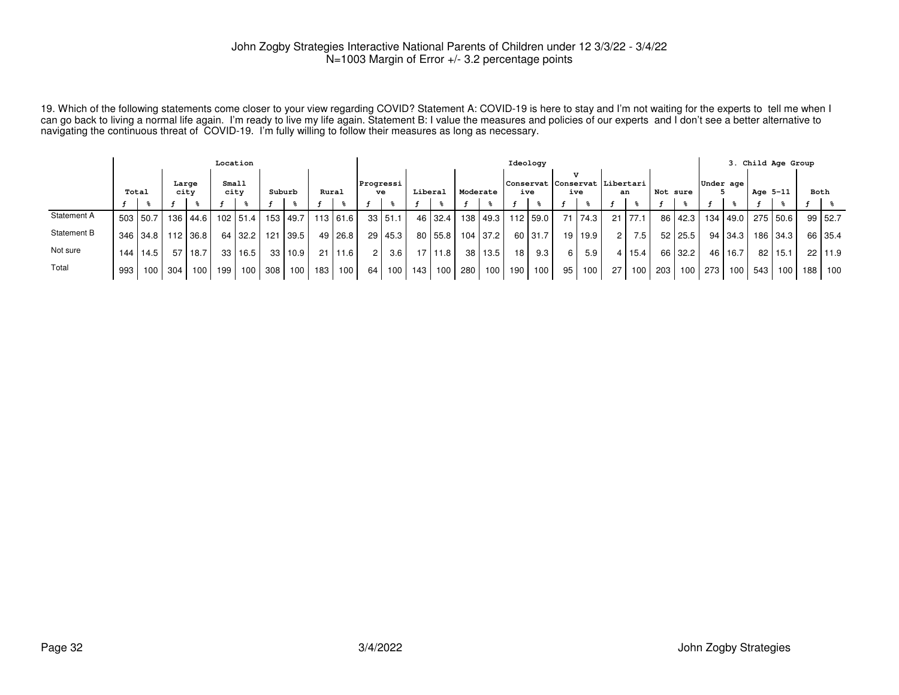John Zogby Strategies Interactive National Parents of Children under 12 3/3/22 - 3/4/22
N=1003 Margin of Error +/- 3.2 percentage points

19. Which of the following statements come closer to your view regarding COVID? Statement A: COVID-19 is here to stay and I'm not waiting for the experts to tell me when I can go back to living a normal life again. I'm ready to live my life again. Statement B: I value the measures and policies of our experts and I don't see a better alternative to navigating the continuous threat of COVID-19. I'm fully willing to follow their measures as long as necessary.

| | Total | | Location | | | | | | | | Ideology | | | | | | | | | | | | | | 3. Child Age Group | | | | | |
|---|---|---|---|---|---|---|---|---|---|---|---|---|---|---|---|---|---|---|---|---|---|---|---|---|---|---|---|---|---|---|
| | | | Large city | | Small city | | Suburb | | Rural | | Progressive | | Liberal | | Moderate | | Conservative | | V Conservative | | Libertarian | | Not sure | | Under age 5 | | Age 5-11 | | Both | |
| | f | % | f | % | f | % | f | % | f | % | f | % | f | % | f | % | f | % | f | % | f | % | f | % | f | % | f | % | f | % |
| Statement A | 503 | 50.7 | 136 | 44.6 | 102 | 51.4 | 153 | 49.7 | 113 | 61.6 | 33 | 51.1 | 46 | 32.4 | 138 | 49.3 | 112 | 59.0 | 71 | 74.3 | 21 | 77.1 | 86 | 42.3 | 134 | 49.0 | 275 | 50.6 | 99 | 52.7 |
| Statement B | 346 | 34.8 | 112 | 36.8 | 64 | 32.2 | 121 | 39.5 | 49 | 26.8 | 29 | 45.3 | 80 | 55.8 | 104 | 37.2 | 60 | 31.7 | 19 | 19.9 | 2 | 7.5 | 52 | 25.5 | 94 | 34.3 | 186 | 34.3 | 66 | 35.4 |
| Not sure | 144 | 14.5 | 57 | 18.7 | 33 | 16.5 | 33 | 10.9 | 21 | 11.6 | 2 | 3.6 | 17 | 11.8 | 38 | 13.5 | 18 | 9.3 | 6 | 5.9 | 4 | 15.4 | 66 | 32.2 | 46 | 16.7 | 82 | 15.1 | 22 | 11.9 |
| Total | 993 | 100 | 304 | 100 | 199 | 100 | 308 | 100 | 183 | 100 | 64 | 100 | 143 | 100 | 280 | 100 | 190 | 100 | 95 | 100 | 27 | 100 | 203 | 100 | 273 | 100 | 543 | 100 | 188 | 100 |